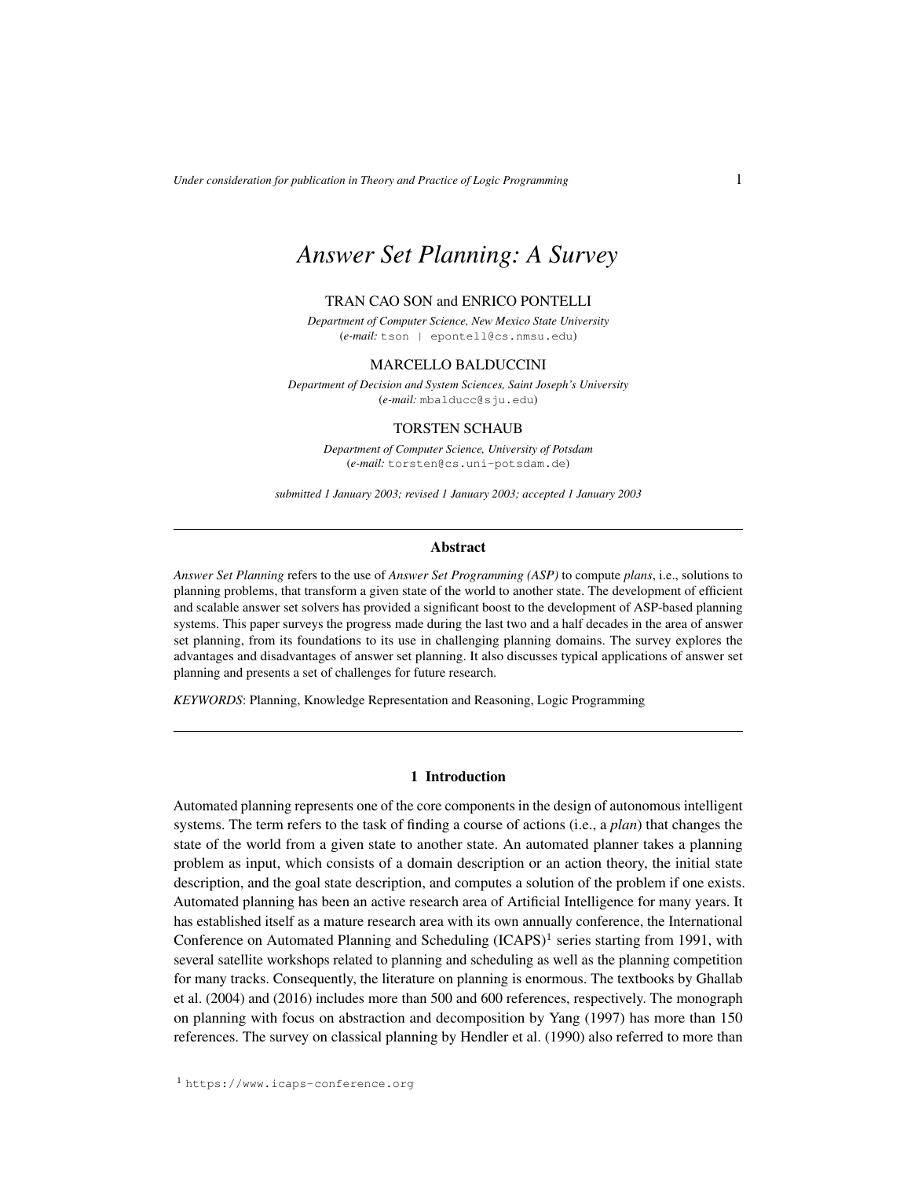# *Answer Set Planning: A Survey*

TRAN CAO SON and ENRICO PONTELLI

*Department of Computer Science, New Mexico State University*
(*e-mail:* tson | epontell@cs.nmsu.edu)

MARCELLO BALDUCCINI

*Department of Decision and System Sciences, Saint Joseph's University*
(*e-mail:* mbalducc@sju.edu)

TORSTEN SCHAUB

*Department of Computer Science, University of Potsdam*
(*e-mail:* torsten@cs.uni-potsdam.de)

*submitted 1 January 2003; revised 1 January 2003; accepted 1 January 2003*

## Abstract

*Answer Set Planning* refers to the use of *Answer Set Programming (ASP)* to compute *plans*, i.e., solutions to planning problems, that transform a given state of the world to another state. The development of efficient and scalable answer set solvers has provided a significant boost to the development of ASP-based planning systems. This paper surveys the progress made during the last two and a half decades in the area of answer set planning, from its foundations to its use in challenging planning domains. The survey explores the advantages and disadvantages of answer set planning. It also discusses typical applications of answer set planning and presents a set of challenges for future research.

*KEYWORDS*: Planning, Knowledge Representation and Reasoning, Logic Programming

## 1 Introduction

Automated planning represents one of the core components in the design of autonomous intelligent systems. The term refers to the task of finding a course of actions (i.e., a *plan*) that changes the state of the world from a given state to another state. An automated planner takes a planning problem as input, which consists of a domain description or an action theory, the initial state description, and the goal state description, and computes a solution of the problem if one exists. Automated planning has been an active research area of Artificial Intelligence for many years. It has established itself as a mature research area with its own annually conference, the International Conference on Automated Planning and Scheduling (ICAPS)[1] series starting from 1991, with several satellite workshops related to planning and scheduling as well as the planning competition for many tracks. Consequently, the literature on planning is enormous. The textbooks by Ghallab et al. (2004) and (2016) includes more than 500 and 600 references, respectively. The monograph on planning with focus on abstraction and decomposition by Yang (1997) has more than 150 references. The survey on classical planning by Hendler et al. (1990) also referred to more than

[1] https://www.icaps-conference.org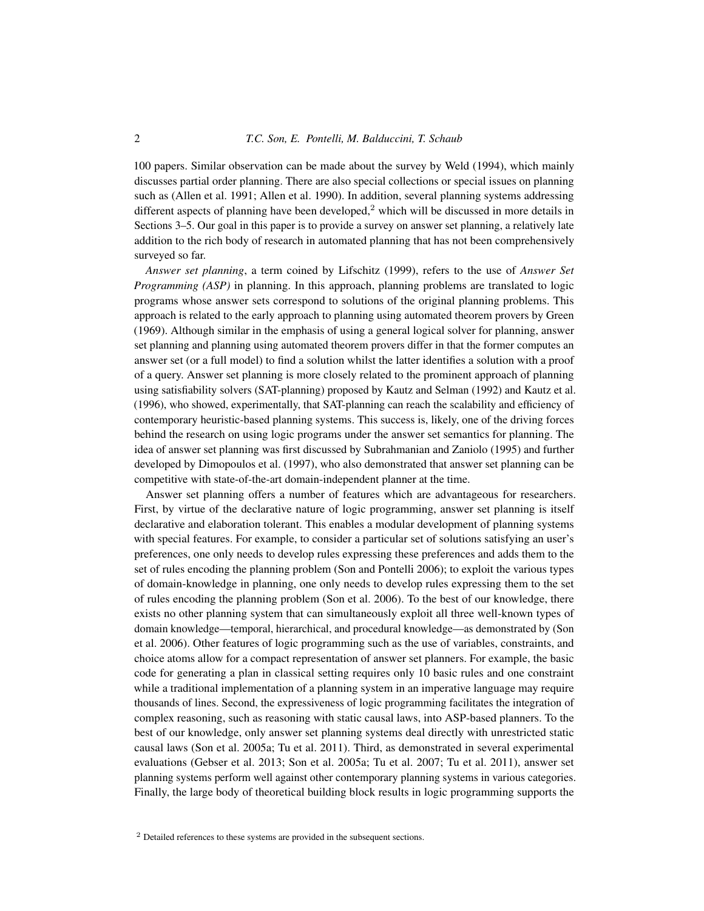100 papers. Similar observation can be made about the survey by Weld (1994), which mainly discusses partial order planning. There are also special collections or special issues on planning such as (Allen et al. 1991; Allen et al. 1990). In addition, several planning systems addressing different aspects of planning have been developed,[2] which will be discussed in more details in Sections 3–5. Our goal in this paper is to provide a survey on answer set planning, a relatively late addition to the rich body of research in automated planning that has not been comprehensively surveyed so far.

*Answer set planning*, a term coined by Lifschitz (1999), refers to the use of *Answer Set Programming (ASP)* in planning. In this approach, planning problems are translated to logic programs whose answer sets correspond to solutions of the original planning problems. This approach is related to the early approach to planning using automated theorem provers by Green (1969). Although similar in the emphasis of using a general logical solver for planning, answer set planning and planning using automated theorem provers differ in that the former computes an answer set (or a full model) to find a solution whilst the latter identifies a solution with a proof of a query. Answer set planning is more closely related to the prominent approach of planning using satisfiability solvers (SAT-planning) proposed by Kautz and Selman (1992) and Kautz et al. (1996), who showed, experimentally, that SAT-planning can reach the scalability and efficiency of contemporary heuristic-based planning systems. This success is, likely, one of the driving forces behind the research on using logic programs under the answer set semantics for planning. The idea of answer set planning was first discussed by Subrahmanian and Zaniolo (1995) and further developed by Dimopoulos et al. (1997), who also demonstrated that answer set planning can be competitive with state-of-the-art domain-independent planner at the time.

Answer set planning offers a number of features which are advantageous for researchers. First, by virtue of the declarative nature of logic programming, answer set planning is itself declarative and elaboration tolerant. This enables a modular development of planning systems with special features. For example, to consider a particular set of solutions satisfying an user's preferences, one only needs to develop rules expressing these preferences and adds them to the set of rules encoding the planning problem (Son and Pontelli 2006); to exploit the various types of domain-knowledge in planning, one only needs to develop rules expressing them to the set of rules encoding the planning problem (Son et al. 2006). To the best of our knowledge, there exists no other planning system that can simultaneously exploit all three well-known types of domain knowledge—temporal, hierarchical, and procedural knowledge—as demonstrated by (Son et al. 2006). Other features of logic programming such as the use of variables, constraints, and choice atoms allow for a compact representation of answer set planners. For example, the basic code for generating a plan in classical setting requires only 10 basic rules and one constraint while a traditional implementation of a planning system in an imperative language may require thousands of lines. Second, the expressiveness of logic programming facilitates the integration of complex reasoning, such as reasoning with static causal laws, into ASP-based planners. To the best of our knowledge, only answer set planning systems deal directly with unrestricted static causal laws (Son et al. 2005a; Tu et al. 2011). Third, as demonstrated in several experimental evaluations (Gebser et al. 2013; Son et al. 2005a; Tu et al. 2007; Tu et al. 2011), answer set planning systems perform well against other contemporary planning systems in various categories. Finally, the large body of theoretical building block results in logic programming supports the

[2] Detailed references to these systems are provided in the subsequent sections.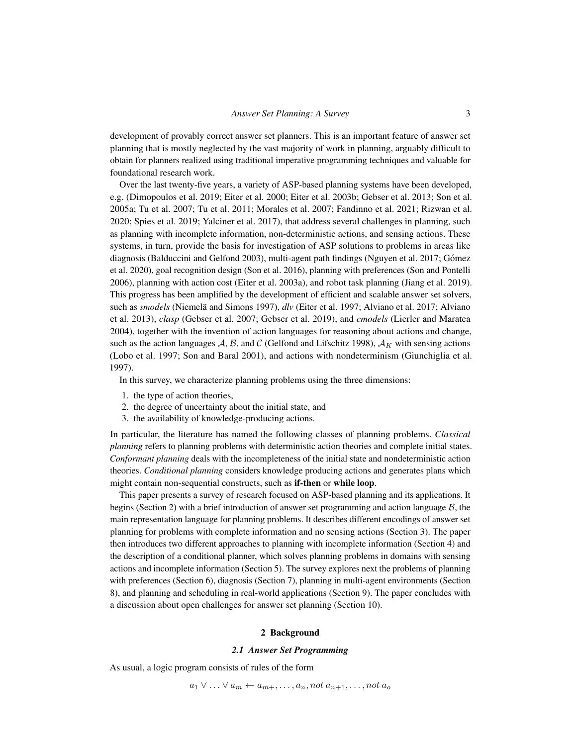development of provably correct answer set planners. This is an important feature of answer set planning that is mostly neglected by the vast majority of work in planning, arguably difficult to obtain for planners realized using traditional imperative programming techniques and valuable for foundational research work.

Over the last twenty-five years, a variety of ASP-based planning systems have been developed, e.g. (Dimopoulos et al. 2019; Eiter et al. 2000; Eiter et al. 2003b; Gebser et al. 2013; Son et al. 2005a; Tu et al. 2007; Tu et al. 2011; Morales et al. 2007; Fandinno et al. 2021; Rizwan et al. 2020; Spies et al. 2019; Yalciner et al. 2017), that address several challenges in planning, such as planning with incomplete information, non-deterministic actions, and sensing actions. These systems, in turn, provide the basis for investigation of ASP solutions to problems in areas like diagnosis (Balduccini and Gelfond 2003), multi-agent path findings (Nguyen et al. 2017; Gómez et al. 2020), goal recognition design (Son et al. 2016), planning with preferences (Son and Pontelli 2006), planning with action cost (Eiter et al. 2003a), and robot task planning (Jiang et al. 2019). This progress has been amplified by the development of efficient and scalable answer set solvers, such as *smodels* (Niemelä and Simons 1997), *dlv* (Eiter et al. 1997; Alviano et al. 2017; Alviano et al. 2013), *clasp* (Gebser et al. 2007; Gebser et al. 2019), and *cmodels* (Lierler and Maratea 2004), together with the invention of action languages for reasoning about actions and change, such as the action languages $\mathcal{A}$, $\mathcal{B}$, and $\mathcal{C}$ (Gelfond and Lifschitz 1998), $\mathcal{A}_K$ with sensing actions (Lobo et al. 1997; Son and Baral 2001), and actions with nondeterminism (Giunchiglia et al. 1997).

In this survey, we characterize planning problems using the three dimensions:

1. the type of action theories,
2. the degree of uncertainty about the initial state, and
3. the availability of knowledge-producing actions.

In particular, the literature has named the following classes of planning problems. *Classical planning* refers to planning problems with deterministic action theories and complete initial states. *Conformant planning* deals with the incompleteness of the initial state and nondeterministic action theories. *Conditional planning* considers knowledge producing actions and generates plans which might contain non-sequential constructs, such as **if-then** or **while loop**.

This paper presents a survey of research focused on ASP-based planning and its applications. It begins (Section 2) with a brief introduction of answer set programming and action language $\mathcal{B}$, the main representation language for planning problems. It describes different encodings of answer set planning for problems with complete information and no sensing actions (Section 3). The paper then introduces two different approaches to planning with incomplete information (Section 4) and the description of a conditional planner, which solves planning problems in domains with sensing actions and incomplete information (Section 5). The survey explores next the problems of planning with preferences (Section 6), diagnosis (Section 7), planning in multi-agent environments (Section 8), and planning and scheduling in real-world applications (Section 9). The paper concludes with a discussion about open challenges for answer set planning (Section 10).

## 2 Background

### 2.1 Answer Set Programming

As usual, a logic program consists of rules of the form

$$a_1 \vee \ldots \vee a_m \leftarrow a_{m+}, \ldots, a_n, not\ a_{n+1}, \ldots, not\ a_o$$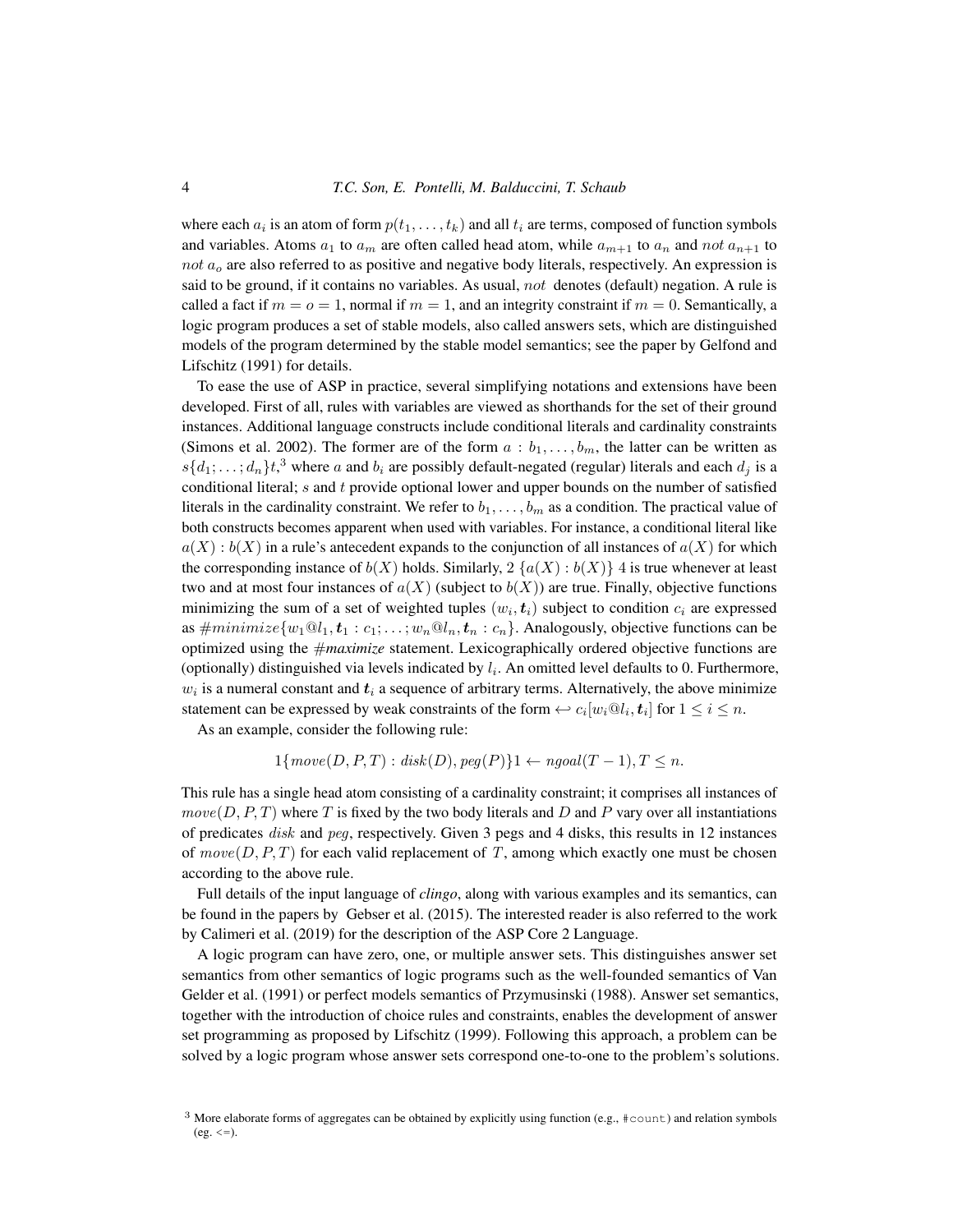where each $a_i$ is an atom of form $p(t_1, \ldots, t_k)$ and all $t_i$ are terms, composed of function symbols and variables. Atoms $a_1$ to $a_m$ are often called head atom, while $a_{m+1}$ to $a_n$ and $not\ a_{n+1}$ to $not\ a_o$ are also referred to as positive and negative body literals, respectively. An expression is said to be ground, if it contains no variables. As usual, $not$ denotes (default) negation. A rule is called a fact if $m = o = 1$, normal if $m = 1$, and an integrity constraint if $m = 0$. Semantically, a logic program produces a set of stable models, also called answers sets, which are distinguished models of the program determined by the stable model semantics; see the paper by Gelfond and Lifschitz (1991) for details.

To ease the use of ASP in practice, several simplifying notations and extensions have been developed. First of all, rules with variables are viewed as shorthands for the set of their ground instances. Additional language constructs include conditional literals and cardinality constraints (Simons et al. 2002). The former are of the form $a : b_1, \ldots, b_m$, the latter can be written as $s\{d_1; \ldots; d_n\}t$,[3] where $a$ and $b_i$ are possibly default-negated (regular) literals and each $d_j$ is a conditional literal; $s$ and $t$ provide optional lower and upper bounds on the number of satisfied literals in the cardinality constraint. We refer to $b_1, \ldots, b_m$ as a condition. The practical value of both constructs becomes apparent when used with variables. For instance, a conditional literal like $a(X) : b(X)$ in a rule's antecedent expands to the conjunction of all instances of $a(X)$ for which the corresponding instance of $b(X)$ holds. Similarly, $2\ \{a(X) : b(X)\}\ 4$ is true whenever at least two and at most four instances of $a(X)$ (subject to $b(X)$) are true. Finally, objective functions minimizing the sum of a set of weighted tuples $(w_i, \boldsymbol{t}_i)$ subject to condition $c_i$ are expressed as $\#minimize\{w_1@l_1, \boldsymbol{t}_1 : c_1; \ldots; w_n@l_n, \boldsymbol{t}_n : c_n\}$. Analogously, objective functions can be optimized using the *#maximize* statement. Lexicographically ordered objective functions are (optionally) distinguished via levels indicated by $l_i$. An omitted level defaults to 0. Furthermore, $w_i$ is a numeral constant and $\boldsymbol{t}_i$ a sequence of arbitrary terms. Alternatively, the above minimize statement can be expressed by weak constraints of the form $\hookleftarrow c_i[w_i@l_i, \boldsymbol{t}_i]$ for $1 \leq i \leq n$.

As an example, consider the following rule:

$$1\{move(D, P, T) : disk(D), peg(P)\}1 \leftarrow ngoal(T - 1), T \leq n.$$

This rule has a single head atom consisting of a cardinality constraint; it comprises all instances of $move(D, P, T)$ where $T$ is fixed by the two body literals and $D$ and $P$ vary over all instantiations of predicates $disk$ and $peg$, respectively. Given 3 pegs and 4 disks, this results in 12 instances of $move(D, P, T)$ for each valid replacement of $T$, among which exactly one must be chosen according to the above rule.

Full details of the input language of *clingo*, along with various examples and its semantics, can be found in the papers by Gebser et al. (2015). The interested reader is also referred to the work by Calimeri et al. (2019) for the description of the ASP Core 2 Language.

A logic program can have zero, one, or multiple answer sets. This distinguishes answer set semantics from other semantics of logic programs such as the well-founded semantics of Van Gelder et al. (1991) or perfect models semantics of Przymusinski (1988). Answer set semantics, together with the introduction of choice rules and constraints, enables the development of answer set programming as proposed by Lifschitz (1999). Following this approach, a problem can be solved by a logic program whose answer sets correspond one-to-one to the problem's solutions.

[3] More elaborate forms of aggregates can be obtained by explicitly using function (e.g., `#count`) and relation symbols (eg. `<=`).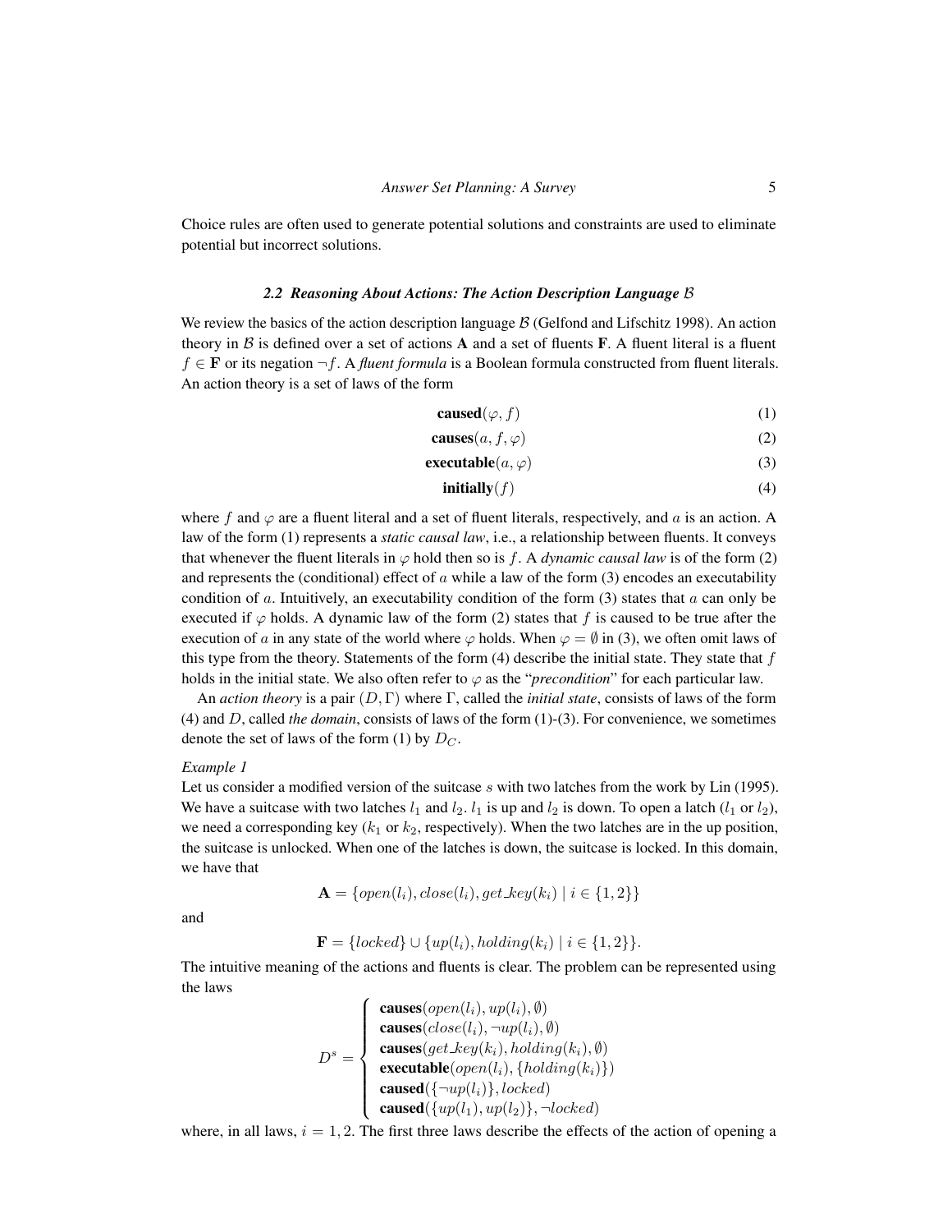Choice rules are often used to generate potential solutions and constraints are used to eliminate potential but incorrect solutions.

### 2.2 Reasoning About Actions: The Action Description Language $\mathcal{B}$

We review the basics of the action description language $\mathcal{B}$ (Gelfond and Lifschitz 1998). An action theory in $\mathcal{B}$ is defined over a set of actions $\mathbf{A}$ and a set of fluents $\mathbf{F}$. A fluent literal is a fluent $f \in \mathbf{F}$ or its negation $\neg f$. A *fluent formula* is a Boolean formula constructed from fluent literals. An action theory is a set of laws of the form

$$\textbf{caused}(\varphi, f) \tag{1}$$

$$\textbf{causes}(a, f, \varphi) \tag{2}$$

$$\textbf{executable}(a, \varphi) \tag{3}$$

$$\textbf{initially}(f) \tag{4}$$

where $f$ and $\varphi$ are a fluent literal and a set of fluent literals, respectively, and $a$ is an action. A law of the form (1) represents a *static causal law*, i.e., a relationship between fluents. It conveys that whenever the fluent literals in $\varphi$ hold then so is $f$. A *dynamic causal law* is of the form (2) and represents the (conditional) effect of $a$ while a law of the form (3) encodes an executability condition of $a$. Intuitively, an executability condition of the form (3) states that $a$ can only be executed if $\varphi$ holds. A dynamic law of the form (2) states that $f$ is caused to be true after the execution of $a$ in any state of the world where $\varphi$ holds. When $\varphi = \emptyset$ in (3), we often omit laws of this type from the theory. Statements of the form (4) describe the initial state. They state that $f$ holds in the initial state. We also often refer to $\varphi$ as the "*precondition*" for each particular law.

An *action theory* is a pair $(D, \Gamma)$ where $\Gamma$, called the *initial state*, consists of laws of the form (4) and $D$, called *the domain*, consists of laws of the form (1)-(3). For convenience, we sometimes denote the set of laws of the form (1) by $D_C$.

*Example 1*

Let us consider a modified version of the suitcase $s$ with two latches from the work by Lin (1995). We have a suitcase with two latches $l_1$ and $l_2$. $l_1$ is up and $l_2$ is down. To open a latch ($l_1$ or $l_2$), we need a corresponding key ($k_1$ or $k_2$, respectively). When the two latches are in the up position, the suitcase is unlocked. When one of the latches is down, the suitcase is locked. In this domain, we have that

$$\mathbf{A} = \{open(l_i), close(l_i), get\_key(k_i) \mid i \in \{1, 2\}\}$$

and

$$\mathbf{F} = \{locked\} \cup \{up(l_i), holding(k_i) \mid i \in \{1, 2\}\}.$$

The intuitive meaning of the actions and fluents is clear. The problem can be represented using the laws

$$D^s = \left\{ \begin{array}{l} \textbf{causes}(open(l_i), up(l_i), \emptyset) \\ \textbf{causes}(close(l_i), \neg up(l_i), \emptyset) \\ \textbf{causes}(get\_key(k_i), holding(k_i), \emptyset) \\ \textbf{executable}(open(l_i), \{holding(k_i)\}) \\ \textbf{caused}(\{\neg up(l_i)\}, locked) \\ \textbf{caused}(\{up(l_1), up(l_2)\}, \neg locked) \end{array} \right.$$

where, in all laws, $i = 1, 2$. The first three laws describe the effects of the action of opening a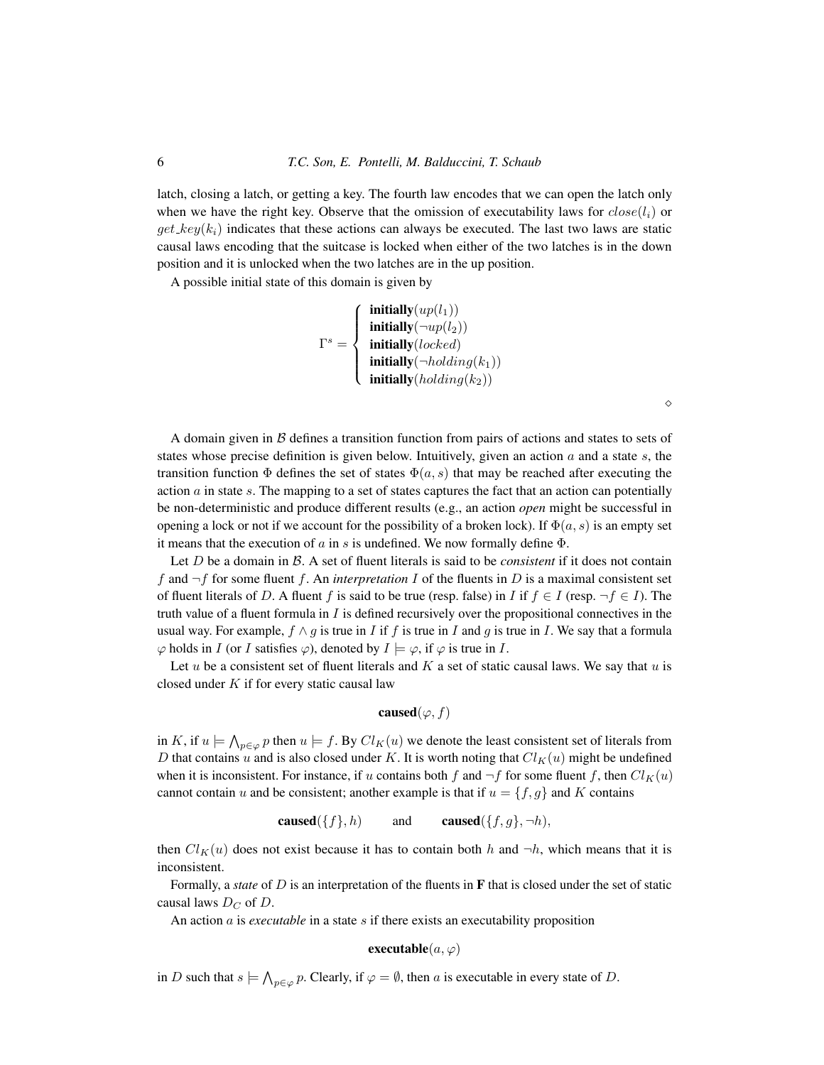latch, closing a latch, or getting a key. The fourth law encodes that we can open the latch only when we have the right key. Observe that the omission of executability laws for $close(l_i)$ or $get\_key(k_i)$ indicates that these actions can always be executed. The last two laws are static causal laws encoding that the suitcase is locked when either of the two latches is in the down position and it is unlocked when the two latches are in the up position.

A possible initial state of this domain is given by

$$\Gamma^s = \begin{cases} \textbf{initially}(up(l_1)) \\ \textbf{initially}(\neg up(l_2)) \\ \textbf{initially}(locked) \\ \textbf{initially}(\neg holding(k_1)) \\ \textbf{initially}(holding(k_2)) \end{cases}$$

$\diamond$

A domain given in $\mathcal{B}$ defines a transition function from pairs of actions and states to sets of states whose precise definition is given below. Intuitively, given an action $a$ and a state $s$, the transition function $\Phi$ defines the set of states $\Phi(a, s)$ that may be reached after executing the action $a$ in state $s$. The mapping to a set of states captures the fact that an action can potentially be non-deterministic and produce different results (e.g., an action *open* might be successful in opening a lock or not if we account for the possibility of a broken lock). If $\Phi(a, s)$ is an empty set it means that the execution of $a$ in $s$ is undefined. We now formally define $\Phi$.

Let $D$ be a domain in $\mathcal{B}$. A set of fluent literals is said to be *consistent* if it does not contain $f$ and $\neg f$ for some fluent $f$. An *interpretation* $I$ of the fluents in $D$ is a maximal consistent set of fluent literals of $D$. A fluent $f$ is said to be true (resp. false) in $I$ if $f \in I$ (resp. $\neg f \in I$). The truth value of a fluent formula in $I$ is defined recursively over the propositional connectives in the usual way. For example, $f \wedge g$ is true in $I$ if $f$ is true in $I$ and $g$ is true in $I$. We say that a formula $\varphi$ holds in $I$ (or $I$ satisfies $\varphi$), denoted by $I \models \varphi$, if $\varphi$ is true in $I$.

Let $u$ be a consistent set of fluent literals and $K$ a set of static causal laws. We say that $u$ is closed under $K$ if for every static causal law

$$\textbf{caused}(\varphi, f)$$

in $K$, if $u \models \bigwedge_{p \in \varphi} p$ then $u \models f$. By $Cl_K(u)$ we denote the least consistent set of literals from $D$ that contains $u$ and is also closed under $K$. It is worth noting that $Cl_K(u)$ might be undefined when it is inconsistent. For instance, if $u$ contains both $f$ and $\neg f$ for some fluent $f$, then $Cl_K(u)$ cannot contain $u$ and be consistent; another example is that if $u = \{f, g\}$ and $K$ contains

$$\textbf{caused}(\{f\}, h) \qquad \text{and} \qquad \textbf{caused}(\{f, g\}, \neg h),$$

then $Cl_K(u)$ does not exist because it has to contain both $h$ and $\neg h$, which means that it is inconsistent.

Formally, a *state* of $D$ is an interpretation of the fluents in $\mathbf{F}$ that is closed under the set of static causal laws $D_C$ of $D$.

An action $a$ is *executable* in a state $s$ if there exists an executability proposition

$$\textbf{executable}(a, \varphi)$$

in $D$ such that $s \models \bigwedge_{p \in \varphi} p$. Clearly, if $\varphi = \emptyset$, then $a$ is executable in every state of $D$.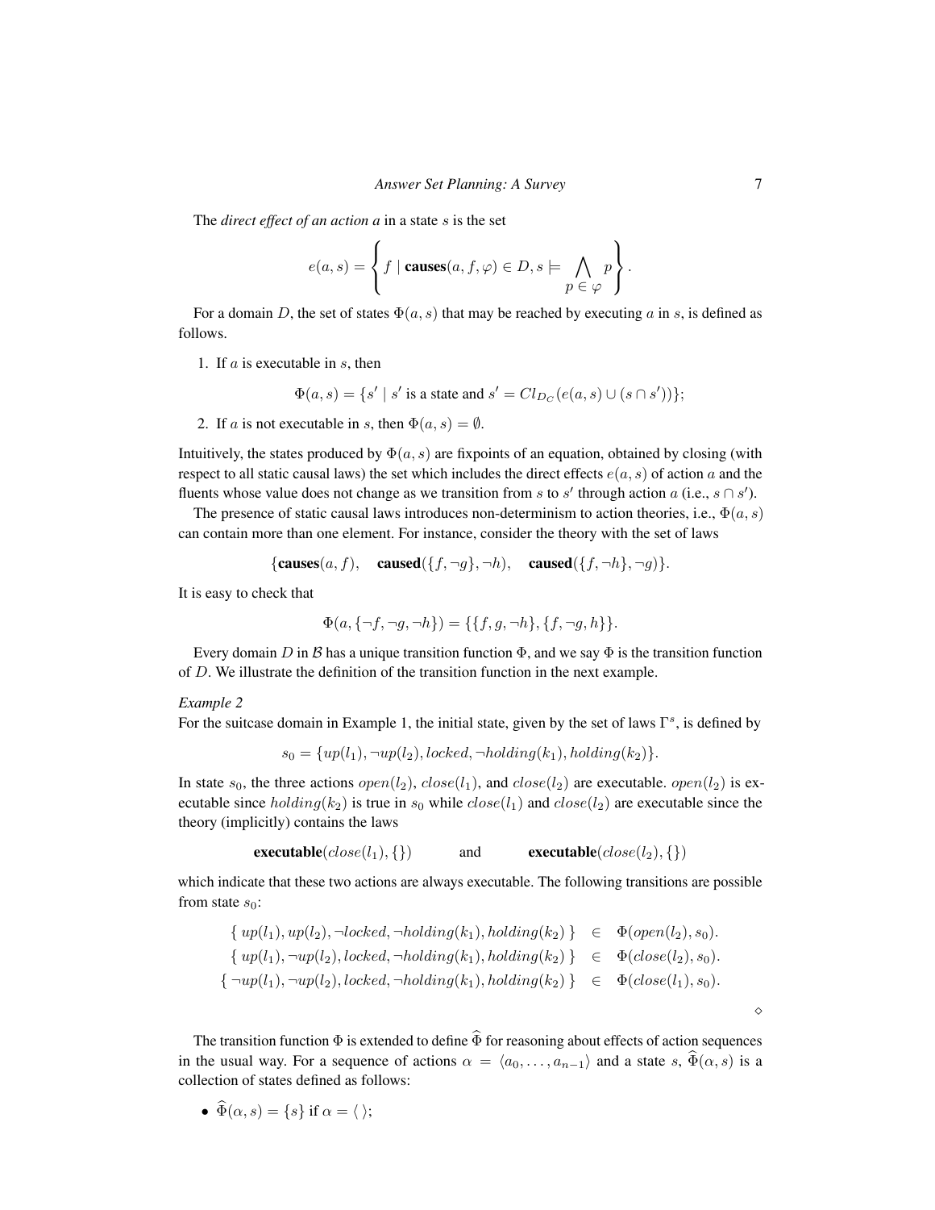The *direct effect of an action a* in a state $s$ is the set

$$e(a, s) = \left\{ f \mid \textbf{causes}(a, f, \varphi) \in D, s \models \bigwedge_{p \in \varphi} p \right\}.$$

For a domain $D$, the set of states $\Phi(a, s)$ that may be reached by executing $a$ in $s$, is defined as follows.

1. If $a$ is executable in $s$, then

$$\Phi(a, s) = \{s' \mid s' \text{ is a state and } s' = Cl_{D_C}(e(a, s) \cup (s \cap s'))\};$$

2. If $a$ is not executable in $s$, then $\Phi(a, s) = \emptyset$.

Intuitively, the states produced by $\Phi(a, s)$ are fixpoints of an equation, obtained by closing (with respect to all static causal laws) the set which includes the direct effects $e(a, s)$ of action $a$ and the fluents whose value does not change as we transition from $s$ to $s'$ through action $a$ (i.e., $s \cap s'$).

The presence of static causal laws introduces non-determinism to action theories, i.e., $\Phi(a, s)$ can contain more than one element. For instance, consider the theory with the set of laws

$$\{\textbf{causes}(a, f), \quad \textbf{caused}(\{f, \neg g\}, \neg h), \quad \textbf{caused}(\{f, \neg h\}, \neg g)\}.$$

It is easy to check that

$$\Phi(a, \{\neg f, \neg g, \neg h\}) = \{\{f, g, \neg h\}, \{f, \neg g, h\}\}.$$

Every domain $D$ in $\mathcal{B}$ has a unique transition function $\Phi$, and we say $\Phi$ is the transition function of $D$. We illustrate the definition of the transition function in the next example.

*Example 2*

For the suitcase domain in Example 1, the initial state, given by the set of laws $\Gamma^s$, is defined by

$$s_0 = \{up(l_1), \neg up(l_2), locked, \neg holding(k_1), holding(k_2)\}.$$

In state $s_0$, the three actions $open(l_2)$, $close(l_1)$, and $close(l_2)$ are executable. $open(l_2)$ is executable since $holding(k_2)$ is true in $s_0$ while $close(l_1)$ and $close(l_2)$ are executable since the theory (implicitly) contains the laws

$$\textbf{executable}(close(l_1), \{\}) \qquad \text{and} \qquad \textbf{executable}(close(l_2), \{\})$$

which indicate that these two actions are always executable. The following transitions are possible from state $s_0$:

$$\begin{array}{rcl}
\{\, up(l_1), up(l_2), \neg locked, \neg holding(k_1), holding(k_2) \,\} & \in & \Phi(open(l_2), s_0). \\
\{\, up(l_1), \neg up(l_2), locked, \neg holding(k_1), holding(k_2) \,\} & \in & \Phi(close(l_2), s_0). \\
\{\, \neg up(l_1), \neg up(l_2), locked, \neg holding(k_1), holding(k_2) \,\} & \in & \Phi(close(l_1), s_0).
\end{array}$$

$\diamond$

The transition function $\Phi$ is extended to define $\widehat{\Phi}$ for reasoning about effects of action sequences in the usual way. For a sequence of actions $\alpha = \langle a_0, \ldots, a_{n-1} \rangle$ and a state $s$, $\widehat{\Phi}(\alpha, s)$ is a collection of states defined as follows:

- $\widehat{\Phi}(\alpha, s) = \{s\}$ if $\alpha = \langle\, \rangle$;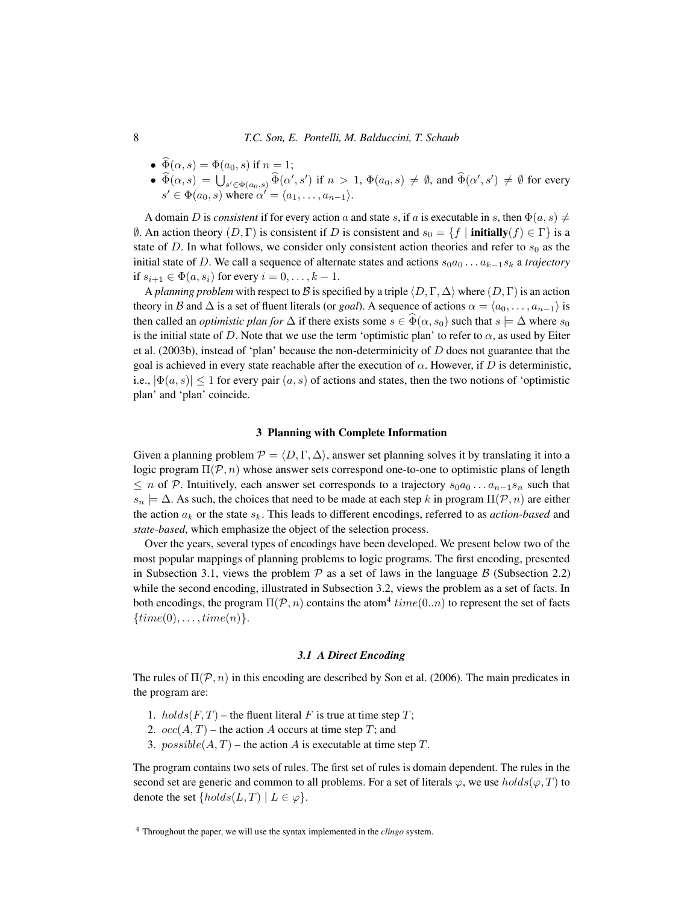- $\widehat{\Phi}(\alpha, s) = \Phi(a_0, s)$ if $n = 1$;
- $\widehat{\Phi}(\alpha, s) = \bigcup_{s' \in \Phi(a_0,s)} \widehat{\Phi}(\alpha', s')$ if $n > 1$, $\Phi(a_0, s) \neq \emptyset$, and $\widehat{\Phi}(\alpha', s') \neq \emptyset$ for every $s' \in \Phi(a_0, s)$ where $\alpha' = \langle a_1, \ldots, a_{n-1} \rangle$.

A domain $D$ is *consistent* if for every action $a$ and state $s$, if $a$ is executable in $s$, then $\Phi(a, s) \neq \emptyset$. An action theory $(D, \Gamma)$ is consistent if $D$ is consistent and $s_0 = \{f \mid \textbf{initially}(f) \in \Gamma\}$ is a state of $D$. In what follows, we consider only consistent action theories and refer to $s_0$ as the initial state of $D$. We call a sequence of alternate states and actions $s_0 a_0 \ldots a_{k-1} s_k$ a *trajectory* if $s_{i+1} \in \Phi(a, s_i)$ for every $i = 0, \ldots, k-1$.

A *planning problem* with respect to $\mathcal{B}$ is specified by a triple $\langle D, \Gamma, \Delta \rangle$ where $(D, \Gamma)$ is an action theory in $\mathcal{B}$ and $\Delta$ is a set of fluent literals (or *goal*). A sequence of actions $\alpha = \langle a_0, \ldots, a_{n-1} \rangle$ is then called an *optimistic plan for* $\Delta$ if there exists some $s \in \widehat{\Phi}(\alpha, s_0)$ such that $s \models \Delta$ where $s_0$ is the initial state of $D$. Note that we use the term 'optimistic plan' to refer to $\alpha$, as used by Eiter et al. (2003b), instead of 'plan' because the non-determinicity of $D$ does not guarantee that the goal is achieved in every state reachable after the execution of $\alpha$. However, if $D$ is deterministic, i.e., $|\Phi(a, s)| \leq 1$ for every pair $(a, s)$ of actions and states, then the two notions of 'optimistic plan' and 'plan' coincide.

## 3 Planning with Complete Information

Given a planning problem $\mathcal{P} = \langle D, \Gamma, \Delta \rangle$, answer set planning solves it by translating it into a logic program $\Pi(\mathcal{P}, n)$ whose answer sets correspond one-to-one to optimistic plans of length $\leq n$ of $\mathcal{P}$. Intuitively, each answer set corresponds to a trajectory $s_0 a_0 \ldots a_{n-1} s_n$ such that $s_n \models \Delta$. As such, the choices that need to be made at each step $k$ in program $\Pi(\mathcal{P}, n)$ are either the action $a_k$ or the state $s_k$. This leads to different encodings, referred to as *action-based* and *state-based*, which emphasize the object of the selection process.

Over the years, several types of encodings have been developed. We present below two of the most popular mappings of planning problems to logic programs. The first encoding, presented in Subsection 3.1, views the problem $\mathcal{P}$ as a set of laws in the language $\mathcal{B}$ (Subsection 2.2) while the second encoding, illustrated in Subsection 3.2, views the problem as a set of facts. In both encodings, the program $\Pi(\mathcal{P}, n)$ contains the atom[4] $time(0..n)$ to represent the set of facts $\{time(0), \ldots, time(n)\}$.

### 3.1 A Direct Encoding

The rules of $\Pi(\mathcal{P}, n)$ in this encoding are described by Son et al. (2006). The main predicates in the program are:

1. $holds(F, T)$ – the fluent literal $F$ is true at time step $T$;
2. $occ(A, T)$ – the action $A$ occurs at time step $T$; and
3. $possible(A, T)$ – the action $A$ is executable at time step $T$.

The program contains two sets of rules. The first set of rules is domain dependent. The rules in the second set are generic and common to all problems. For a set of literals $\varphi$, we use $holds(\varphi, T)$ to denote the set $\{holds(L, T) \mid L \in \varphi\}$.

[4] Throughout the paper, we will use the syntax implemented in the *clingo* system.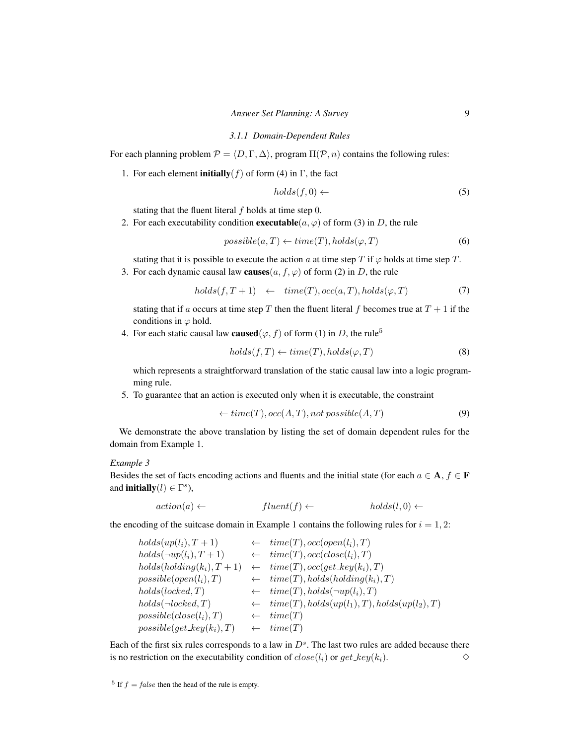### 3.1.1 Domain-Dependent Rules

For each planning problem $\mathcal{P} = \langle D, \Gamma, \Delta \rangle$, program $\Pi(\mathcal{P}, n)$ contains the following rules:

1. For each element **initially**$(f)$ of form (4) in $\Gamma$, the fact

$$holds(f, 0) \leftarrow \tag{5}$$

   stating that the fluent literal $f$ holds at time step 0.

2. For each executability condition **executable**$(a, \varphi)$ of form (3) in $D$, the rule

$$possible(a, T) \leftarrow time(T), holds(\varphi, T) \tag{6}$$

   stating that it is possible to execute the action $a$ at time step $T$ if $\varphi$ holds at time step $T$.

3. For each dynamic causal law **causes**$(a, f, \varphi)$ of form (2) in $D$, the rule

$$holds(f, T+1) \quad \leftarrow \quad time(T), occ(a, T), holds(\varphi, T) \tag{7}$$

   stating that if $a$ occurs at time step $T$ then the fluent literal $f$ becomes true at $T+1$ if the conditions in $\varphi$ hold.

4. For each static causal law **caused**$(\varphi, f)$ of form (1) in $D$, the rule[5]

$$holds(f, T) \leftarrow time(T), holds(\varphi, T) \tag{8}$$

   which represents a straightforward translation of the static causal law into a logic programming rule.

5. To guarantee that an action is executed only when it is executable, the constraint

$$\leftarrow time(T), occ(A, T), not\ possible(A, T) \tag{9}$$

We demonstrate the above translation by listing the set of domain dependent rules for the domain from Example 1.

*Example 3*

Besides the set of facts encoding actions and fluents and the initial state (for each $a \in \mathbf{A}$, $f \in \mathbf{F}$ and **initially**$(l) \in \Gamma^s$),

$$action(a) \leftarrow \qquad\qquad fluent(f) \leftarrow \qquad\qquad holds(l, 0) \leftarrow$$

the encoding of the suitcase domain in Example 1 contains the following rules for $i = 1, 2$:

$$
\begin{array}{lcl}
holds(up(l_i), T+1) & \leftarrow & time(T), occ(open(l_i), T) \\
holds(\neg up(l_i), T+1) & \leftarrow & time(T), occ(close(l_i), T) \\
holds(holding(k_i), T+1) & \leftarrow & time(T), occ(get\_key(k_i), T) \\
possible(open(l_i), T) & \leftarrow & time(T), holds(holding(k_i), T) \\
holds(locked, T) & \leftarrow & time(T), holds(\neg up(l_i), T) \\
holds(\neg locked, T) & \leftarrow & time(T), holds(up(l_1), T), holds(up(l_2), T) \\
possible(close(l_i), T) & \leftarrow & time(T) \\
possible(get\_key(k_i), T) & \leftarrow & time(T)
\end{array}
$$

Each of the first six rules corresponds to a law in $D^s$. The last two rules are added because there is no restriction on the executability condition of $close(l_i)$ or $get\_key(k_i)$. $\diamond$

[5] If $f = false$ then the head of the rule is empty.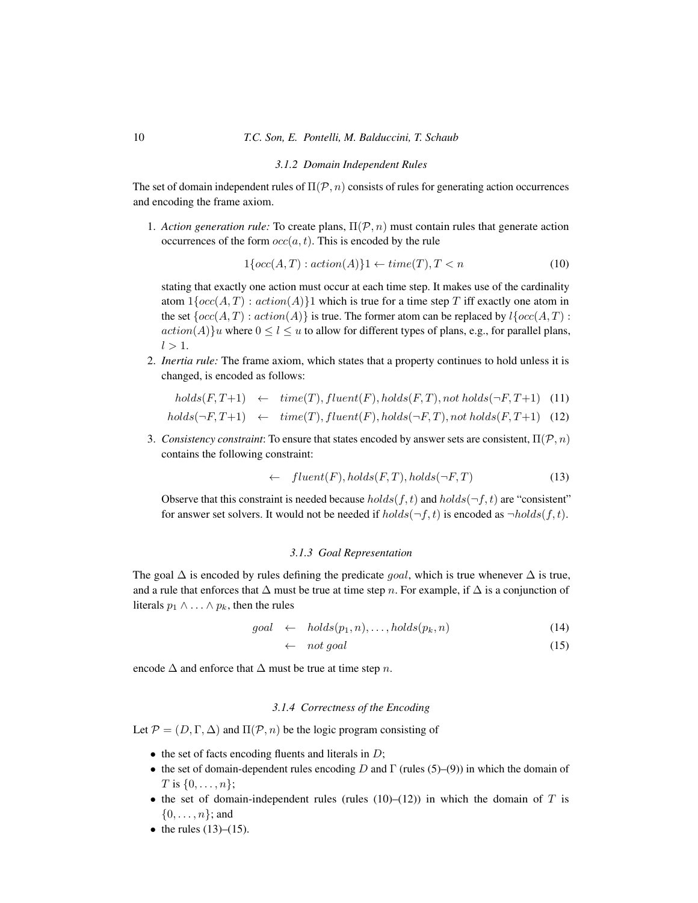#### 3.1.2 Domain Independent Rules

The set of domain independent rules of $\Pi(\mathcal{P}, n)$ consists of rules for generating action occurrences and encoding the frame axiom.

1. *Action generation rule:* To create plans, $\Pi(\mathcal{P}, n)$ must contain rules that generate action occurrences of the form $occ(a, t)$. This is encoded by the rule

$$1\{occ(A, T) : action(A)\}1 \leftarrow time(T), T < n \tag{10}$$

stating that exactly one action must occur at each time step. It makes use of the cardinality atom $1\{occ(A, T) : action(A)\}1$ which is true for a time step $T$ iff exactly one atom in the set $\{occ(A, T) : action(A)\}$ is true. The former atom can be replaced by $l\{occ(A, T) : action(A)\}u$ where $0 \leq l \leq u$ to allow for different types of plans, e.g., for parallel plans, $l > 1$.

2. *Inertia rule:* The frame axiom, which states that a property continues to hold unless it is changed, is encoded as follows:

$$holds(F, T{+}1) \quad \leftarrow \quad time(T), fluent(F), holds(F, T), not\ holds(\neg F, T{+}1) \tag{11}$$

$$holds(\neg F, T{+}1) \quad \leftarrow \quad time(T), fluent(F), holds(\neg F, T), not\ holds(F, T{+}1) \tag{12}$$

3. *Consistency constraint*: To ensure that states encoded by answer sets are consistent, $\Pi(\mathcal{P}, n)$ contains the following constraint:

$$\leftarrow \quad fluent(F), holds(F, T), holds(\neg F, T) \tag{13}$$

Observe that this constraint is needed because $holds(f, t)$ and $holds(\neg f, t)$ are "consistent" for answer set solvers. It would not be needed if $holds(\neg f, t)$ is encoded as $\neg holds(f, t)$.

#### 3.1.3 Goal Representation

The goal $\Delta$ is encoded by rules defining the predicate $goal$, which is true whenever $\Delta$ is true, and a rule that enforces that $\Delta$ must be true at time step $n$. For example, if $\Delta$ is a conjunction of literals $p_1 \wedge \ldots \wedge p_k$, then the rules

$$goal \quad \leftarrow \quad holds(p_1, n), \ldots, holds(p_k, n) \tag{14}$$

$$\leftarrow \quad not\ goal \tag{15}$$

encode $\Delta$ and enforce that $\Delta$ must be true at time step $n$.

#### 3.1.4 Correctness of the Encoding

Let $\mathcal{P} = (D, \Gamma, \Delta)$ and $\Pi(\mathcal{P}, n)$ be the logic program consisting of

- the set of facts encoding fluents and literals in $D$;
- the set of domain-dependent rules encoding $D$ and $\Gamma$ (rules (5)–(9)) in which the domain of $T$ is $\{0, \ldots, n\}$;
- the set of domain-independent rules (rules (10)–(12)) in which the domain of $T$ is $\{0, \ldots, n\}$; and
- the rules (13)–(15).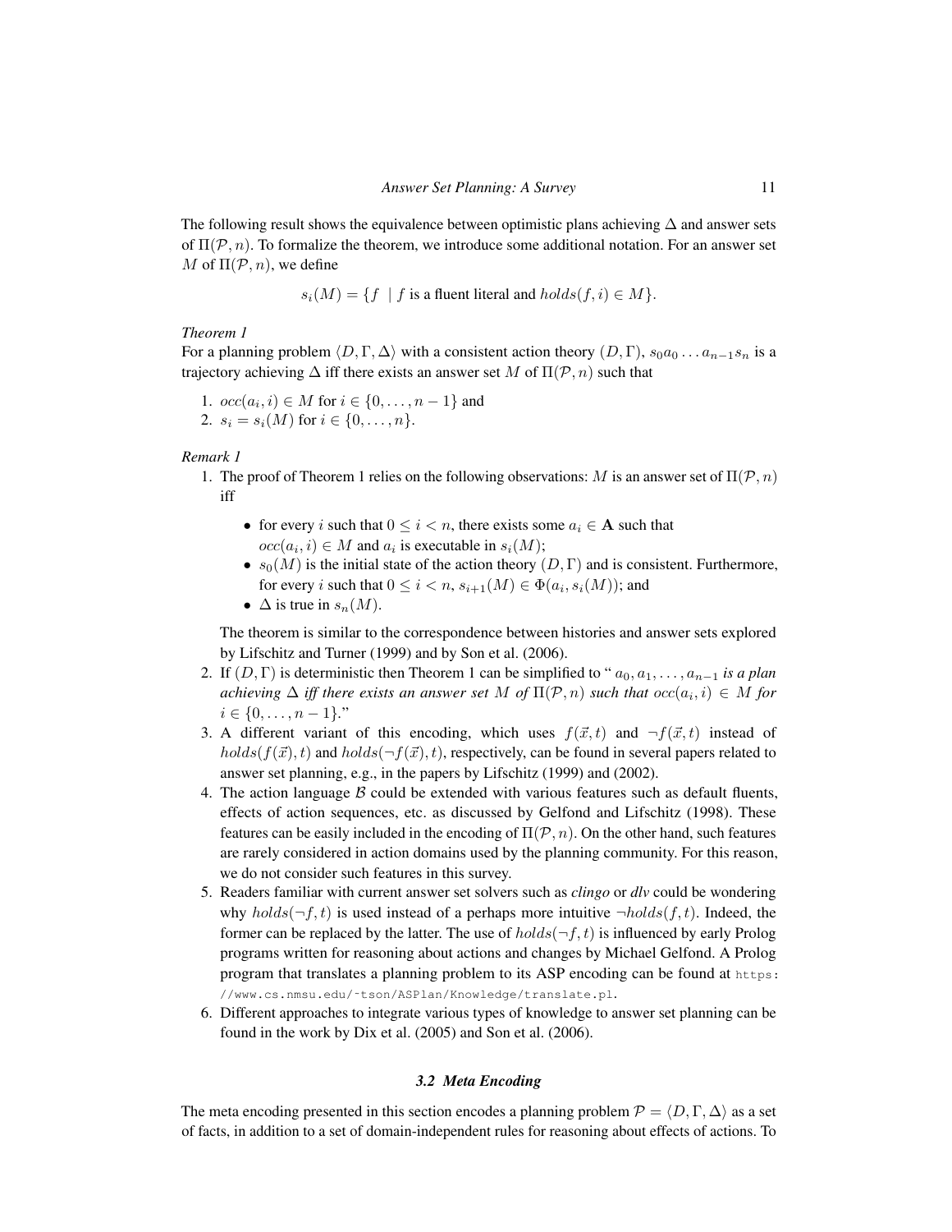The following result shows the equivalence between optimistic plans achieving $\Delta$ and answer sets of $\Pi(\mathcal{P}, n)$. To formalize the theorem, we introduce some additional notation. For an answer set $M$ of $\Pi(\mathcal{P}, n)$, we define

$$s_i(M) = \{f \mid f \text{ is a fluent literal and } holds(f, i) \in M\}.$$

*Theorem 1*

For a planning problem $\langle D, \Gamma, \Delta \rangle$ with a consistent action theory $(D, \Gamma)$, $s_0 a_0 \ldots a_{n-1} s_n$ is a trajectory achieving $\Delta$ iff there exists an answer set $M$ of $\Pi(\mathcal{P}, n)$ such that

1. $occ(a_i, i) \in M$ for $i \in \{0, \ldots, n-1\}$ and
2. $s_i = s_i(M)$ for $i \in \{0, \ldots, n\}$.

*Remark 1*

1. The proof of Theorem 1 relies on the following observations: $M$ is an answer set of $\Pi(\mathcal{P}, n)$ iff
   - for every $i$ such that $0 \leq i < n$, there exists some $a_i \in \mathbf{A}$ such that $occ(a_i, i) \in M$ and $a_i$ is executable in $s_i(M)$;
   - $s_0(M)$ is the initial state of the action theory $(D, \Gamma)$ and is consistent. Furthermore, for every $i$ such that $0 \leq i < n$, $s_{i+1}(M) \in \Phi(a_i, s_i(M))$; and
   - $\Delta$ is true in $s_n(M)$.

   The theorem is similar to the correspondence between histories and answer sets explored by Lifschitz and Turner (1999) and by Son et al. (2006).
2. If $(D, \Gamma)$ is deterministic then Theorem 1 can be simplified to " $a_0, a_1, \ldots, a_{n-1}$ *is a plan achieving* $\Delta$ *iff there exists an answer set* $M$ *of* $\Pi(\mathcal{P}, n)$ *such that* $occ(a_i, i) \in M$ *for* $i \in \{0, \ldots, n-1\}$."
3. A different variant of this encoding, which uses $f(\vec{x}, t)$ and $\neg f(\vec{x}, t)$ instead of $holds(f(\vec{x}), t)$ and $holds(\neg f(\vec{x}), t)$, respectively, can be found in several papers related to answer set planning, e.g., in the papers by Lifschitz (1999) and (2002).
4. The action language $\mathcal{B}$ could be extended with various features such as default fluents, effects of action sequences, etc. as discussed by Gelfond and Lifschitz (1998). These features can be easily included in the encoding of $\Pi(\mathcal{P}, n)$. On the other hand, such features are rarely considered in action domains used by the planning community. For this reason, we do not consider such features in this survey.
5. Readers familiar with current answer set solvers such as *clingo* or *dlv* could be wondering why $holds(\neg f, t)$ is used instead of a perhaps more intuitive $\neg holds(f, t)$. Indeed, the former can be replaced by the latter. The use of $holds(\neg f, t)$ is influenced by early Prolog programs written for reasoning about actions and changes by Michael Gelfond. A Prolog program that translates a planning problem to its ASP encoding can be found at `https://www.cs.nmsu.edu/~tson/ASPlan/Knowledge/translate.pl`.
6. Different approaches to integrate various types of knowledge to answer set planning can be found in the work by Dix et al. (2005) and Son et al. (2006).

### 3.2 Meta Encoding

The meta encoding presented in this section encodes a planning problem $\mathcal{P} = \langle D, \Gamma, \Delta \rangle$ as a set of facts, in addition to a set of domain-independent rules for reasoning about effects of actions. To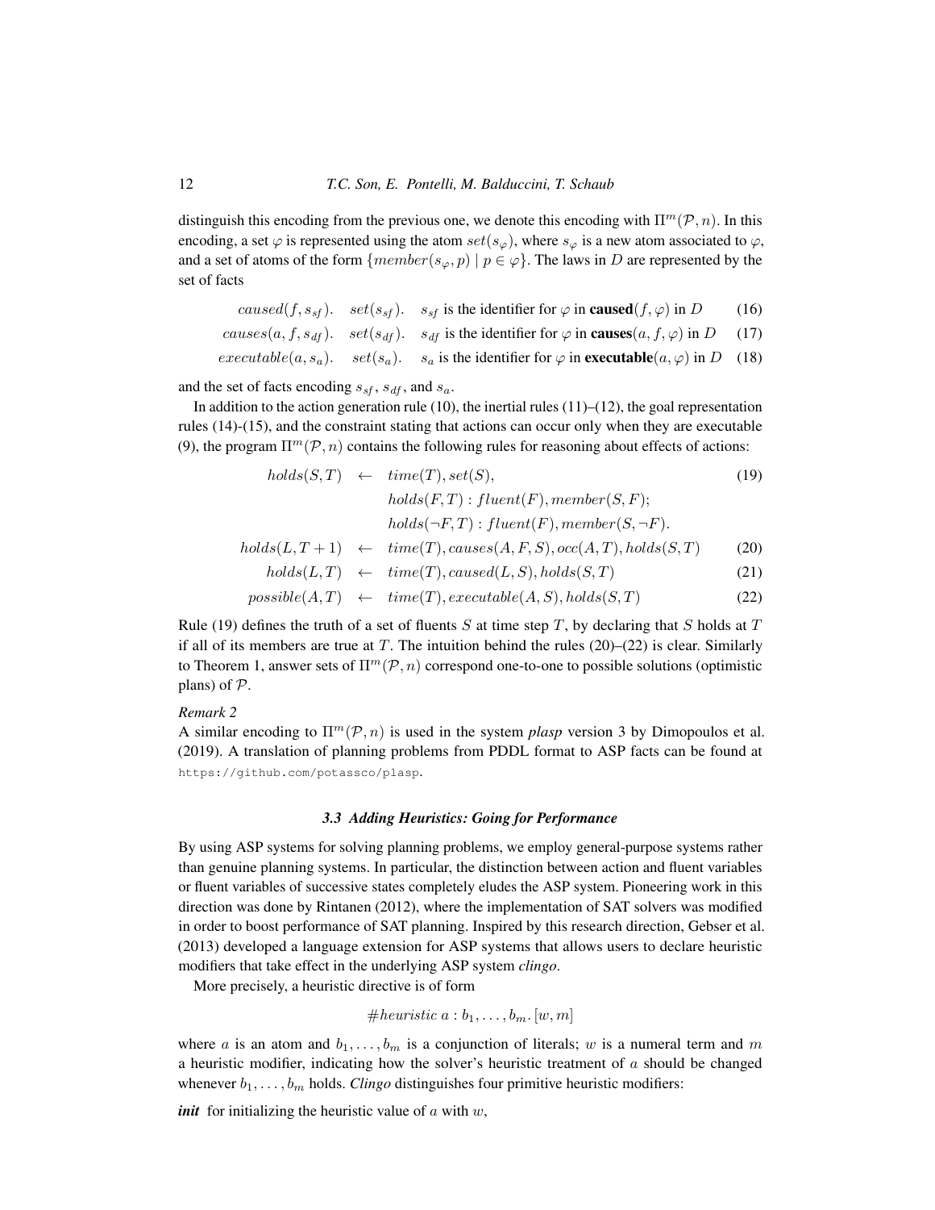distinguish this encoding from the previous one, we denote this encoding with $\Pi^m(\mathcal{P}, n)$. In this encoding, a set $\varphi$ is represented using the atom $set(s_\varphi)$, where $s_\varphi$ is a new atom associated to $\varphi$, and a set of atoms of the form $\{member(s_\varphi, p) \mid p \in \varphi\}$. The laws in $D$ are represented by the set of facts

$$caused(f, s_{sf}). \quad set(s_{sf}). \quad s_{sf} \text{ is the identifier for } \varphi \text{ in } \textbf{caused}(f, \varphi) \text{ in } D \tag{16}$$

$$causes(a, f, s_{df}). \quad set(s_{df}). \quad s_{df} \text{ is the identifier for } \varphi \text{ in } \textbf{causes}(a, f, \varphi) \text{ in } D \tag{17}$$

$$executable(a, s_a). \quad set(s_a). \quad s_a \text{ is the identifier for } \varphi \text{ in } \textbf{executable}(a, \varphi) \text{ in } D \tag{18}$$

and the set of facts encoding $s_{sf}$, $s_{df}$, and $s_a$.

In addition to the action generation rule (10), the inertial rules (11)–(12), the goal representation rules (14)-(15), and the constraint stating that actions can occur only when they are executable (9), the program $\Pi^m(\mathcal{P}, n)$ contains the following rules for reasoning about effects of actions:

$$\begin{array}{rcl} holds(S, T) & \leftarrow & time(T), set(S), \\ & & holds(F, T) : fluent(F), member(S, F); \\ & & holds(\neg F, T) : fluent(F), member(S, \neg F). \end{array} \tag{19}$$

$$holds(L, T+1) \leftarrow time(T), causes(A, F, S), occ(A, T), holds(S, T) \tag{20}$$

$$holds(L, T) \leftarrow time(T), caused(L, S), holds(S, T) \tag{21}$$

$$possible(A, T) \leftarrow time(T), executable(A, S), holds(S, T) \tag{22}$$

Rule (19) defines the truth of a set of fluents $S$ at time step $T$, by declaring that $S$ holds at $T$ if all of its members are true at $T$. The intuition behind the rules (20)–(22) is clear. Similarly to Theorem 1, answer sets of $\Pi^m(\mathcal{P}, n)$ correspond one-to-one to possible solutions (optimistic plans) of $\mathcal{P}$.

*Remark 2*

A similar encoding to $\Pi^m(\mathcal{P}, n)$ is used in the system *plasp* version 3 by Dimopoulos et al. (2019). A translation of planning problems from PDDL format to ASP facts can be found at `https://github.com/potassco/plasp`.

### *3.3 Adding Heuristics: Going for Performance*

By using ASP systems for solving planning problems, we employ general-purpose systems rather than genuine planning systems. In particular, the distinction between action and fluent variables or fluent variables of successive states completely eludes the ASP system. Pioneering work in this direction was done by Rintanen (2012), where the implementation of SAT solvers was modified in order to boost performance of SAT planning. Inspired by this research direction, Gebser et al. (2013) developed a language extension for ASP systems that allows users to declare heuristic modifiers that take effect in the underlying ASP system *clingo*.

More precisely, a heuristic directive is of form

$$\#heuristic\ a : b_1, \ldots, b_m. [w, m]$$

where $a$ is an atom and $b_1, \ldots, b_m$ is a conjunction of literals; $w$ is a numeral term and $m$ a heuristic modifier, indicating how the solver's heuristic treatment of $a$ should be changed whenever $b_1, \ldots, b_m$ holds. *Clingo* distinguishes four primitive heuristic modifiers:

***init*** for initializing the heuristic value of $a$ with $w$,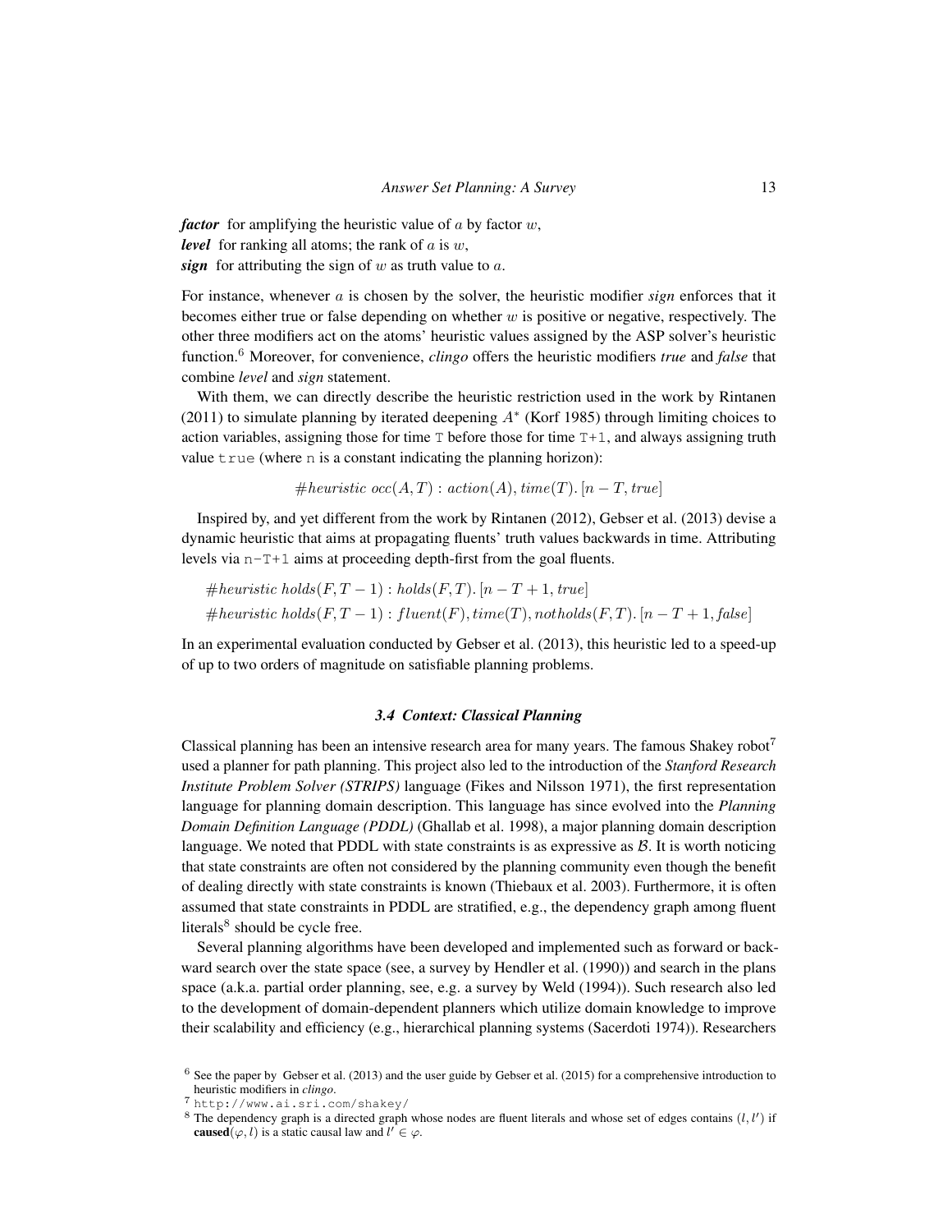***factor*** for amplifying the heuristic value of $a$ by factor $w$,
***level*** for ranking all atoms; the rank of $a$ is $w$,
***sign*** for attributing the sign of $w$ as truth value to $a$.

For instance, whenever $a$ is chosen by the solver, the heuristic modifier *sign* enforces that it becomes either true or false depending on whether $w$ is positive or negative, respectively. The other three modifiers act on the atoms' heuristic values assigned by the ASP solver's heuristic function.[6] Moreover, for convenience, *clingo* offers the heuristic modifiers *true* and *false* that combine *level* and *sign* statement.

With them, we can directly describe the heuristic restriction used in the work by Rintanen (2011) to simulate planning by iterated deepening $A^*$ (Korf 1985) through limiting choices to action variables, assigning those for time `T` before those for time `T+1`, and always assigning truth value `true` (where `n` is a constant indicating the planning horizon):

$$\#heuristic\ occ(A,T) : action(A), time(T).\ [n-T, true]$$

Inspired by, and yet different from the work by Rintanen (2012), Gebser et al. (2013) devise a dynamic heuristic that aims at propagating fluents' truth values backwards in time. Attributing levels via `n-T+1` aims at proceeding depth-first from the goal fluents.

$$\#heuristic\ holds(F,T-1) : holds(F,T).\ [n-T+1, true]$$
$$\#heuristic\ holds(F,T-1) : fluent(F), time(T), notholds(F,T).\ [n-T+1, false]$$

In an experimental evaluation conducted by Gebser et al. (2013), this heuristic led to a speed-up of up to two orders of magnitude on satisfiable planning problems.

### *3.4 Context: Classical Planning*

Classical planning has been an intensive research area for many years. The famous Shakey robot[7] used a planner for path planning. This project also led to the introduction of the ***Stanford Research Institute Problem Solver (STRIPS)*** language (Fikes and Nilsson 1971), the first representation language for planning domain description. This language has since evolved into the ***Planning Domain Definition Language (PDDL)*** (Ghallab et al. 1998), a major planning domain description language. We noted that PDDL with state constraints is as expressive as $\mathcal{B}$. It is worth noticing that state constraints are often not considered by the planning community even though the benefit of dealing directly with state constraints is known (Thiebaux et al. 2003). Furthermore, it is often assumed that state constraints in PDDL are stratified, e.g., the dependency graph among fluent literals[8] should be cycle free.

Several planning algorithms have been developed and implemented such as forward or backward search over the state space (see, a survey by Hendler et al. (1990)) and search in the plans space (a.k.a. partial order planning, see, e.g. a survey by Weld (1994)). Such research also led to the development of domain-dependent planners which utilize domain knowledge to improve their scalability and efficiency (e.g., hierarchical planning systems (Sacerdoti 1974)). Researchers

---

[6] See the paper by Gebser et al. (2013) and the user guide by Gebser et al. (2015) for a comprehensive introduction to heuristic modifiers in *clingo*.

[7] `http://www.ai.sri.com/shakey/`

[8] The dependency graph is a directed graph whose nodes are fluent literals and whose set of edges contains $(l, l')$ if **caused**$(\varphi, l)$ is a static causal law and $l' \in \varphi$.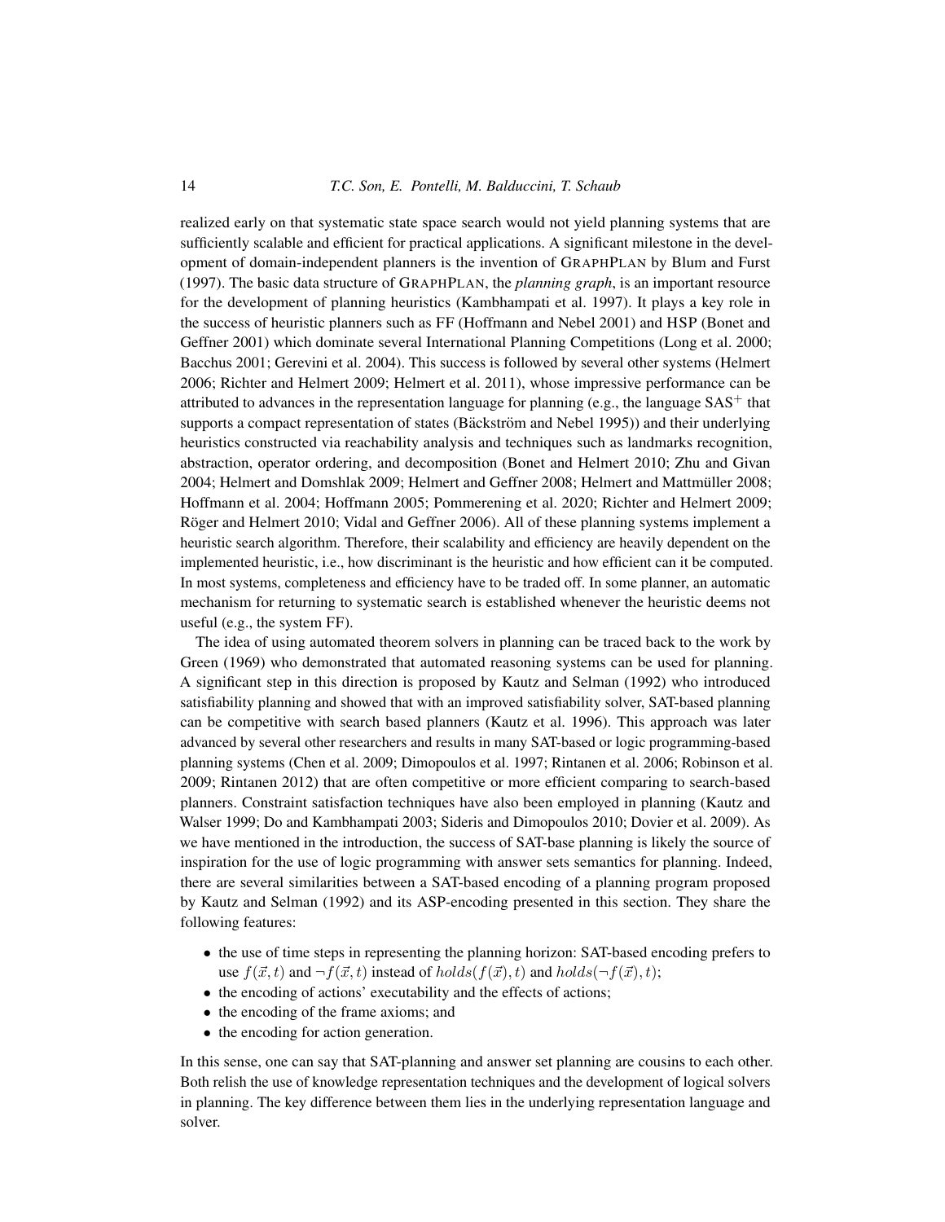realized early on that systematic state space search would not yield planning systems that are sufficiently scalable and efficient for practical applications. A significant milestone in the development of domain-independent planners is the invention of GRAPHPLAN by Blum and Furst (1997). The basic data structure of GRAPHPLAN, the *planning graph*, is an important resource for the development of planning heuristics (Kambhampati et al. 1997). It plays a key role in the success of heuristic planners such as FF (Hoffmann and Nebel 2001) and HSP (Bonet and Geffner 2001) which dominate several International Planning Competitions (Long et al. 2000; Bacchus 2001; Gerevini et al. 2004). This success is followed by several other systems (Helmert 2006; Richter and Helmert 2009; Helmert et al. 2011), whose impressive performance can be attributed to advances in the representation language for planning (e.g., the language $\text{SAS}^+$ that supports a compact representation of states (Bäckström and Nebel 1995)) and their underlying heuristics constructed via reachability analysis and techniques such as landmarks recognition, abstraction, operator ordering, and decomposition (Bonet and Helmert 2010; Zhu and Givan 2004; Helmert and Domshlak 2009; Helmert and Geffner 2008; Helmert and Mattmüller 2008; Hoffmann et al. 2004; Hoffmann 2005; Pommerening et al. 2020; Richter and Helmert 2009; Röger and Helmert 2010; Vidal and Geffner 2006). All of these planning systems implement a heuristic search algorithm. Therefore, their scalability and efficiency are heavily dependent on the implemented heuristic, i.e., how discriminant is the heuristic and how efficient can it be computed. In most systems, completeness and efficiency have to be traded off. In some planner, an automatic mechanism for returning to systematic search is established whenever the heuristic deems not useful (e.g., the system FF).

The idea of using automated theorem solvers in planning can be traced back to the work by Green (1969) who demonstrated that automated reasoning systems can be used for planning. A significant step in this direction is proposed by Kautz and Selman (1992) who introduced satisfiability planning and showed that with an improved satisfiability solver, SAT-based planning can be competitive with search based planners (Kautz et al. 1996). This approach was later advanced by several other researchers and results in many SAT-based or logic programming-based planning systems (Chen et al. 2009; Dimopoulos et al. 1997; Rintanen et al. 2006; Robinson et al. 2009; Rintanen 2012) that are often competitive or more efficient comparing to search-based planners. Constraint satisfaction techniques have also been employed in planning (Kautz and Walser 1999; Do and Kambhampati 2003; Sideris and Dimopoulos 2010; Dovier et al. 2009). As we have mentioned in the introduction, the success of SAT-base planning is likely the source of inspiration for the use of logic programming with answer sets semantics for planning. Indeed, there are several similarities between a SAT-based encoding of a planning program proposed by Kautz and Selman (1992) and its ASP-encoding presented in this section. They share the following features:

- the use of time steps in representing the planning horizon: SAT-based encoding prefers to use $f(\vec{x}, t)$ and $\neg f(\vec{x}, t)$ instead of $holds(f(\vec{x}), t)$ and $holds(\neg f(\vec{x}), t)$;
- the encoding of actions' executability and the effects of actions;
- the encoding of the frame axioms; and
- the encoding for action generation.

In this sense, one can say that SAT-planning and answer set planning are cousins to each other. Both relish the use of knowledge representation techniques and the development of logical solvers in planning. The key difference between them lies in the underlying representation language and solver.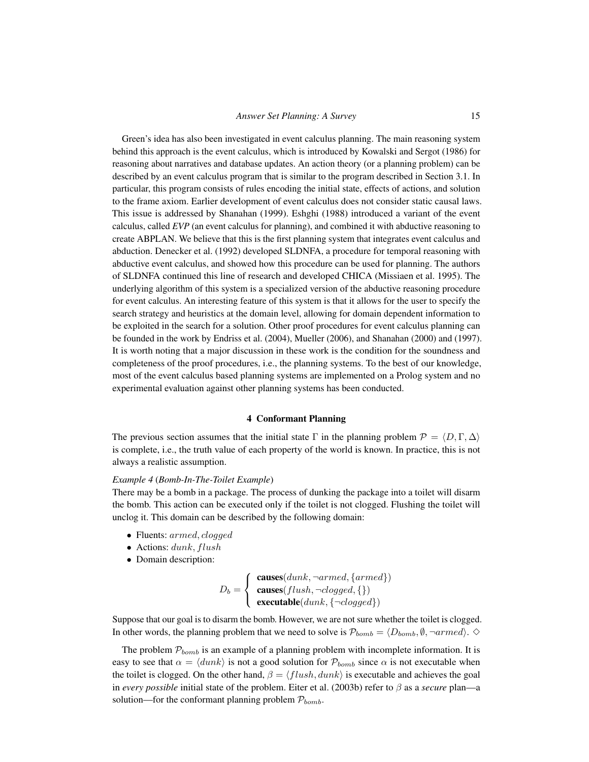Green's idea has also been investigated in event calculus planning. The main reasoning system behind this approach is the event calculus, which is introduced by Kowalski and Sergot (1986) for reasoning about narratives and database updates. An action theory (or a planning problem) can be described by an event calculus program that is similar to the program described in Section 3.1. In particular, this program consists of rules encoding the initial state, effects of actions, and solution to the frame axiom. Earlier development of event calculus does not consider static causal laws. This issue is addressed by Shanahan (1999). Eshghi (1988) introduced a variant of the event calculus, called *EVP* (an event calculus for planning), and combined it with abductive reasoning to create ABPLAN. We believe that this is the first planning system that integrates event calculus and abduction. Denecker et al. (1992) developed SLDNFA, a procedure for temporal reasoning with abductive event calculus, and showed how this procedure can be used for planning. The authors of SLDNFA continued this line of research and developed CHICA (Missiaen et al. 1995). The underlying algorithm of this system is a specialized version of the abductive reasoning procedure for event calculus. An interesting feature of this system is that it allows for the user to specify the search strategy and heuristics at the domain level, allowing for domain dependent information to be exploited in the search for a solution. Other proof procedures for event calculus planning can be founded in the work by Endriss et al. (2004), Mueller (2006), and Shanahan (2000) and (1997). It is worth noting that a major discussion in these work is the condition for the soundness and completeness of the proof procedures, i.e., the planning systems. To the best of our knowledge, most of the event calculus based planning systems are implemented on a Prolog system and no experimental evaluation against other planning systems has been conducted.

## 4 Conformant Planning

The previous section assumes that the initial state $\Gamma$ in the planning problem $\mathcal{P} = \langle D, \Gamma, \Delta \rangle$ is complete, i.e., the truth value of each property of the world is known. In practice, this is not always a realistic assumption.

*Example 4* (***Bomb-In-The-Toilet Example***)
There may be a bomb in a package. The process of dunking the package into a toilet will disarm the bomb. This action can be executed only if the toilet is not clogged. Flushing the toilet will unclog it. This domain can be described by the following domain:

- Fluents: $armed, clogged$
- Actions: $dunk, flush$
- Domain description:

$$D_b = \left\{ \begin{array}{l} \textbf{causes}(dunk, \neg armed, \{armed\}) \\ \textbf{causes}(flush, \neg clogged, \{\}) \\ \textbf{executable}(dunk, \{\neg clogged\}) \end{array} \right.$$

Suppose that our goal is to disarm the bomb. However, we are not sure whether the toilet is clogged. In other words, the planning problem that we need to solve is $\mathcal{P}_{bomb} = \langle D_{bomb}, \emptyset, \neg armed \rangle$. $\diamond$

The problem $\mathcal{P}_{bomb}$ is an example of a planning problem with incomplete information. It is easy to see that $\alpha = \langle dunk \rangle$ is not a good solution for $\mathcal{P}_{bomb}$ since $\alpha$ is not executable when the toilet is clogged. On the other hand, $\beta = \langle flush, dunk \rangle$ is executable and achieves the goal in *every possible* initial state of the problem. Eiter et al. (2003b) refer to $\beta$ as a *secure* plan—a solution—for the conformant planning problem $\mathcal{P}_{bomb}$.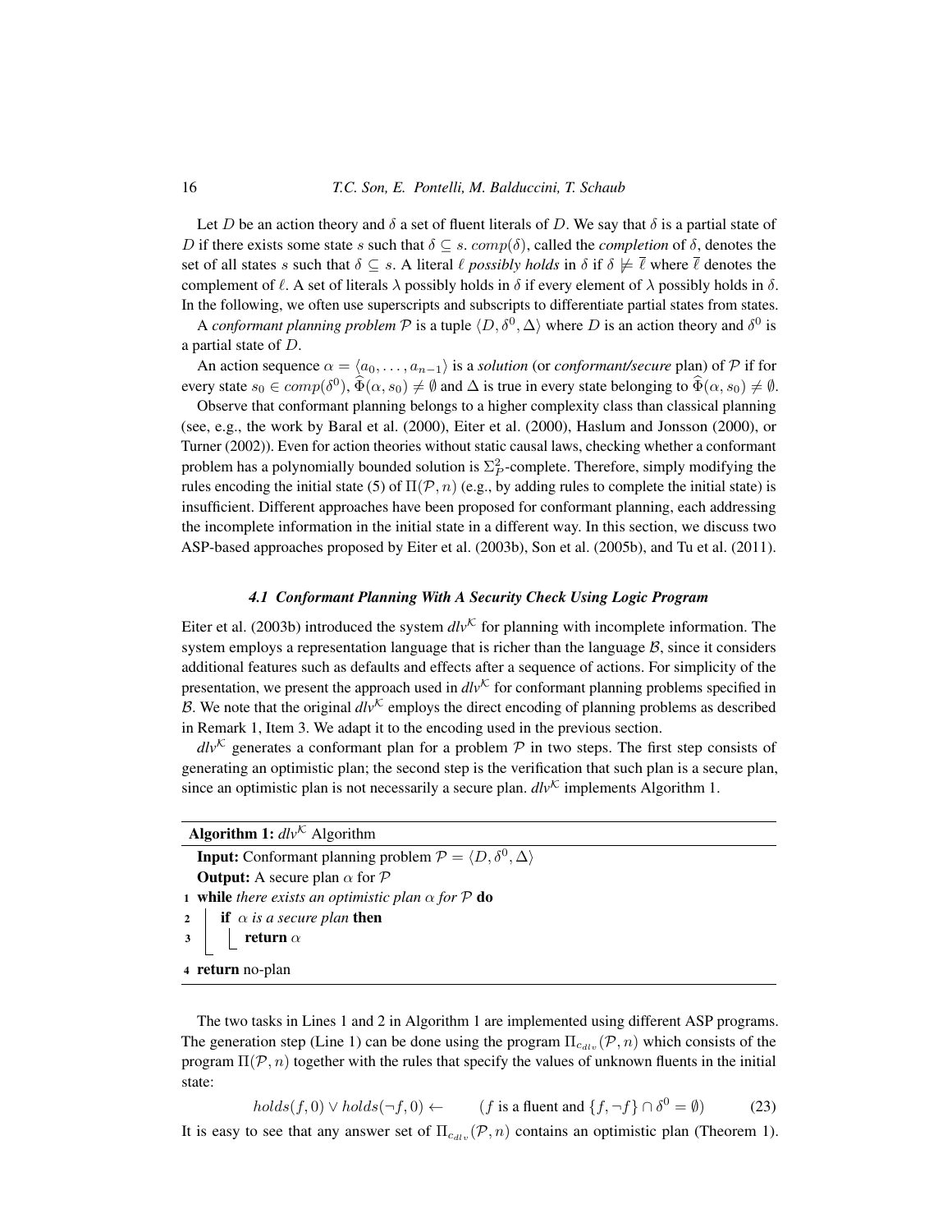Let $D$ be an action theory and $\delta$ a set of fluent literals of $D$. We say that $\delta$ is a partial state of $D$ if there exists some state $s$ such that $\delta \subseteq s$. $comp(\delta)$, called the *completion* of $\delta$, denotes the set of all states $s$ such that $\delta \subseteq s$. A literal $\ell$ *possibly holds* in $\delta$ if $\delta \not\models \overline{\ell}$ where $\overline{\ell}$ denotes the complement of $\ell$. A set of literals $\lambda$ possibly holds in $\delta$ if every element of $\lambda$ possibly holds in $\delta$. In the following, we often use superscripts and subscripts to differentiate partial states from states.

A *conformant planning problem* $\mathcal{P}$ is a tuple $\langle D, \delta^0, \Delta \rangle$ where $D$ is an action theory and $\delta^0$ is a partial state of $D$.

An action sequence $\alpha = \langle a_0, \ldots, a_{n-1} \rangle$ is a *solution* (or *conformant/secure* plan) of $\mathcal{P}$ if for every state $s_0 \in comp(\delta^0)$, $\widehat{\Phi}(\alpha, s_0) \neq \emptyset$ and $\Delta$ is true in every state belonging to $\widehat{\Phi}(\alpha, s_0) \neq \emptyset$.

Observe that conformant planning belongs to a higher complexity class than classical planning (see, e.g., the work by Baral et al. (2000), Eiter et al. (2000), Haslum and Jonsson (2000), or Turner (2002)). Even for action theories without static causal laws, checking whether a conformant problem has a polynomially bounded solution is $\Sigma^2_P$-complete. Therefore, simply modifying the rules encoding the initial state (5) of $\Pi(\mathcal{P}, n)$ (e.g., by adding rules to complete the initial state) is insufficient. Different approaches have been proposed for conformant planning, each addressing the incomplete information in the initial state in a different way. In this section, we discuss two ASP-based approaches proposed by Eiter et al. (2003b), Son et al. (2005b), and Tu et al. (2011).

### 4.1 Conformant Planning With A Security Check Using Logic Program

Eiter et al. (2003b) introduced the system *dlv*$^{\mathcal{K}}$ for planning with incomplete information. The system employs a representation language that is richer than the language $\mathcal{B}$, since it considers additional features such as defaults and effects after a sequence of actions. For simplicity of the presentation, we present the approach used in *dlv*$^{\mathcal{K}}$ for conformant planning problems specified in $\mathcal{B}$. We note that the original *dlv*$^{\mathcal{K}}$ employs the direct encoding of planning problems as described in Remark 1, Item 3. We adapt it to the encoding used in the previous section.

*dlv*$^{\mathcal{K}}$ generates a conformant plan for a problem $\mathcal{P}$ in two steps. The first step consists of generating an optimistic plan; the second step is the verification that such plan is a secure plan, since an optimistic plan is not necessarily a secure plan. *dlv*$^{\mathcal{K}}$ implements Algorithm 1.

**Algorithm 1:** *dlv*$^{\mathcal{K}}$ Algorithm

**Input:** Conformant planning problem $\mathcal{P} = \langle D, \delta^0, \Delta \rangle$
**Output:** A secure plan $\alpha$ for $\mathcal{P}$

```
1 while there exists an optimistic plan α for P do
2     if α is a secure plan then
3         return α
4 return no-plan
```

The two tasks in Lines 1 and 2 in Algorithm 1 are implemented using different ASP programs. The generation step (Line 1) can be done using the program $\Pi_{c_{dlv}}(\mathcal{P}, n)$ which consists of the program $\Pi(\mathcal{P}, n)$ together with the rules that specify the values of unknown fluents in the initial state:

$$holds(f, 0) \vee holds(\neg f, 0) \leftarrow \qquad (f \text{ is a fluent and } \{f, \neg f\} \cap \delta^0 = \emptyset) \tag{23}$$

It is easy to see that any answer set of $\Pi_{c_{dlv}}(\mathcal{P}, n)$ contains an optimistic plan (Theorem 1).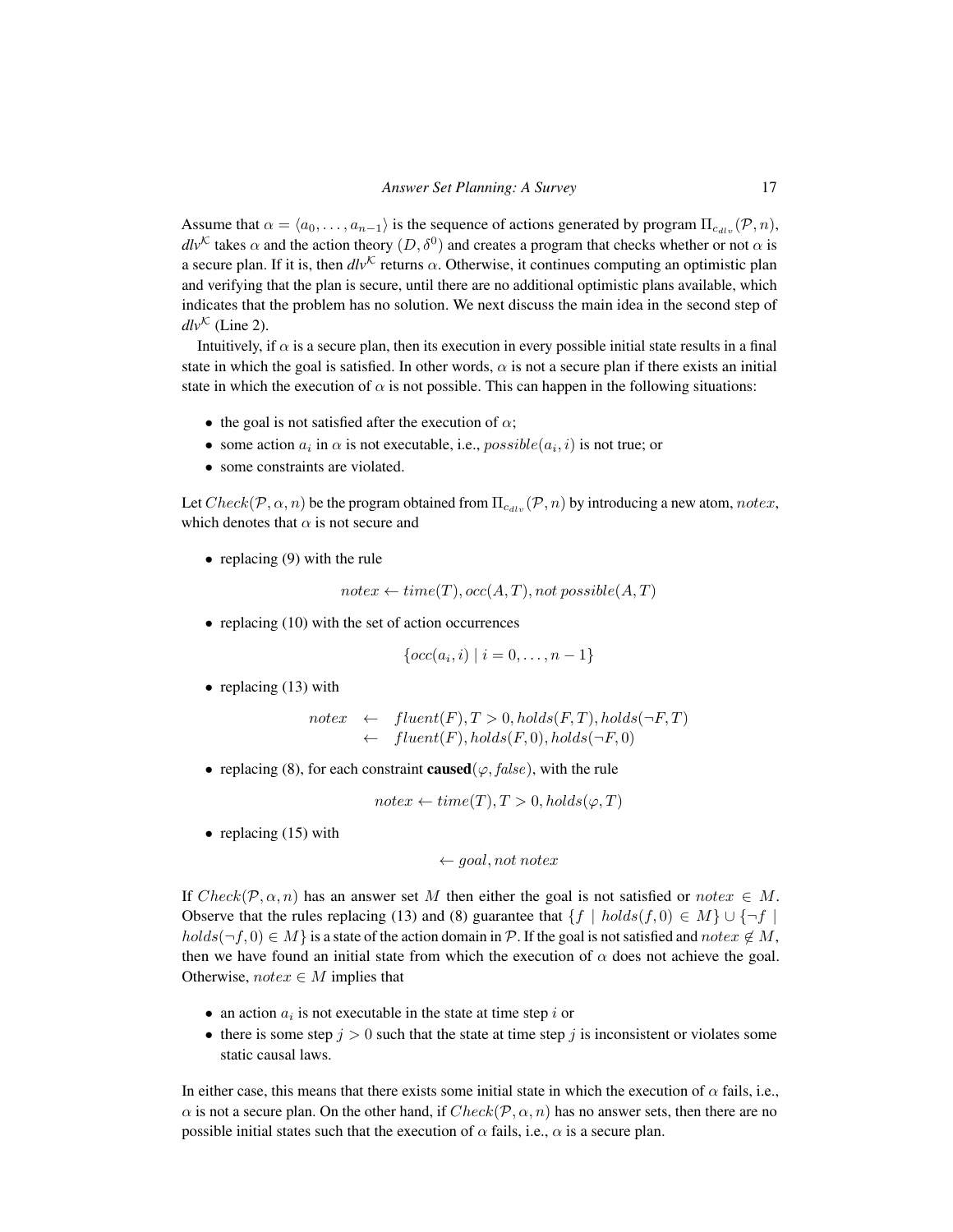Assume that $\alpha = \langle a_0, \ldots, a_{n-1} \rangle$ is the sequence of actions generated by program $\Pi_{c_{dlv}}(\mathcal{P}, n)$, *dlv*$^{\mathcal{K}}$ takes $\alpha$ and the action theory $(D, \delta^0)$ and creates a program that checks whether or not $\alpha$ is a secure plan. If it is, then *dlv*$^{\mathcal{K}}$ returns $\alpha$. Otherwise, it continues computing an optimistic plan and verifying that the plan is secure, until there are no additional optimistic plans available, which indicates that the problem has no solution. We next discuss the main idea in the second step of *dlv*$^{\mathcal{K}}$ (Line 2).

Intuitively, if $\alpha$ is a secure plan, then its execution in every possible initial state results in a final state in which the goal is satisfied. In other words, $\alpha$ is not a secure plan if there exists an initial state in which the execution of $\alpha$ is not possible. This can happen in the following situations:

- the goal is not satisfied after the execution of $\alpha$;
- some action $a_i$ in $\alpha$ is not executable, i.e., $possible(a_i, i)$ is not true; or
- some constraints are violated.

Let $Check(\mathcal{P}, \alpha, n)$ be the program obtained from $\Pi_{c_{dlv}}(\mathcal{P}, n)$ by introducing a new atom, $notex$, which denotes that $\alpha$ is not secure and

- replacing (9) with the rule

$$notex \leftarrow time(T), occ(A, T), not\ possible(A, T)$$

- replacing (10) with the set of action occurrences

$$\{occ(a_i, i) \mid i = 0, \ldots, n-1\}$$

- replacing (13) with

$$\begin{array}{rcl} notex & \leftarrow & fluent(F), T > 0, holds(F, T), holds(\neg F, T) \\ & \leftarrow & fluent(F), holds(F, 0), holds(\neg F, 0) \end{array}$$

- replacing (8), for each constraint **caused**$(\varphi, false)$, with the rule

$$notex \leftarrow time(T), T > 0, holds(\varphi, T)$$

- replacing (15) with

$$\leftarrow goal, not\ notex$$

If $Check(\mathcal{P}, \alpha, n)$ has an answer set $M$ then either the goal is not satisfied or $notex \in M$. Observe that the rules replacing (13) and (8) guarantee that $\{f \mid holds(f, 0) \in M\} \cup \{\neg f \mid holds(\neg f, 0) \in M\}$ is a state of the action domain in $\mathcal{P}$. If the goal is not satisfied and $notex \notin M$, then we have found an initial state from which the execution of $\alpha$ does not achieve the goal. Otherwise, $notex \in M$ implies that

- an action $a_i$ is not executable in the state at time step $i$ or
- there is some step $j > 0$ such that the state at time step $j$ is inconsistent or violates some static causal laws.

In either case, this means that there exists some initial state in which the execution of $\alpha$ fails, i.e., $\alpha$ is not a secure plan. On the other hand, if $Check(\mathcal{P}, \alpha, n)$ has no answer sets, then there are no possible initial states such that the execution of $\alpha$ fails, i.e., $\alpha$ is a secure plan.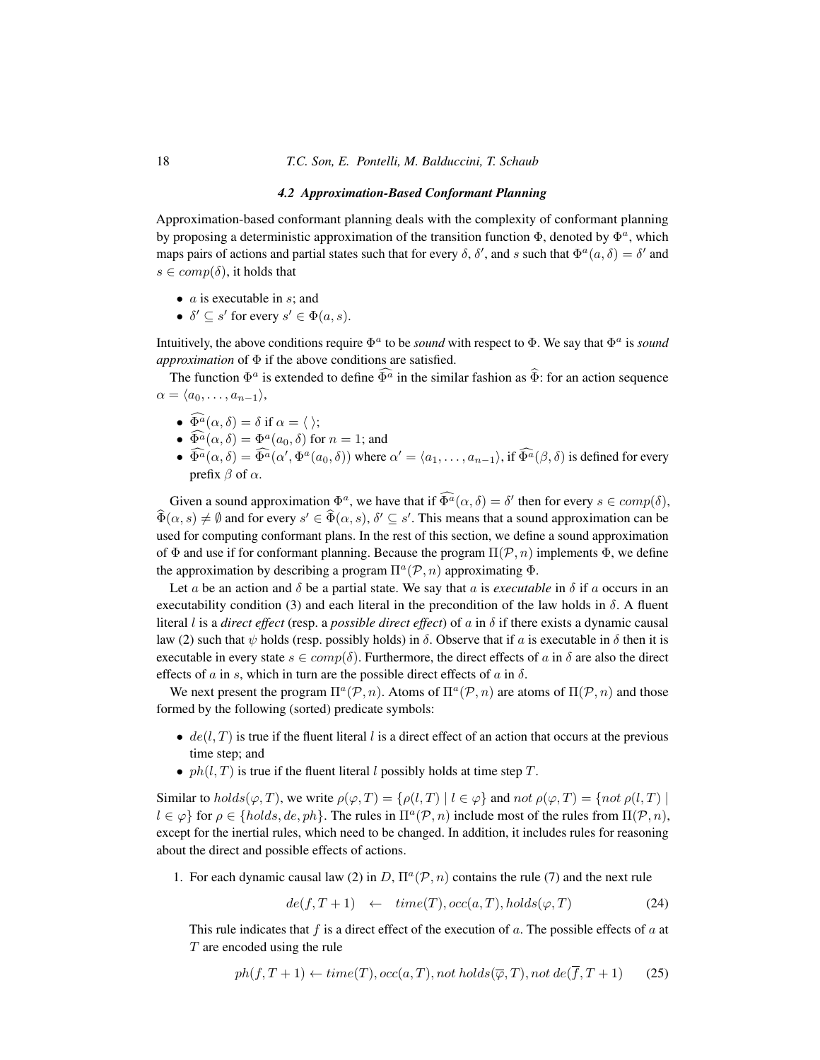### 4.2 Approximation-Based Conformant Planning

Approximation-based conformant planning deals with the complexity of conformant planning by proposing a deterministic approximation of the transition function $\Phi$, denoted by $\Phi^a$, which maps pairs of actions and partial states such that for every $\delta$, $\delta'$, and $s$ such that $\Phi^a(a, \delta) = \delta'$ and $s \in comp(\delta)$, it holds that

- $a$ is executable in $s$; and
- $\delta' \subseteq s'$ for every $s' \in \Phi(a, s)$.

Intuitively, the above conditions require $\Phi^a$ to be *sound* with respect to $\Phi$. We say that $\Phi^a$ is *sound approximation* of $\Phi$ if the above conditions are satisfied.

The function $\Phi^a$ is extended to define $\widehat{\Phi^a}$ in the similar fashion as $\widehat{\Phi}$: for an action sequence $\alpha = \langle a_0, \ldots, a_{n-1} \rangle$,

- $\widehat{\Phi^a}(\alpha, \delta) = \delta$ if $\alpha = \langle \, \rangle$;
- $\widehat{\Phi^a}(\alpha, \delta) = \Phi^a(a_0, \delta)$ for $n = 1$; and
- $\widehat{\Phi^a}(\alpha, \delta) = \widehat{\Phi^a}(\alpha', \Phi^a(a_0, \delta))$ where $\alpha' = \langle a_1, \ldots, a_{n-1} \rangle$, if $\widehat{\Phi^a}(\beta, \delta)$ is defined for every prefix $\beta$ of $\alpha$.

Given a sound approximation $\Phi^a$, we have that if $\widehat{\Phi^a}(\alpha, \delta) = \delta'$ then for every $s \in comp(\delta)$, $\widehat{\Phi}(\alpha, s) \neq \emptyset$ and for every $s' \in \widehat{\Phi}(\alpha, s)$, $\delta' \subseteq s'$. This means that a sound approximation can be used for computing conformant plans. In the rest of this section, we define a sound approximation of $\Phi$ and use if for conformant planning. Because the program $\Pi(\mathcal{P}, n)$ implements $\Phi$, we define the approximation by describing a program $\Pi^a(\mathcal{P}, n)$ approximating $\Phi$.

Let $a$ be an action and $\delta$ be a partial state. We say that $a$ is *executable* in $\delta$ if $a$ occurs in an executability condition (3) and each literal in the precondition of the law holds in $\delta$. A fluent literal $l$ is a *direct effect* (resp. a *possible direct effect*) of $a$ in $\delta$ if there exists a dynamic causal law (2) such that $\psi$ holds (resp. possibly holds) in $\delta$. Observe that if $a$ is executable in $\delta$ then it is executable in every state $s \in comp(\delta)$. Furthermore, the direct effects of $a$ in $\delta$ are also the direct effects of $a$ in $s$, which in turn are the possible direct effects of $a$ in $\delta$.

We next present the program $\Pi^a(\mathcal{P}, n)$. Atoms of $\Pi^a(\mathcal{P}, n)$ are atoms of $\Pi(\mathcal{P}, n)$ and those formed by the following (sorted) predicate symbols:

- $de(l, T)$ is true if the fluent literal $l$ is a direct effect of an action that occurs at the previous time step; and
- $ph(l, T)$ is true if the fluent literal $l$ possibly holds at time step $T$.

Similar to $holds(\varphi, T)$, we write $\rho(\varphi, T) = \{\rho(l, T) \mid l \in \varphi\}$ and $not\ \rho(\varphi, T) = \{not\ \rho(l, T) \mid l \in \varphi\}$ for $\rho \in \{holds, de, ph\}$. The rules in $\Pi^a(\mathcal{P}, n)$ include most of the rules from $\Pi(\mathcal{P}, n)$, except for the inertial rules, which need to be changed. In addition, it includes rules for reasoning about the direct and possible effects of actions.

1. For each dynamic causal law (2) in $D$, $\Pi^a(\mathcal{P}, n)$ contains the rule (7) and the next rule

$$de(f, T+1) \quad \leftarrow \quad time(T), occ(a, T), holds(\varphi, T) \tag{24}$$

   This rule indicates that $f$ is a direct effect of the execution of $a$. The possible effects of $a$ at $T$ are encoded using the rule

$$ph(f, T+1) \leftarrow time(T), occ(a, T), not\ holds(\overline{\varphi}, T), not\ de(\overline{f}, T+1) \tag{25}$$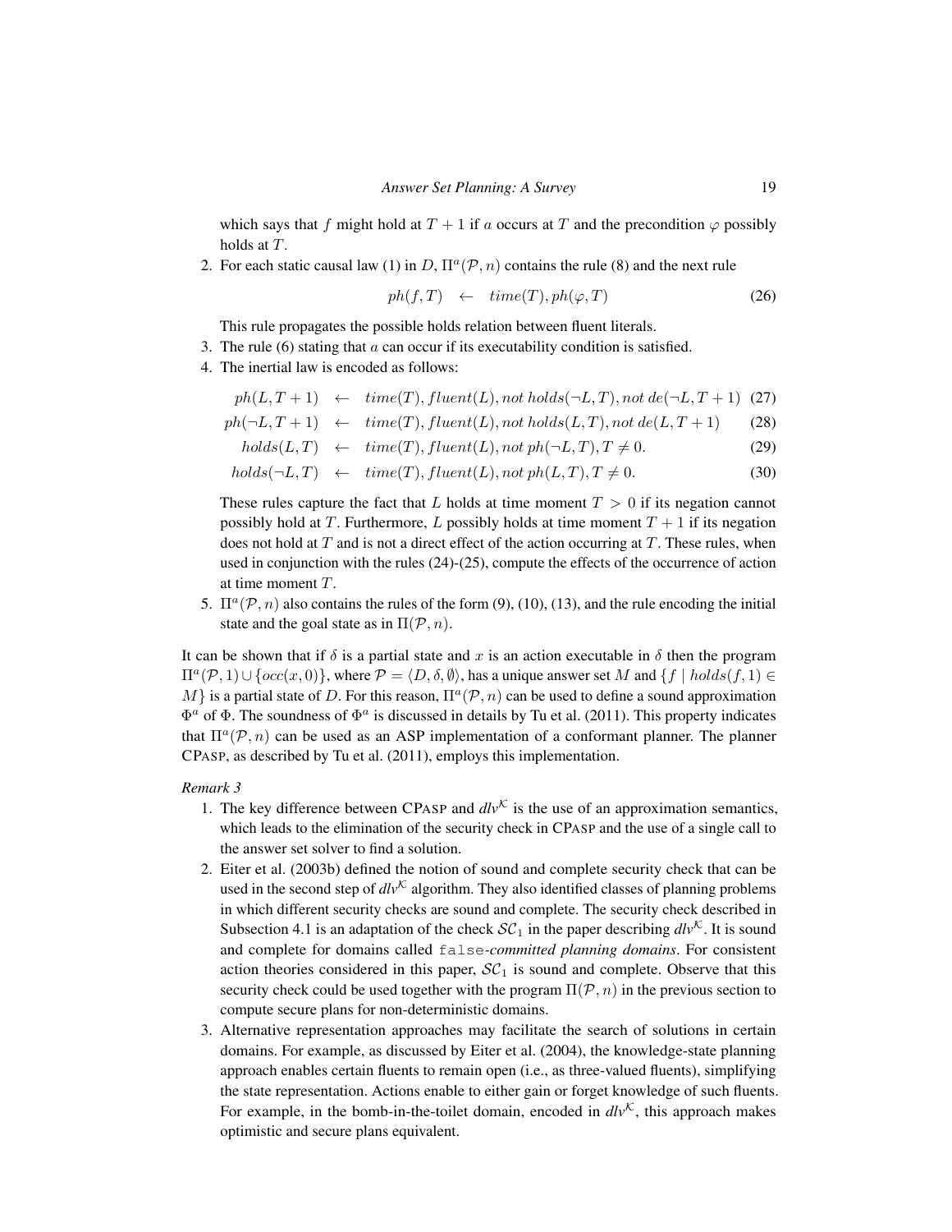which says that $f$ might hold at $T+1$ if $a$ occurs at $T$ and the precondition $\varphi$ possibly holds at $T$.

2. For each static causal law (1) in $D$, $\Pi^a(\mathcal{P}, n)$ contains the rule (8) and the next rule

$$ph(f, T) \quad \leftarrow \quad time(T), ph(\varphi, T) \tag{26}$$

This rule propagates the possible holds relation between fluent literals.

3. The rule (6) stating that $a$ can occur if its executability condition is satisfied.
4. The inertial law is encoded as follows:

$$ph(L, T+1) \quad \leftarrow \quad time(T), fluent(L), not\ holds(\neg L, T), not\ de(\neg L, T+1) \tag{27}$$

$$ph(\neg L, T+1) \quad \leftarrow \quad time(T), fluent(L), not\ holds(L, T), not\ de(L, T+1) \tag{28}$$

$$holds(L, T) \quad \leftarrow \quad time(T), fluent(L), not\ ph(\neg L, T), T \neq 0. \tag{29}$$

$$holds(\neg L, T) \quad \leftarrow \quad time(T), fluent(L), not\ ph(L, T), T \neq 0. \tag{30}$$

These rules capture the fact that $L$ holds at time moment $T > 0$ if its negation cannot possibly hold at $T$. Furthermore, $L$ possibly holds at time moment $T+1$ if its negation does not hold at $T$ and is not a direct effect of the action occurring at $T$. These rules, when used in conjunction with the rules (24)-(25), compute the effects of the occurrence of action at time moment $T$.

5. $\Pi^a(\mathcal{P}, n)$ also contains the rules of the form (9), (10), (13), and the rule encoding the initial state and the goal state as in $\Pi(\mathcal{P}, n)$.

It can be shown that if $\delta$ is a partial state and $x$ is an action executable in $\delta$ then the program $\Pi^a(\mathcal{P}, 1) \cup \{occ(x, 0)\}$, where $\mathcal{P} = \langle D, \delta, \emptyset \rangle$, has a unique answer set $M$ and $\{f \mid holds(f, 1) \in M\}$ is a partial state of $D$. For this reason, $\Pi^a(\mathcal{P}, n)$ can be used to define a sound approximation $\Phi^a$ of $\Phi$. The soundness of $\Phi^a$ is discussed in details by Tu et al. (2011). This property indicates that $\Pi^a(\mathcal{P}, n)$ can be used as an ASP implementation of a conformant planner. The planner CPASP, as described by Tu et al. (2011), employs this implementation.

*Remark 3*

1. The key difference between CPASP and *dlv*$^{\mathcal{K}}$ is the use of an approximation semantics, which leads to the elimination of the security check in CPASP and the use of a single call to the answer set solver to find a solution.
2. Eiter et al. (2003b) defined the notion of sound and complete security check that can be used in the second step of *dlv*$^{\mathcal{K}}$ algorithm. They also identified classes of planning problems in which different security checks are sound and complete. The security check described in Subsection 4.1 is an adaptation of the check $\mathcal{SC}_1$ in the paper describing *dlv*$^{\mathcal{K}}$. It is sound and complete for domains called `false`-*committed planning domains*. For consistent action theories considered in this paper, $\mathcal{SC}_1$ is sound and complete. Observe that this security check could be used together with the program $\Pi(\mathcal{P}, n)$ in the previous section to compute secure plans for non-deterministic domains.
3. Alternative representation approaches may facilitate the search of solutions in certain domains. For example, as discussed by Eiter et al. (2004), the knowledge-state planning approach enables certain fluents to remain open (i.e., as three-valued fluents), simplifying the state representation. Actions enable to either gain or forget knowledge of such fluents. For example, in the bomb-in-the-toilet domain, encoded in *dlv*$^{\mathcal{K}}$, this approach makes optimistic and secure plans equivalent.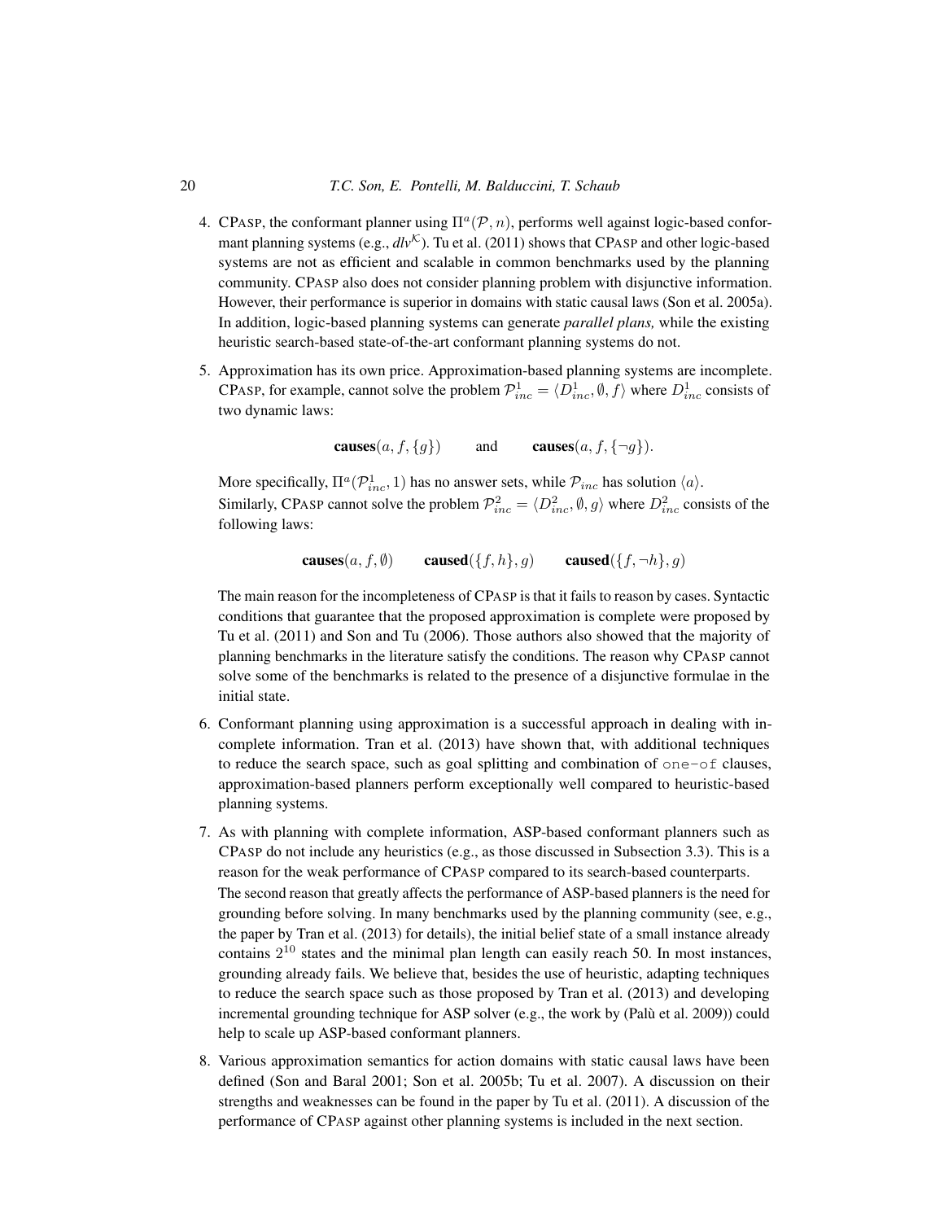4. CPASP, the conformant planner using $\Pi^a(\mathcal{P}, n)$, performs well against logic-based conformant planning systems (e.g., *dlv*$^{\mathcal{K}}$). Tu et al. (2011) shows that CPASP and other logic-based systems are not as efficient and scalable in common benchmarks used by the planning community. CPASP also does not consider planning problem with disjunctive information. However, their performance is superior in domains with static causal laws (Son et al. 2005a). In addition, logic-based planning systems can generate *parallel plans,* while the existing heuristic search-based state-of-the-art conformant planning systems do not.

5. Approximation has its own price. Approximation-based planning systems are incomplete. CPASP, for example, cannot solve the problem $\mathcal{P}^1_{inc} = \langle D^1_{inc}, \emptyset, f \rangle$ where $D^1_{inc}$ consists of two dynamic laws:

$$\textbf{causes}(a, f, \{g\}) \qquad \text{and} \qquad \textbf{causes}(a, f, \{\neg g\}).$$

   More specifically, $\Pi^a(\mathcal{P}^1_{inc}, 1)$ has no answer sets, while $\mathcal{P}_{inc}$ has solution $\langle a \rangle$.
   Similarly, CPASP cannot solve the problem $\mathcal{P}^2_{inc} = \langle D^2_{inc}, \emptyset, g \rangle$ where $D^2_{inc}$ consists of the following laws:

$$\textbf{causes}(a, f, \emptyset) \qquad \textbf{caused}(\{f, h\}, g) \qquad \textbf{caused}(\{f, \neg h\}, g)$$

   The main reason for the incompleteness of CPASP is that it fails to reason by cases. Syntactic conditions that guarantee that the proposed approximation is complete were proposed by Tu et al. (2011) and Son and Tu (2006). Those authors also showed that the majority of planning benchmarks in the literature satisfy the conditions. The reason why CPASP cannot solve some of the benchmarks is related to the presence of a disjunctive formulae in the initial state.

6. Conformant planning using approximation is a successful approach in dealing with incomplete information. Tran et al. (2013) have shown that, with additional techniques to reduce the search space, such as goal splitting and combination of `one-of` clauses, approximation-based planners perform exceptionally well compared to heuristic-based planning systems.

7. As with planning with complete information, ASP-based conformant planners such as CPASP do not include any heuristics (e.g., as those discussed in Subsection 3.3). This is a reason for the weak performance of CPASP compared to its search-based counterparts.
   The second reason that greatly affects the performance of ASP-based planners is the need for grounding before solving. In many benchmarks used by the planning community (see, e.g., the paper by Tran et al. (2013) for details), the initial belief state of a small instance already contains $2^{10}$ states and the minimal plan length can easily reach 50. In most instances, grounding already fails. We believe that, besides the use of heuristic, adapting techniques to reduce the search space such as those proposed by Tran et al. (2013) and developing incremental grounding technique for ASP solver (e.g., the work by (Palù et al. 2009)) could help to scale up ASP-based conformant planners.

8. Various approximation semantics for action domains with static causal laws have been defined (Son and Baral 2001; Son et al. 2005b; Tu et al. 2007). A discussion on their strengths and weaknesses can be found in the paper by Tu et al. (2011). A discussion of the performance of CPASP against other planning systems is included in the next section.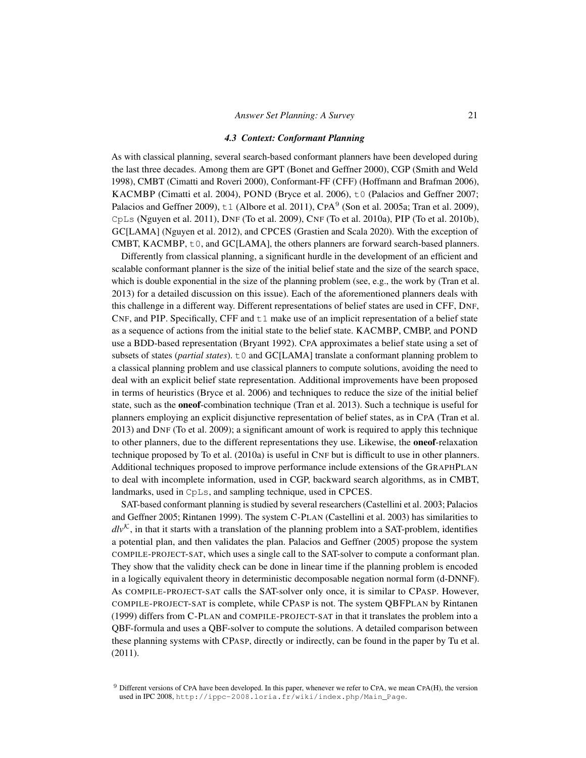### 4.3 Context: Conformant Planning

As with classical planning, several search-based conformant planners have been developed during the last three decades. Among them are GPT (Bonet and Geffner 2000), CGP (Smith and Weld 1998), CMBT (Cimatti and Roveri 2000), Conformant-FF (CFF) (Hoffmann and Brafman 2006), KACMBP (Cimatti et al. 2004), POND (Bryce et al. 2006), `t0` (Palacios and Geffner 2007; Palacios and Geffner 2009), `t1` (Albore et al. 2011), CPA[9] (Son et al. 2005a; Tran et al. 2009), `CpLs` (Nguyen et al. 2011), DNF (To et al. 2009), CNF (To et al. 2010a), PIP (To et al. 2010b), GC[LAMA] (Nguyen et al. 2012), and CPCES (Grastien and Scala 2020). With the exception of CMBT, KACMBP, `t0`, and GC[LAMA], the others planners are forward search-based planners.

Differently from classical planning, a significant hurdle in the development of an efficient and scalable conformant planner is the size of the initial belief state and the size of the search space, which is double exponential in the size of the planning problem (see, e.g., the work by (Tran et al. 2013) for a detailed discussion on this issue). Each of the aforementioned planners deals with this challenge in a different way. Different representations of belief states are used in CFF, DNF, CNF, and PIP. Specifically, CFF and `t1` make use of an implicit representation of a belief state as a sequence of actions from the initial state to the belief state. KACMBP, CMBP, and POND use a BDD-based representation (Bryant 1992). CPA approximates a belief state using a set of subsets of states (*partial states*). `t0` and GC[LAMA] translate a conformant planning problem to a classical planning problem and use classical planners to compute solutions, avoiding the need to deal with an explicit belief state representation. Additional improvements have been proposed in terms of heuristics (Bryce et al. 2006) and techniques to reduce the size of the initial belief state, such as the **oneof**-combination technique (Tran et al. 2013). Such a technique is useful for planners employing an explicit disjunctive representation of belief states, as in CPA (Tran et al. 2013) and DNF (To et al. 2009); a significant amount of work is required to apply this technique to other planners, due to the different representations they use. Likewise, the **oneof**-relaxation technique proposed by To et al. (2010a) is useful in CNF but is difficult to use in other planners. Additional techniques proposed to improve performance include extensions of the GRAPHPLAN to deal with incomplete information, used in CGP, backward search algorithms, as in CMBT, landmarks, used in `CpLs`, and sampling technique, used in CPCES.

SAT-based conformant planning is studied by several researchers (Castellini et al. 2003; Palacios and Geffner 2005; Rintanen 1999). The system C-PLAN (Castellini et al. 2003) has similarities to $dlv^{\mathcal{K}}$, in that it starts with a translation of the planning problem into a SAT-problem, identifies a potential plan, and then validates the plan. Palacios and Geffner (2005) propose the system COMPILE-PROJECT-SAT, which uses a single call to the SAT-solver to compute a conformant plan. They show that the validity check can be done in linear time if the planning problem is encoded in a logically equivalent theory in deterministic decomposable negation normal form (d-DNNF). As COMPILE-PROJECT-SAT calls the SAT-solver only once, it is similar to CPASP. However, COMPILE-PROJECT-SAT is complete, while CPASP is not. The system QBFPLAN by Rintanen (1999) differs from C-PLAN and COMPILE-PROJECT-SAT in that it translates the problem into a QBF-formula and uses a QBF-solver to compute the solutions. A detailed comparison between these planning systems with CPASP, directly or indirectly, can be found in the paper by Tu et al. (2011).

[9] Different versions of CPA have been developed. In this paper, whenever we refer to CPA, we mean CPA(H), the version used in IPC 2008, `http://ippc-2008.loria.fr/wiki/index.php/Main_Page`.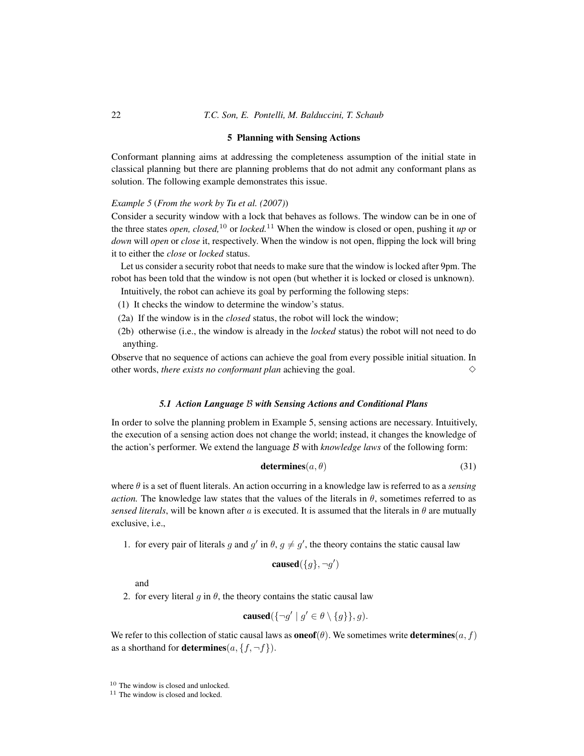## 5 Planning with Sensing Actions

Conformant planning aims at addressing the completeness assumption of the initial state in classical planning but there are planning problems that do not admit any conformant plans as solution. The following example demonstrates this issue.

*Example 5* (*From the work by Tu et al. (2007)*)
Consider a security window with a lock that behaves as follows. The window can be in one of the three states *open, closed,*[10] or *locked.*[11] When the window is closed or open, pushing it *up* or *down* will *open* or *close* it, respectively. When the window is not open, flipping the lock will bring it to either the *close* or *locked* status.

Let us consider a security robot that needs to make sure that the window is locked after 9pm. The robot has been told that the window is not open (but whether it is locked or closed is unknown).

Intuitively, the robot can achieve its goal by performing the following steps:

(1) It checks the window to determine the window's status.
(2a) If the window is in the *closed* status, the robot will lock the window;
(2b) otherwise (i.e., the window is already in the *locked* status) the robot will not need to do anything.

Observe that no sequence of actions can achieve the goal from every possible initial situation. In other words, *there exists no conformant plan* achieving the goal. $\diamond$

### 5.1 Action Language $\mathcal{B}$ with Sensing Actions and Conditional Plans

In order to solve the planning problem in Example 5, sensing actions are necessary. Intuitively, the execution of a sensing action does not change the world; instead, it changes the knowledge of the action's performer. We extend the language $\mathcal{B}$ with *knowledge laws* of the following form:

$$\textbf{determines}(a, \theta) \tag{31}$$

where $\theta$ is a set of fluent literals. An action occurring in a knowledge law is referred to as a *sensing action.* The knowledge law states that the values of the literals in $\theta$, sometimes referred to as *sensed literals*, will be known after $a$ is executed. It is assumed that the literals in $\theta$ are mutually exclusive, i.e.,

1. for every pair of literals $g$ and $g'$ in $\theta$, $g \neq g'$, the theory contains the static causal law

$$\textbf{caused}(\{g\}, \neg g')$$

and

2. for every literal $g$ in $\theta$, the theory contains the static causal law

$$\textbf{caused}(\{\neg g' \mid g' \in \theta \setminus \{g\}\}, g).$$

We refer to this collection of static causal laws as $\textbf{oneof}(\theta)$. We sometimes write $\textbf{determines}(a, f)$ as a shorthand for $\textbf{determines}(a, \{f, \neg f\})$.

[10] The window is closed and unlocked.
[11] The window is closed and locked.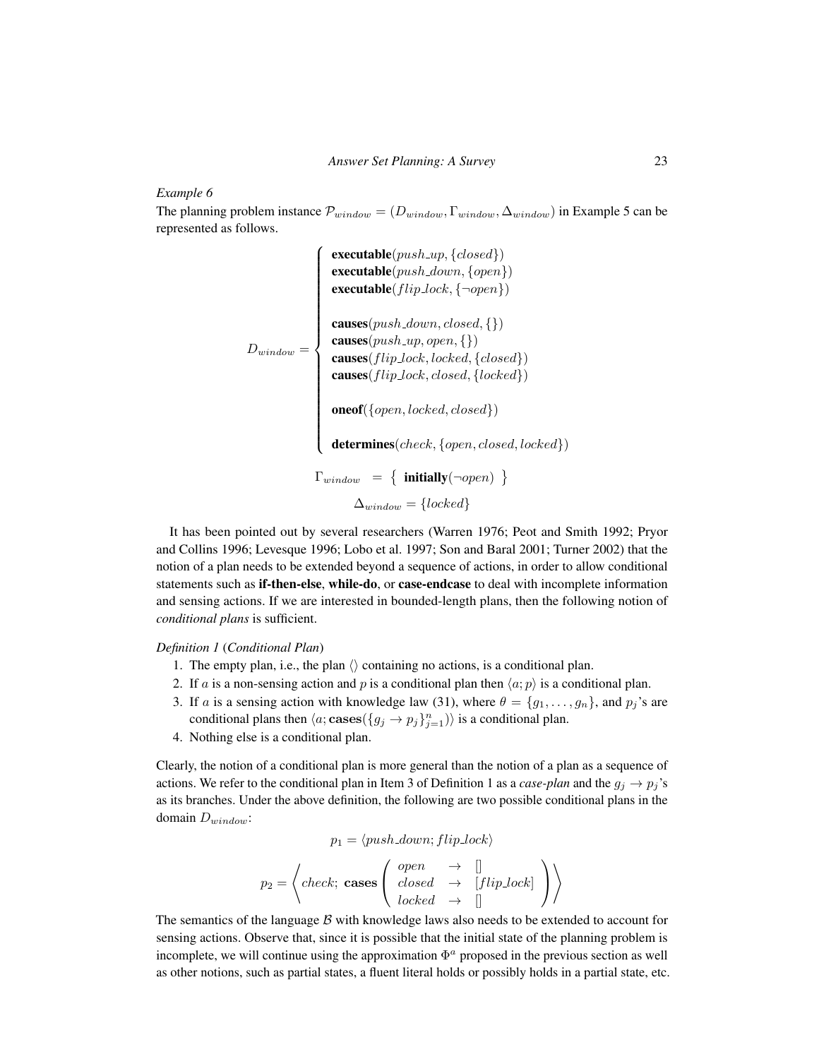*Example 6*

The planning problem instance $\mathcal{P}_{window} = (D_{window}, \Gamma_{window}, \Delta_{window})$ in Example 5 can be represented as follows.

$$D_{window} = \left\{ \begin{array}{l} \textbf{executable}(push\_up, \{closed\}) \\ \textbf{executable}(push\_down, \{open\}) \\ \textbf{executable}(flip\_lock, \{\neg open\}) \\ \\ \textbf{causes}(push\_down, closed, \{\}) \\ \textbf{causes}(push\_up, open, \{\}) \\ \textbf{causes}(flip\_lock, locked, \{closed\}) \\ \textbf{causes}(flip\_lock, closed, \{locked\}) \\ \\ \textbf{oneof}(\{open, locked, closed\}) \\ \\ \textbf{determines}(check, \{open, closed, locked\}) \end{array} \right.$$

$$\Gamma_{window} = \{ \textbf{ initially}(\neg open) \}$$

$$\Delta_{window} = \{locked\}$$

It has been pointed out by several researchers (Warren 1976; Peot and Smith 1992; Pryor and Collins 1996; Levesque 1996; Lobo et al. 1997; Son and Baral 2001; Turner 2002) that the notion of a plan needs to be extended beyond a sequence of actions, in order to allow conditional statements such as **if-then-else**, **while-do**, or **case-endcase** to deal with incomplete information and sensing actions. If we are interested in bounded-length plans, then the following notion of *conditional plans* is sufficient.

*Definition 1* (*Conditional Plan*)

1. The empty plan, i.e., the plan $\langle\rangle$ containing no actions, is a conditional plan.
2. If $a$ is a non-sensing action and $p$ is a conditional plan then $\langle a; p\rangle$ is a conditional plan.
3. If $a$ is a sensing action with knowledge law (31), where $\theta = \{g_1, \ldots, g_n\}$, and $p_j$'s are conditional plans then $\langle a; \mathbf{cases}(\{g_j \rightarrow p_j\}_{j=1}^n)\rangle$ is a conditional plan.
4. Nothing else is a conditional plan.

Clearly, the notion of a conditional plan is more general than the notion of a plan as a sequence of actions. We refer to the conditional plan in Item 3 of Definition 1 as a *case-plan* and the $g_j \rightarrow p_j$'s as its branches. Under the above definition, the following are two possible conditional plans in the domain $D_{window}$:

$$p_1 = \langle push\_down; flip\_lock\rangle$$

$$p_2 = \left\langle check;\ \mathbf{cases}\left( \begin{array}{lcl} open & \rightarrow & [] \\ closed & \rightarrow & [flip\_lock] \\ locked & \rightarrow & [] \end{array} \right) \right\rangle$$

The semantics of the language $\mathcal{B}$ with knowledge laws also needs to be extended to account for sensing actions. Observe that, since it is possible that the initial state of the planning problem is incomplete, we will continue using the approximation $\Phi^a$ proposed in the previous section as well as other notions, such as partial states, a fluent literal holds or possibly holds in a partial state, etc.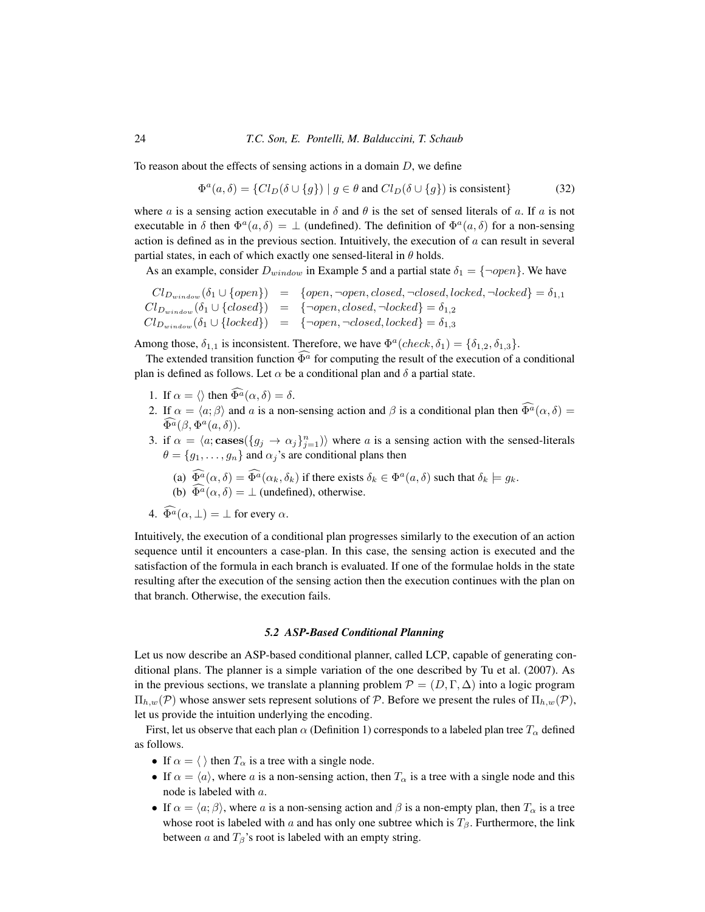To reason about the effects of sensing actions in a domain $D$, we define

$$\Phi^a(a, \delta) = \{Cl_D(\delta \cup \{g\}) \mid g \in \theta \text{ and } Cl_D(\delta \cup \{g\}) \text{ is consistent}\} \tag{32}$$

where $a$ is a sensing action executable in $\delta$ and $\theta$ is the set of sensed literals of $a$. If $a$ is not executable in $\delta$ then $\Phi^a(a, \delta) = \bot$ (undefined). The definition of $\Phi^a(a, \delta)$ for a non-sensing action is defined as in the previous section. Intuitively, the execution of $a$ can result in several partial states, in each of which exactly one sensed-literal in $\theta$ holds.

As an example, consider $D_{window}$ in Example 5 and a partial state $\delta_1 = \{\neg open\}$. We have

$$\begin{array}{rcl}
Cl_{D_{window}}(\delta_1 \cup \{open\}) & = & \{open, \neg open, closed, \neg closed, locked, \neg locked\} = \delta_{1,1} \\
Cl_{D_{window}}(\delta_1 \cup \{closed\}) & = & \{\neg open, closed, \neg locked\} = \delta_{1,2} \\
Cl_{D_{window}}(\delta_1 \cup \{locked\}) & = & \{\neg open, \neg closed, locked\} = \delta_{1,3}
\end{array}$$

Among those, $\delta_{1,1}$ is inconsistent. Therefore, we have $\Phi^a(check, \delta_1) = \{\delta_{1,2}, \delta_{1,3}\}$.

The extended transition function $\widehat{\Phi^a}$ for computing the result of the execution of a conditional plan is defined as follows. Let $\alpha$ be a conditional plan and $\delta$ a partial state.

1. If $\alpha = \langle\rangle$ then $\widehat{\Phi^a}(\alpha, \delta) = \delta$.
2. If $\alpha = \langle a; \beta\rangle$ and $a$ is a non-sensing action and $\beta$ is a conditional plan then $\widehat{\Phi^a}(\alpha, \delta) = \widehat{\Phi^a}(\beta, \Phi^a(a, \delta))$.
3. if $\alpha = \langle a; \mathbf{cases}(\{g_j \rightarrow \alpha_j\}_{j=1}^n)\rangle$ where $a$ is a sensing action with the sensed-literals $\theta = \{g_1, \ldots, g_n\}$ and $\alpha_j$'s are conditional plans then
   (a) $\widehat{\Phi^a}(\alpha, \delta) = \widehat{\Phi^a}(\alpha_k, \delta_k)$ if there exists $\delta_k \in \Phi^a(a, \delta)$ such that $\delta_k \models g_k$.
   (b) $\widehat{\Phi^a}(\alpha, \delta) = \bot$ (undefined), otherwise.
4. $\widehat{\Phi^a}(\alpha, \bot) = \bot$ for every $\alpha$.

Intuitively, the execution of a conditional plan progresses similarly to the execution of an action sequence until it encounters a case-plan. In this case, the sensing action is executed and the satisfaction of the formula in each branch is evaluated. If one of the formulae holds in the state resulting after the execution of the sensing action then the execution continues with the plan on that branch. Otherwise, the execution fails.

### *5.2 ASP-Based Conditional Planning*

Let us now describe an ASP-based conditional planner, called LCP, capable of generating conditional plans. The planner is a simple variation of the one described by Tu et al. (2007). As in the previous sections, we translate a planning problem $\mathcal{P} = (D, \Gamma, \Delta)$ into a logic program $\Pi_{h,w}(\mathcal{P})$ whose answer sets represent solutions of $\mathcal{P}$. Before we present the rules of $\Pi_{h,w}(\mathcal{P})$, let us provide the intuition underlying the encoding.

First, let us observe that each plan $\alpha$ (Definition 1) corresponds to a labeled plan tree $T_\alpha$ defined as follows.

- If $\alpha = \langle\ \rangle$ then $T_\alpha$ is a tree with a single node.
- If $\alpha = \langle a\rangle$, where $a$ is a non-sensing action, then $T_\alpha$ is a tree with a single node and this node is labeled with $a$.
- If $\alpha = \langle a; \beta\rangle$, where $a$ is a non-sensing action and $\beta$ is a non-empty plan, then $T_\alpha$ is a tree whose root is labeled with $a$ and has only one subtree which is $T_\beta$. Furthermore, the link between $a$ and $T_\beta$'s root is labeled with an empty string.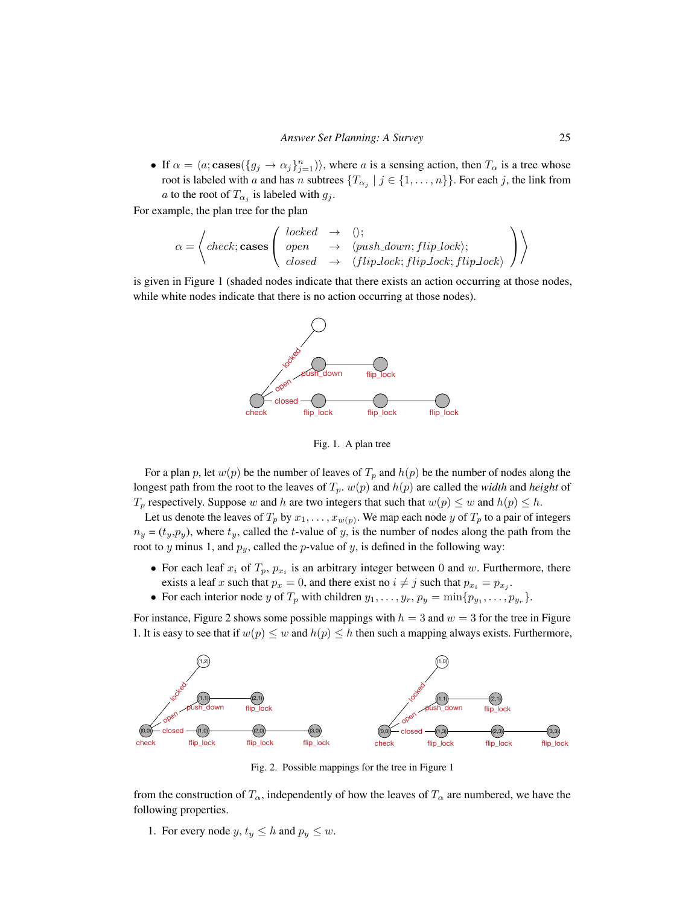- If $\alpha = \langle a; \textbf{cases}(\{g_j \rightarrow \alpha_j\}_{j=1}^{n})\rangle$, where $a$ is a sensing action, then $T_\alpha$ is a tree whose root is labeled with $a$ and has $n$ subtrees $\{T_{\alpha_j} \mid j \in \{1,\ldots,n\}\}$. For each $j$, the link from $a$ to the root of $T_{\alpha_j}$ is labeled with $g_j$.

For example, the plan tree for the plan

$$\alpha = \left\langle check; \textbf{cases} \left( \begin{array}{lcl} locked & \rightarrow & \langle\rangle; \\ open & \rightarrow & \langle push\_down; flip\_lock\rangle; \\ closed & \rightarrow & \langle flip\_lock; flip\_lock; flip\_lock\rangle \end{array} \right) \right\rangle$$

is given in Figure 1 (shaded nodes indicate that there exists an action occurring at those nodes, while white nodes indicate that there is no action occurring at those nodes).

Fig. 1. A plan tree

For a plan $p$, let $w(p)$ be the number of leaves of $T_p$ and $h(p)$ be the number of nodes along the longest path from the root to the leaves of $T_p$. $w(p)$ and $h(p)$ are called the *width* and *height* of $T_p$ respectively. Suppose $w$ and $h$ are two integers that such that $w(p) \leq w$ and $h(p) \leq h$.

Let us denote the leaves of $T_p$ by $x_1, \ldots, x_{w(p)}$. We map each node $y$ of $T_p$ to a pair of integers $n_y = (t_y, p_y)$, where $t_y$, called the $t$-value of $y$, is the number of nodes along the path from the root to $y$ minus 1, and $p_y$, called the $p$-value of $y$, is defined in the following way:

- For each leaf $x_i$ of $T_p$, $p_{x_i}$ is an arbitrary integer between 0 and $w$. Furthermore, there exists a leaf $x$ such that $p_x = 0$, and there exist no $i \neq j$ such that $p_{x_i} = p_{x_j}$.
- For each interior node $y$ of $T_p$ with children $y_1, \ldots, y_r$, $p_y = \min\{p_{y_1}, \ldots, p_{y_r}\}$.

For instance, Figure 2 shows some possible mappings with $h = 3$ and $w = 3$ for the tree in Figure 1. It is easy to see that if $w(p) \leq w$ and $h(p) \leq h$ then such a mapping always exists. Furthermore,

Fig. 2. Possible mappings for the tree in Figure 1

from the construction of $T_\alpha$, independently of how the leaves of $T_\alpha$ are numbered, we have the following properties.

1. For every node $y$, $t_y \leq h$ and $p_y \leq w$.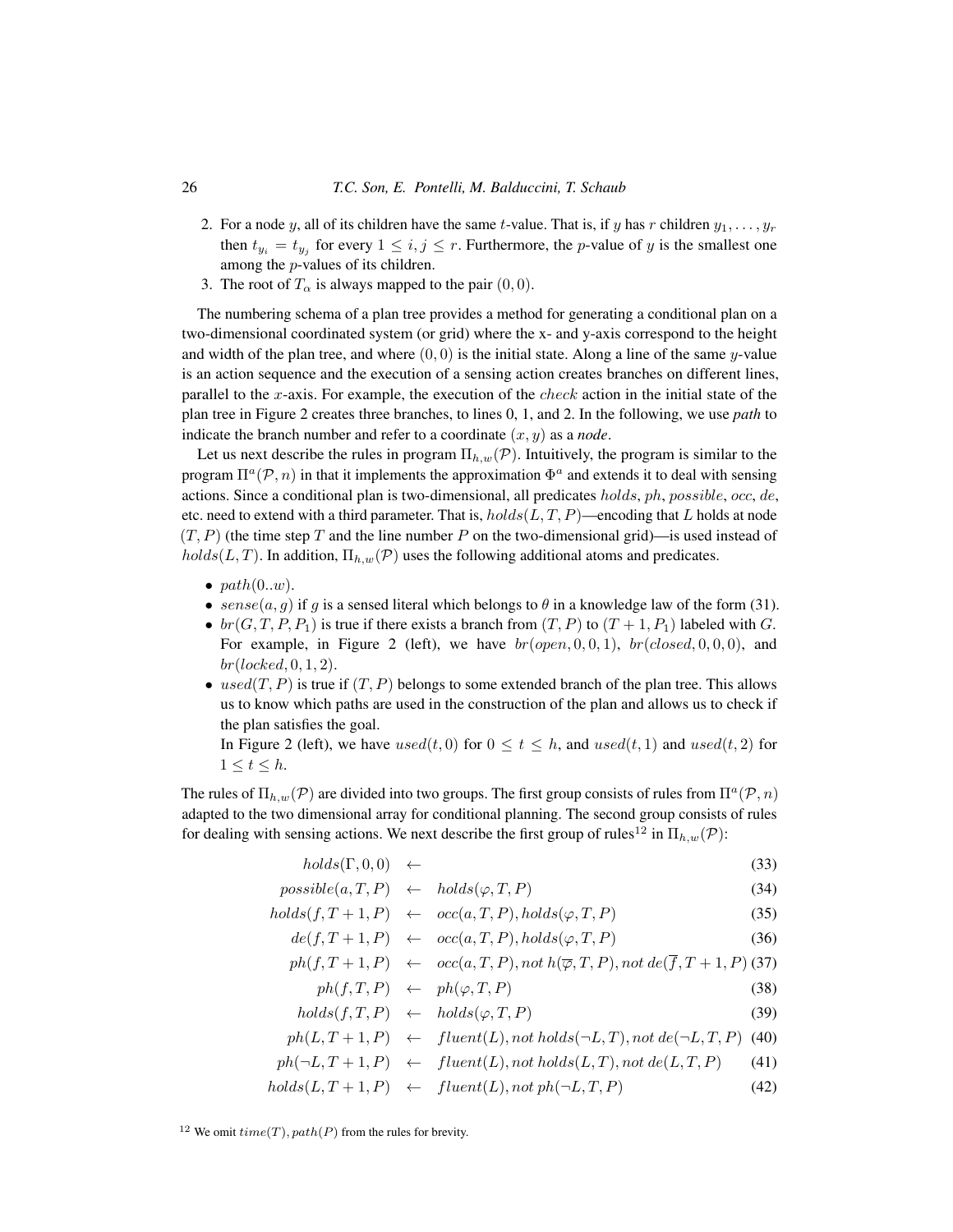2. For a node $y$, all of its children have the same $t$-value. That is, if $y$ has $r$ children $y_1, \ldots, y_r$ then $t_{y_i} = t_{y_j}$ for every $1 \leq i, j \leq r$. Furthermore, the $p$-value of $y$ is the smallest one among the $p$-values of its children.
3. The root of $T_\alpha$ is always mapped to the pair $(0, 0)$.

The numbering schema of a plan tree provides a method for generating a conditional plan on a two-dimensional coordinated system (or grid) where the x- and y-axis correspond to the height and width of the plan tree, and where $(0, 0)$ is the initial state. Along a line of the same $y$-value is an action sequence and the execution of a sensing action creates branches on different lines, parallel to the $x$-axis. For example, the execution of the $check$ action in the initial state of the plan tree in Figure 2 creates three branches, to lines 0, 1, and 2. In the following, we use *path* to indicate the branch number and refer to a coordinate $(x, y)$ as a *node*.

Let us next describe the rules in program $\Pi_{h,w}(\mathcal{P})$. Intuitively, the program is similar to the program $\Pi^a(\mathcal{P}, n)$ in that it implements the approximation $\Phi^a$ and extends it to deal with sensing actions. Since a conditional plan is two-dimensional, all predicates $holds$, $ph$, $possible$, $occ$, $de$, etc. need to extend with a third parameter. That is, $holds(L, T, P)$—encoding that $L$ holds at node $(T, P)$ (the time step $T$ and the line number $P$ on the two-dimensional grid)—is used instead of $holds(L, T)$. In addition, $\Pi_{h,w}(\mathcal{P})$ uses the following additional atoms and predicates.

- $path(0..w)$.
- $sense(a, g)$ if $g$ is a sensed literal which belongs to $\theta$ in a knowledge law of the form (31).
- $br(G, T, P, P_1)$ is true if there exists a branch from $(T, P)$ to $(T + 1, P_1)$ labeled with $G$. For example, in Figure 2 (left), we have $br(open, 0, 0, 1)$, $br(closed, 0, 0, 0)$, and $br(locked, 0, 1, 2)$.
- $used(T, P)$ is true if $(T, P)$ belongs to some extended branch of the plan tree. This allows us to know which paths are used in the construction of the plan and allows us to check if the plan satisfies the goal.
  In Figure 2 (left), we have $used(t, 0)$ for $0 \leq t \leq h$, and $used(t, 1)$ and $used(t, 2)$ for $1 \leq t \leq h$.

The rules of $\Pi_{h,w}(\mathcal{P})$ are divided into two groups. The first group consists of rules from $\Pi^a(\mathcal{P}, n)$ adapted to the two dimensional array for conditional planning. The second group consists of rules for dealing with sensing actions. We next describe the first group of rules[12] in $\Pi_{h,w}(\mathcal{P})$:

$$holds(\Gamma, 0, 0) \leftarrow \tag{33}$$

$$possible(a, T, P) \leftarrow holds(\varphi, T, P) \tag{34}$$

$$holds(f, T+1, P) \leftarrow occ(a, T, P), holds(\varphi, T, P) \tag{35}$$

$$de(f, T+1, P) \leftarrow occ(a, T, P), holds(\varphi, T, P) \tag{36}$$

$$ph(f, T+1, P) \leftarrow occ(a, T, P), not\ h(\overline{\varphi}, T, P), not\ de(\overline{f}, T+1, P) \tag{37}$$

$$ph(f, T, P) \leftarrow ph(\varphi, T, P) \tag{38}$$

$$holds(f, T, P) \leftarrow holds(\varphi, T, P) \tag{39}$$

$$ph(L, T+1, P) \leftarrow fluent(L), not\ holds(\neg L, T), not\ de(\neg L, T, P) \tag{40}$$

$$ph(\neg L, T+1, P) \leftarrow fluent(L), not\ holds(L, T), not\ de(L, T, P) \tag{41}$$

$$holds(L, T+1, P) \leftarrow fluent(L), not\ ph(\neg L, T, P) \tag{42}$$

[12] We omit $time(T), path(P)$ from the rules for brevity.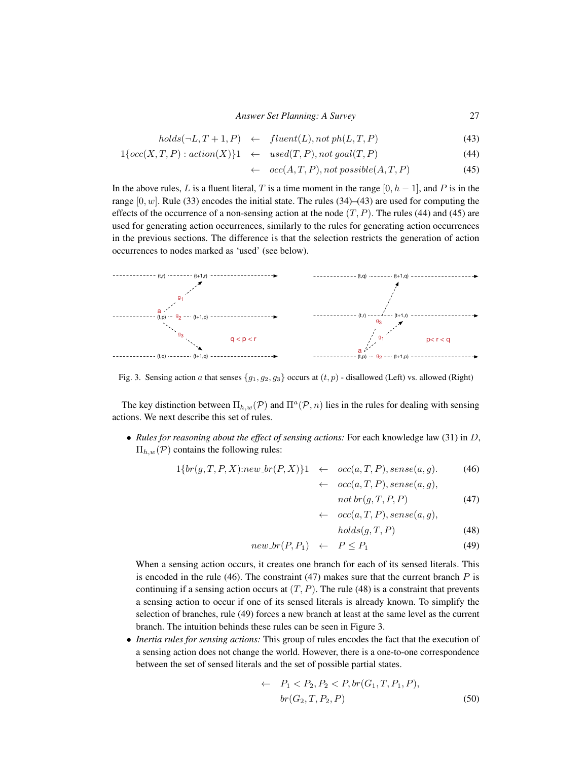$$holds(\neg L, T+1, P) \leftarrow fluent(L), not\ ph(L, T, P) \tag{43}$$

$$1\{occ(X, T, P) : action(X)\}1 \leftarrow used(T, P), not\ goal(T, P) \tag{44}$$

$$\leftarrow occ(A, T, P), not\ possible(A, T, P) \tag{45}$$

In the above rules, $L$ is a fluent literal, $T$ is a time moment in the range $[0, h-1]$, and $P$ is in the range $[0, w]$. Rule (33) encodes the initial state. The rules (34)–(43) are used for computing the effects of the occurrence of a non-sensing action at the node $(T, P)$. The rules (44) and (45) are used for generating action occurrences, similarly to the rules for generating action occurrences in the previous sections. The difference is that the selection restricts the generation of action occurrences to nodes marked as 'used' (see below).

Fig. 3. Sensing action $a$ that senses $\{g_1, g_2, g_3\}$ occurs at $(t, p)$ - disallowed (Left) vs. allowed (Right)

The key distinction between $\Pi_{h,w}(\mathcal{P})$ and $\Pi^a(\mathcal{P}, n)$ lies in the rules for dealing with sensing actions. We next describe this set of rules.

- *Rules for reasoning about the effect of sensing actions:* For each knowledge law (31) in $D$, $\Pi_{h,w}(\mathcal{P})$ contains the following rules:

$$1\{br(g, T, P, X){:}new\_br(P, X)\}1 \leftarrow occ(a, T, P), sense(a, g). \tag{46}$$

$$\leftarrow occ(a, T, P), sense(a, g), not\ br(g, T, P, P) \tag{47}$$

$$\leftarrow occ(a, T, P), sense(a, g), holds(g, T, P) \tag{48}$$

$$new\_br(P, P_1) \leftarrow P \leq P_1 \tag{49}$$

  When a sensing action occurs, it creates one branch for each of its sensed literals. This is encoded in the rule (46). The constraint (47) makes sure that the current branch $P$ is continuing if a sensing action occurs at $(T, P)$. The rule (48) is a constraint that prevents a sensing action to occur if one of its sensed literals is already known. To simplify the selection of branches, rule (49) forces a new branch at least at the same level as the current branch. The intuition behinds these rules can be seen in Figure 3.

- *Inertia rules for sensing actions:* This group of rules encodes the fact that the execution of a sensing action does not change the world. However, there is a one-to-one correspondence between the set of sensed literals and the set of possible partial states.

$$\leftarrow P_1 < P_2, P_2 < P, br(G_1, T, P_1, P), br(G_2, T, P_2, P) \tag{50}$$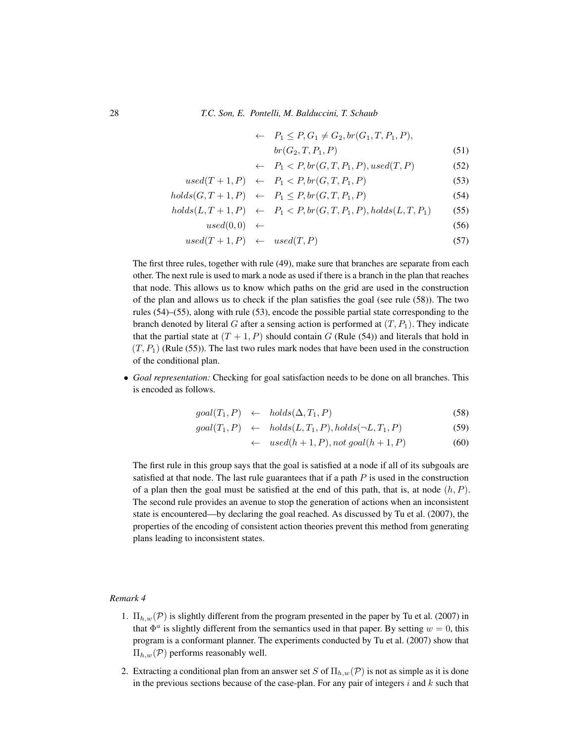$$\leftarrow \quad P_1 \leq P, G_1 \neq G_2, br(G_1, T, P_1, P), br(G_2, T, P_1, P) \tag{51}$$

$$\leftarrow \quad P_1 < P, br(G, T, P_1, P), used(T, P) \tag{52}$$

$$used(T+1, P) \quad \leftarrow \quad P_1 < P, br(G, T, P_1, P) \tag{53}$$

$$holds(G, T+1, P) \quad \leftarrow \quad P_1 \leq P, br(G, T, P_1, P) \tag{54}$$

$$holds(L, T+1, P) \quad \leftarrow \quad P_1 < P, br(G, T, P_1, P), holds(L, T, P_1) \tag{55}$$

$$used(0, 0) \quad \leftarrow \tag{56}$$

$$used(T+1, P) \quad \leftarrow \quad used(T, P) \tag{57}$$

The first three rules, together with rule (49), make sure that branches are separate from each other. The next rule is used to mark a node as used if there is a branch in the plan that reaches that node. This allows us to know which paths on the grid are used in the construction of the plan and allows us to check if the plan satisfies the goal (see rule (58)). The two rules (54)–(55), along with rule (53), encode the possible partial state corresponding to the branch denoted by literal $G$ after a sensing action is performed at $(T, P_1)$. They indicate that the partial state at $(T+1, P)$ should contain $G$ (Rule (54)) and literals that hold in $(T, P_1)$ (Rule (55)). The last two rules mark nodes that have been used in the construction of the conditional plan.

- *Goal representation:* Checking for goal satisfaction needs to be done on all branches. This is encoded as follows.

$$goal(T_1, P) \quad \leftarrow \quad holds(\Delta, T_1, P) \tag{58}$$

$$goal(T_1, P) \quad \leftarrow \quad holds(L, T_1, P), holds(\neg L, T_1, P) \tag{59}$$

$$\leftarrow \quad used(h+1, P), not\ goal(h+1, P) \tag{60}$$

The first rule in this group says that the goal is satisfied at a node if all of its subgoals are satisfied at that node. The last rule guarantees that if a path $P$ is used in the construction of a plan then the goal must be satisfied at the end of this path, that is, at node $(h, P)$. The second rule provides an avenue to stop the generation of actions when an inconsistent state is encountered—by declaring the goal reached. As discussed by Tu et al. (2007), the properties of the encoding of consistent action theories prevent this method from generating plans leading to inconsistent states.

*Remark 4*

1. $\Pi_{h,w}(\mathcal{P})$ is slightly different from the program presented in the paper by Tu et al. (2007) in that $\Phi^a$ is slightly different from the semantics used in that paper. By setting $w = 0$, this program is a conformant planner. The experiments conducted by Tu et al. (2007) show that $\Pi_{h,w}(\mathcal{P})$ performs reasonably well.
2. Extracting a conditional plan from an answer set $S$ of $\Pi_{h,w}(\mathcal{P})$ is not as simple as it is done in the previous sections because of the case-plan. For any pair of integers $i$ and $k$ such that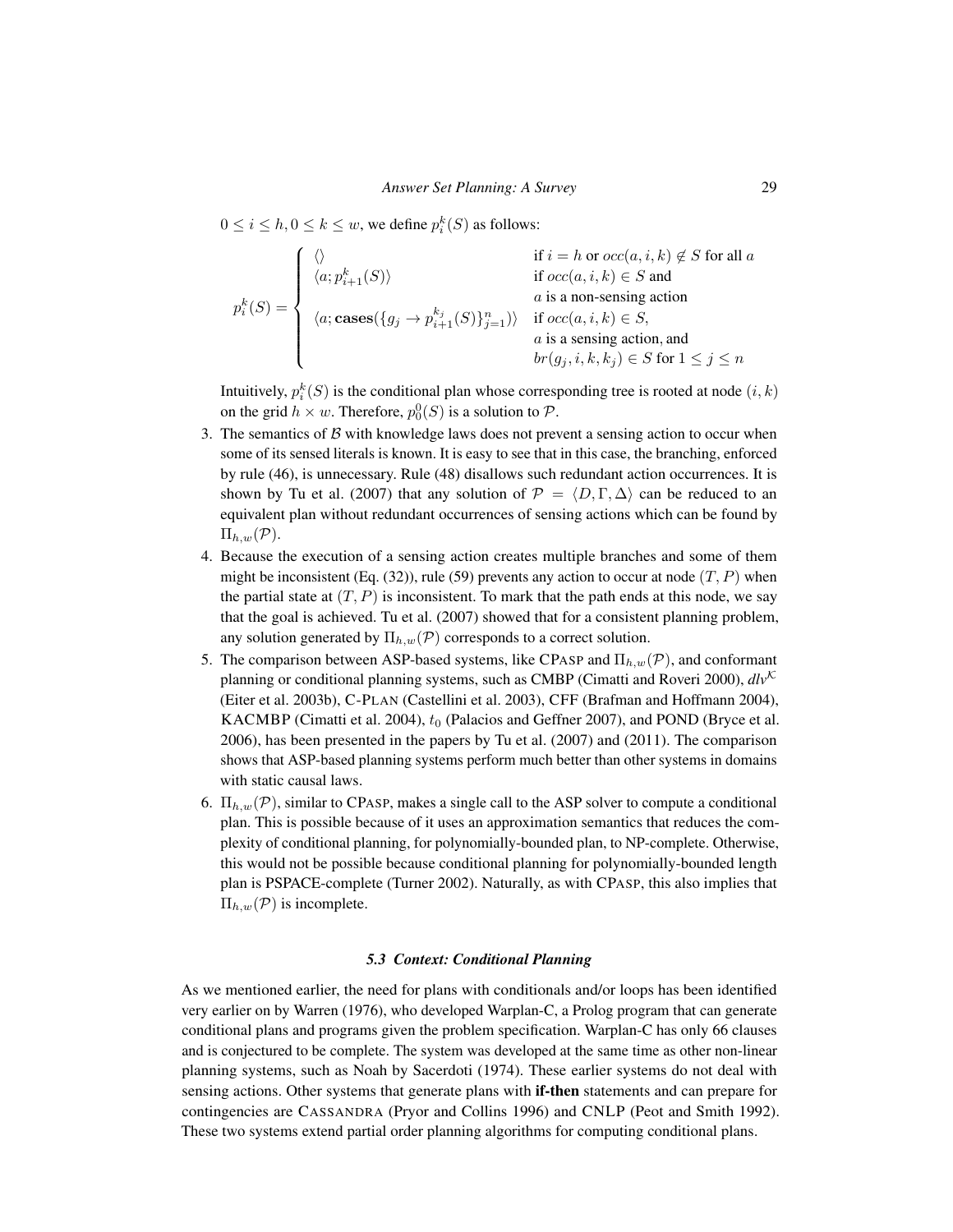$0 \leq i \leq h, 0 \leq k \leq w$, we define $p_i^k(S)$ as follows:

$$
p_i^k(S) = \begin{cases} \langle\rangle & \text{if } i = h \text{ or } occ(a,i,k) \notin S \text{ for all } a \\ \langle a; p_{i+1}^k(S)\rangle & \text{if } occ(a,i,k) \in S \text{ and} \\ & a \text{ is a non-sensing action} \\ \langle a; \mathbf{cases}(\{g_j \rightarrow p_{i+1}^{k_j}(S)\}_{j=1}^n)\rangle & \text{if } occ(a,i,k) \in S, \\ & a \text{ is a sensing action, and} \\ & br(g_j,i,k,k_j) \in S \text{ for } 1 \leq j \leq n \end{cases}
$$

Intuitively, $p_i^k(S)$ is the conditional plan whose corresponding tree is rooted at node $(i,k)$ on the grid $h \times w$. Therefore, $p_0^0(S)$ is a solution to $\mathcal{P}$.

3. The semantics of $\mathcal{B}$ with knowledge laws does not prevent a sensing action to occur when some of its sensed literals is known. It is easy to see that in this case, the branching, enforced by rule (46), is unnecessary. Rule (48) disallows such redundant action occurrences. It is shown by Tu et al. (2007) that any solution of $\mathcal{P} = \langle D, \Gamma, \Delta\rangle$ can be reduced to an equivalent plan without redundant occurrences of sensing actions which can be found by $\Pi_{h,w}(\mathcal{P})$.
4. Because the execution of a sensing action creates multiple branches and some of them might be inconsistent (Eq. (32)), rule (59) prevents any action to occur at node $(T,P)$ when the partial state at $(T,P)$ is inconsistent. To mark that the path ends at this node, we say that the goal is achieved. Tu et al. (2007) showed that for a consistent planning problem, any solution generated by $\Pi_{h,w}(\mathcal{P})$ corresponds to a correct solution.
5. The comparison between ASP-based systems, like CPASP and $\Pi_{h,w}(\mathcal{P})$, and conformant planning or conditional planning systems, such as CMBP (Cimatti and Roveri 2000), $dlv^{\mathcal{K}}$ (Eiter et al. 2003b), C-PLAN (Castellini et al. 2003), CFF (Brafman and Hoffmann 2004), KACMBP (Cimatti et al. 2004), $t_0$ (Palacios and Geffner 2007), and POND (Bryce et al. 2006), has been presented in the papers by Tu et al. (2007) and (2011). The comparison shows that ASP-based planning systems perform much better than other systems in domains with static causal laws.
6. $\Pi_{h,w}(\mathcal{P})$, similar to CPASP, makes a single call to the ASP solver to compute a conditional plan. This is possible because of it uses an approximation semantics that reduces the complexity of conditional planning, for polynomially-bounded plan, to NP-complete. Otherwise, this would not be possible because conditional planning for polynomially-bounded length plan is PSPACE-complete (Turner 2002). Naturally, as with CPASP, this also implies that $\Pi_{h,w}(\mathcal{P})$ is incomplete.

### 5.3 Context: Conditional Planning

As we mentioned earlier, the need for plans with conditionals and/or loops has been identified very earlier on by Warren (1976), who developed Warplan-C, a Prolog program that can generate conditional plans and programs given the problem specification. Warplan-C has only 66 clauses and is conjectured to be complete. The system was developed at the same time as other non-linear planning systems, such as Noah by Sacerdoti (1974). These earlier systems do not deal with sensing actions. Other systems that generate plans with **if-then** statements and can prepare for contingencies are CASSANDRA (Pryor and Collins 1996) and CNLP (Peot and Smith 1992). These two systems extend partial order planning algorithms for computing conditional plans.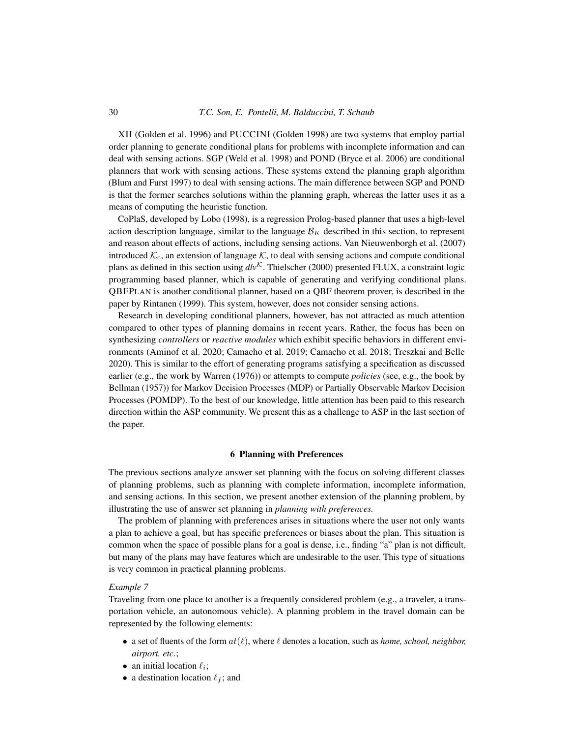XII (Golden et al. 1996) and PUCCINI (Golden 1998) are two systems that employ partial order planning to generate conditional plans for problems with incomplete information and can deal with sensing actions. SGP (Weld et al. 1998) and POND (Bryce et al. 2006) are conditional planners that work with sensing actions. These systems extend the planning graph algorithm (Blum and Furst 1997) to deal with sensing actions. The main difference between SGP and POND is that the former searches solutions within the planning graph, whereas the latter uses it as a means of computing the heuristic function.

CoPlaS, developed by Lobo (1998), is a regression Prolog-based planner that uses a high-level action description language, similar to the language $\mathcal{B}_K$ described in this section, to represent and reason about effects of actions, including sensing actions. Van Nieuwenborgh et al. (2007) introduced $\mathcal{K}_c$, an extension of language $\mathcal{K}$, to deal with sensing actions and compute conditional plans as defined in this section using $dlv^{\mathcal{K}}$. Thielscher (2000) presented FLUX, a constraint logic programming based planner, which is capable of generating and verifying conditional plans. QBFPLAN is another conditional planner, based on a QBF theorem prover, is described in the paper by Rintanen (1999). This system, however, does not consider sensing actions.

Research in developing conditional planners, however, has not attracted as much attention compared to other types of planning domains in recent years. Rather, the focus has been on synthesizing *controllers* or *reactive modules* which exhibit specific behaviors in different environments (Aminof et al. 2020; Camacho et al. 2019; Camacho et al. 2018; Treszkai and Belle 2020). This is similar to the effort of generating programs satisfying a specification as discussed earlier (e.g., the work by Warren (1976)) or attempts to compute *policies* (see, e.g., the book by Bellman (1957)) for Markov Decision Processes (MDP) or Partially Observable Markov Decision Processes (POMDP). To the best of our knowledge, little attention has been paid to this research direction within the ASP community. We present this as a challenge to ASP in the last section of the paper.

## 6 Planning with Preferences

The previous sections analyze answer set planning with the focus on solving different classes of planning problems, such as planning with complete information, incomplete information, and sensing actions. In this section, we present another extension of the planning problem, by illustrating the use of answer set planning in *planning with preferences.*

The problem of planning with preferences arises in situations where the user not only wants a plan to achieve a goal, but has specific preferences or biases about the plan. This situation is common when the space of possible plans for a goal is dense, i.e., finding "a" plan is not difficult, but many of the plans may have features which are undesirable to the user. This type of situations is very common in practical planning problems.

*Example 7*

Traveling from one place to another is a frequently considered problem (e.g., a traveler, a transportation vehicle, an autonomous vehicle). A planning problem in the travel domain can be represented by the following elements:

- a set of fluents of the form $at(\ell)$, where $\ell$ denotes a location, such as *home, school, neighbor, airport, etc.*;
- an initial location $\ell_i$;
- a destination location $\ell_f$; and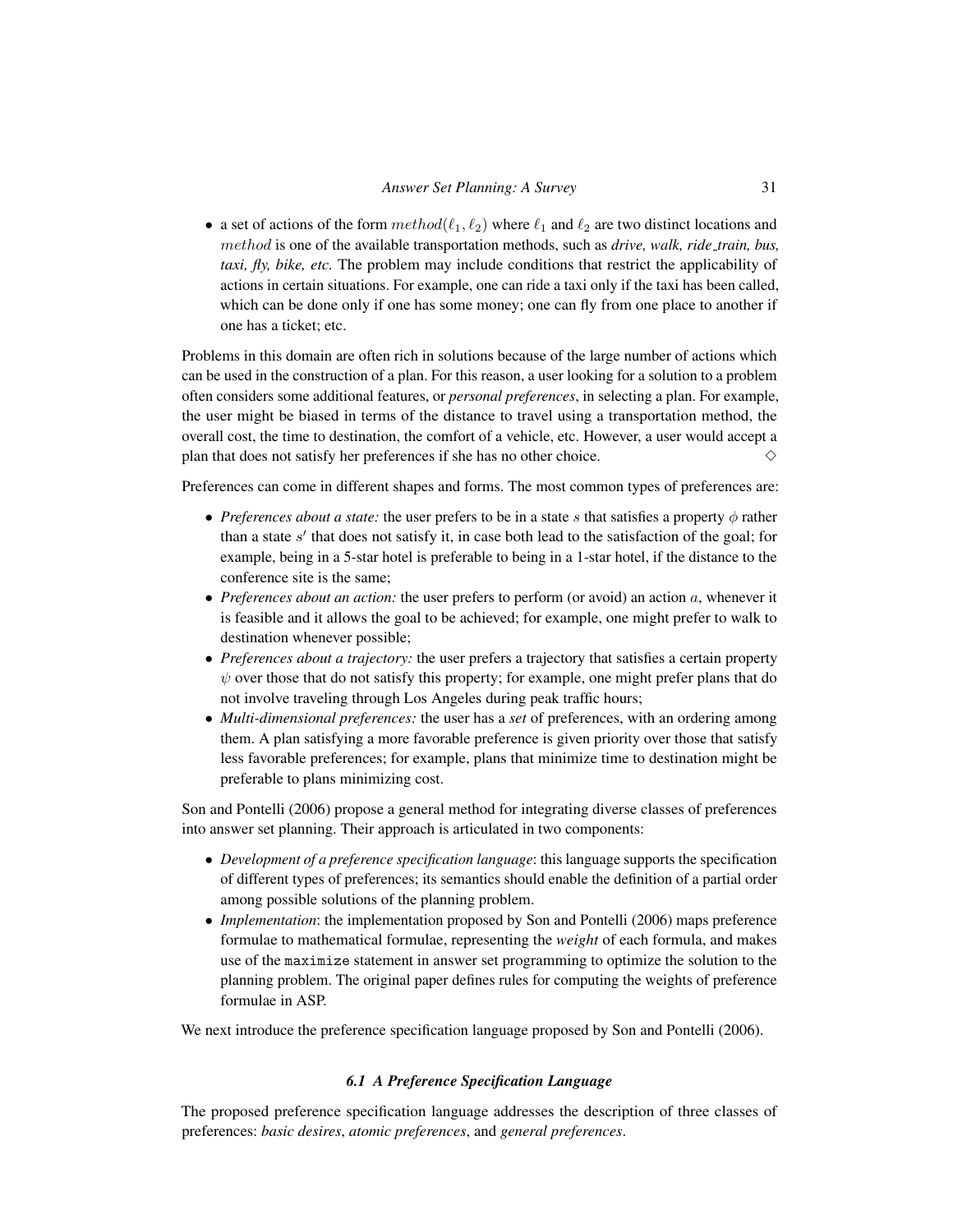- a set of actions of the form $method(\ell_1, \ell_2)$ where $\ell_1$ and $\ell_2$ are two distinct locations and $method$ is one of the available transportation methods, such as *drive, walk, ride_train, bus, taxi, fly, bike, etc.* The problem may include conditions that restrict the applicability of actions in certain situations. For example, one can ride a taxi only if the taxi has been called, which can be done only if one has some money; one can fly from one place to another if one has a ticket; etc.

Problems in this domain are often rich in solutions because of the large number of actions which can be used in the construction of a plan. For this reason, a user looking for a solution to a problem often considers some additional features, or *personal preferences*, in selecting a plan. For example, the user might be biased in terms of the distance to travel using a transportation method, the overall cost, the time to destination, the comfort of a vehicle, etc. However, a user would accept a plan that does not satisfy her preferences if she has no other choice. $\diamond$

Preferences can come in different shapes and forms. The most common types of preferences are:

- *Preferences about a state:* the user prefers to be in a state $s$ that satisfies a property $\phi$ rather than a state $s'$ that does not satisfy it, in case both lead to the satisfaction of the goal; for example, being in a 5-star hotel is preferable to being in a 1-star hotel, if the distance to the conference site is the same;
- *Preferences about an action:* the user prefers to perform (or avoid) an action $a$, whenever it is feasible and it allows the goal to be achieved; for example, one might prefer to walk to destination whenever possible;
- *Preferences about a trajectory:* the user prefers a trajectory that satisfies a certain property $\psi$ over those that do not satisfy this property; for example, one might prefer plans that do not involve traveling through Los Angeles during peak traffic hours;
- *Multi-dimensional preferences:* the user has a *set* of preferences, with an ordering among them. A plan satisfying a more favorable preference is given priority over those that satisfy less favorable preferences; for example, plans that minimize time to destination might be preferable to plans minimizing cost.

Son and Pontelli (2006) propose a general method for integrating diverse classes of preferences into answer set planning. Their approach is articulated in two components:

- *Development of a preference specification language*: this language supports the specification of different types of preferences; its semantics should enable the definition of a partial order among possible solutions of the planning problem.
- *Implementation*: the implementation proposed by Son and Pontelli (2006) maps preference formulae to mathematical formulae, representing the *weight* of each formula, and makes use of the `maximize` statement in answer set programming to optimize the solution to the planning problem. The original paper defines rules for computing the weights of preference formulae in ASP.

We next introduce the preference specification language proposed by Son and Pontelli (2006).

### *6.1 A Preference Specification Language*

The proposed preference specification language addresses the description of three classes of preferences: *basic desires*, *atomic preferences*, and *general preferences*.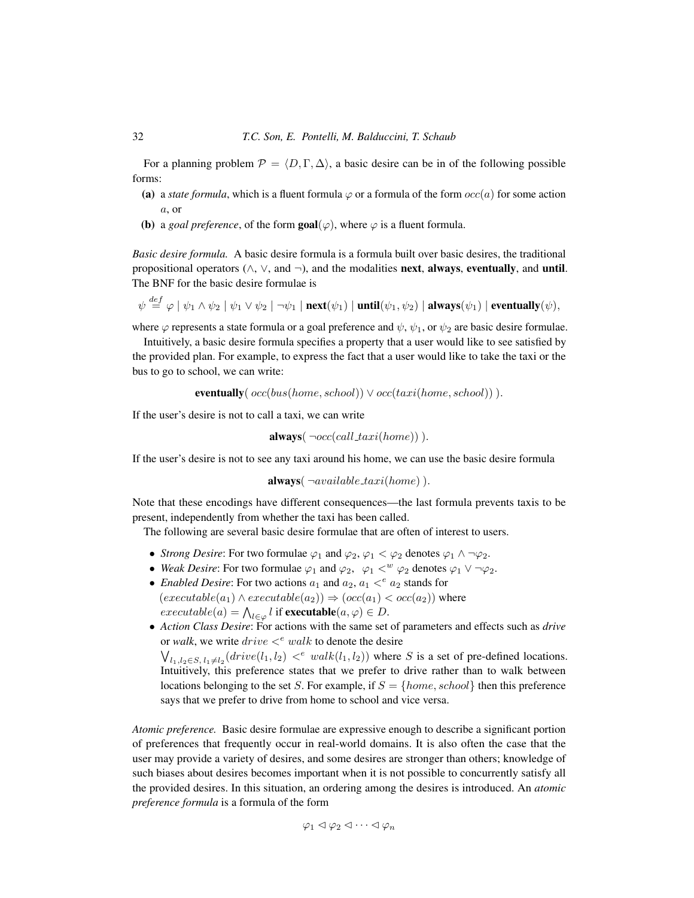For a planning problem $\mathcal{P} = \langle D, \Gamma, \Delta \rangle$, a basic desire can be in of the following possible forms:

- **(a)** a *state formula*, which is a fluent formula $\varphi$ or a formula of the form $occ(a)$ for some action $a$, or
- **(b)** a *goal preference*, of the form $\mathbf{goal}(\varphi)$, where $\varphi$ is a fluent formula.

*Basic desire formula.* A basic desire formula is a formula built over basic desires, the traditional propositional operators ($\wedge$, $\vee$, and $\neg$), and the modalities **next**, **always**, **eventually**, and **until**. The BNF for the basic desire formulae is

$$\psi \stackrel{def}{=} \varphi \mid \psi_1 \wedge \psi_2 \mid \psi_1 \vee \psi_2 \mid \neg\psi_1 \mid \mathbf{next}(\psi_1) \mid \mathbf{until}(\psi_1, \psi_2) \mid \mathbf{always}(\psi_1) \mid \mathbf{eventually}(\psi),$$

where $\varphi$ represents a state formula or a goal preference and $\psi$, $\psi_1$, or $\psi_2$ are basic desire formulae.

Intuitively, a basic desire formula specifies a property that a user would like to see satisfied by the provided plan. For example, to express the fact that a user would like to take the taxi or the bus to go to school, we can write:

$$\mathbf{eventually}(\ occ(bus(home, school)) \vee occ(taxi(home, school))\ ).$$

If the user's desire is not to call a taxi, we can write

$$\mathbf{always}(\ \neg occ(call\_taxi(home))\ ).$$

If the user's desire is not to see any taxi around his home, we can use the basic desire formula

$$\mathbf{always}(\ \neg available\_taxi(home)\ ).$$

Note that these encodings have different consequences—the last formula prevents taxis to be present, independently from whether the taxi has been called.

The following are several basic desire formulae that are often of interest to users.

- *Strong Desire*: For two formulae $\varphi_1$ and $\varphi_2$, $\varphi_1 < \varphi_2$ denotes $\varphi_1 \wedge \neg\varphi_2$.
- *Weak Desire*: For two formulae $\varphi_1$ and $\varphi_2$, $\varphi_1 <^w \varphi_2$ denotes $\varphi_1 \vee \neg\varphi_2$.
- *Enabled Desire*: For two actions $a_1$ and $a_2$, $a_1 <^e a_2$ stands for $(executable(a_1) \wedge executable(a_2)) \Rightarrow (occ(a_1) < occ(a_2))$ where $executable(a) = \bigwedge_{l \in \varphi} l$ if $\mathbf{executable}(a, \varphi) \in D$.
- *Action Class Desire*: For actions with the same set of parameters and effects such as *drive* or *walk*, we write $drive <^e walk$ to denote the desire $\bigvee_{l_1, l_2 \in S,\, l_1 \neq l_2} (drive(l_1, l_2) <^e walk(l_1, l_2))$ where $S$ is a set of pre-defined locations. Intuitively, this preference states that we prefer to drive rather than to walk between locations belonging to the set $S$. For example, if $S = \{home, school\}$ then this preference says that we prefer to drive from home to school and vice versa.

*Atomic preference.* Basic desire formulae are expressive enough to describe a significant portion of preferences that frequently occur in real-world domains. It is also often the case that the user may provide a variety of desires, and some desires are stronger than others; knowledge of such biases about desires becomes important when it is not possible to concurrently satisfy all the provided desires. In this situation, an ordering among the desires is introduced. An *atomic preference formula* is a formula of the form

$$\varphi_1 \lhd \varphi_2 \lhd \cdots \lhd \varphi_n$$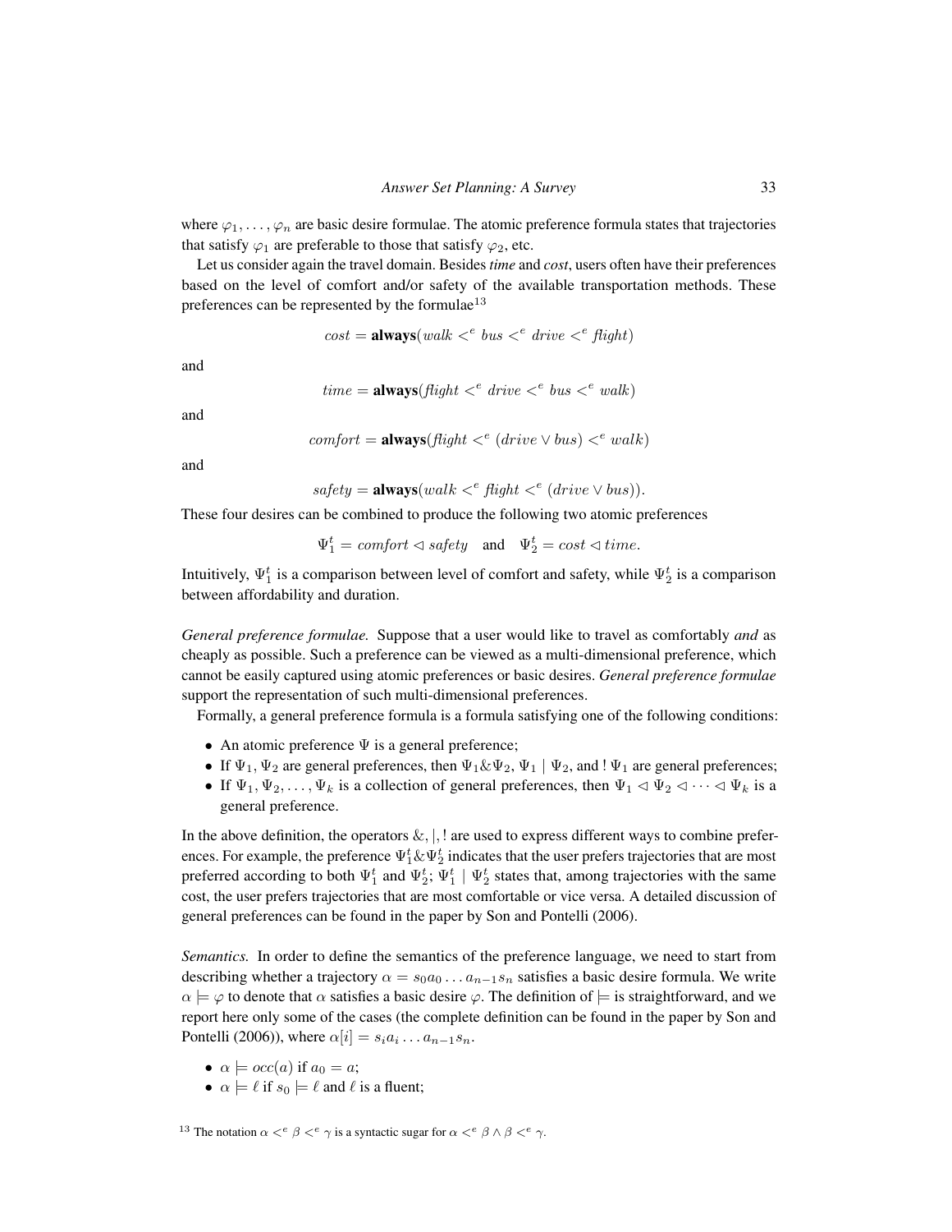where $\varphi_1, \ldots, \varphi_n$ are basic desire formulae. The atomic preference formula states that trajectories that satisfy $\varphi_1$ are preferable to those that satisfy $\varphi_2$, etc.

Let us consider again the travel domain. Besides *time* and *cost*, users often have their preferences based on the level of comfort and/or safety of the available transportation methods. These preferences can be represented by the formulae[13]

$$cost = \textbf{always}(walk <^e bus <^e drive <^e flight)$$

and

$$time = \textbf{always}(flight <^e drive <^e bus <^e walk)$$

and

$$comfort = \textbf{always}(flight <^e (drive \vee bus) <^e walk)$$

and

$$safety = \textbf{always}(walk <^e flight <^e (drive \vee bus)).$$

These four desires can be combined to produce the following two atomic preferences

$$\Psi_1^t = comfort \lhd safety \quad \text{and} \quad \Psi_2^t = cost \lhd time.$$

Intuitively, $\Psi_1^t$ is a comparison between level of comfort and safety, while $\Psi_2^t$ is a comparison between affordability and duration.

*General preference formulae.* Suppose that a user would like to travel as comfortably *and* as cheaply as possible. Such a preference can be viewed as a multi-dimensional preference, which cannot be easily captured using atomic preferences or basic desires. *General preference formulae* support the representation of such multi-dimensional preferences.

Formally, a general preference formula is a formula satisfying one of the following conditions:

- An atomic preference $\Psi$ is a general preference;
- If $\Psi_1, \Psi_2$ are general preferences, then $\Psi_1 \& \Psi_2$, $\Psi_1 \mid \Psi_2$, and $!\,\Psi_1$ are general preferences;
- If $\Psi_1, \Psi_2, \ldots, \Psi_k$ is a collection of general preferences, then $\Psi_1 \lhd \Psi_2 \lhd \cdots \lhd \Psi_k$ is a general preference.

In the above definition, the operators $\&, |, !$ are used to express different ways to combine preferences. For example, the preference $\Psi_1^t \& \Psi_2^t$ indicates that the user prefers trajectories that are most preferred according to both $\Psi_1^t$ and $\Psi_2^t$; $\Psi_1^t \mid \Psi_2^t$ states that, among trajectories with the same cost, the user prefers trajectories that are most comfortable or vice versa. A detailed discussion of general preferences can be found in the paper by Son and Pontelli (2006).

*Semantics.* In order to define the semantics of the preference language, we need to start from describing whether a trajectory $\alpha = s_0 a_0 \ldots a_{n-1} s_n$ satisfies a basic desire formula. We write $\alpha \models \varphi$ to denote that $\alpha$ satisfies a basic desire $\varphi$. The definition of $\models$ is straightforward, and we report here only some of the cases (the complete definition can be found in the paper by Son and Pontelli (2006)), where $\alpha[i] = s_i a_i \ldots a_{n-1} s_n$.

- $\alpha \models occ(a)$ if $a_0 = a$;
- $\alpha \models \ell$ if $s_0 \models \ell$ and $\ell$ is a fluent;

[13] The notation $\alpha <^e \beta <^e \gamma$ is a syntactic sugar for $\alpha <^e \beta \wedge \beta <^e \gamma$.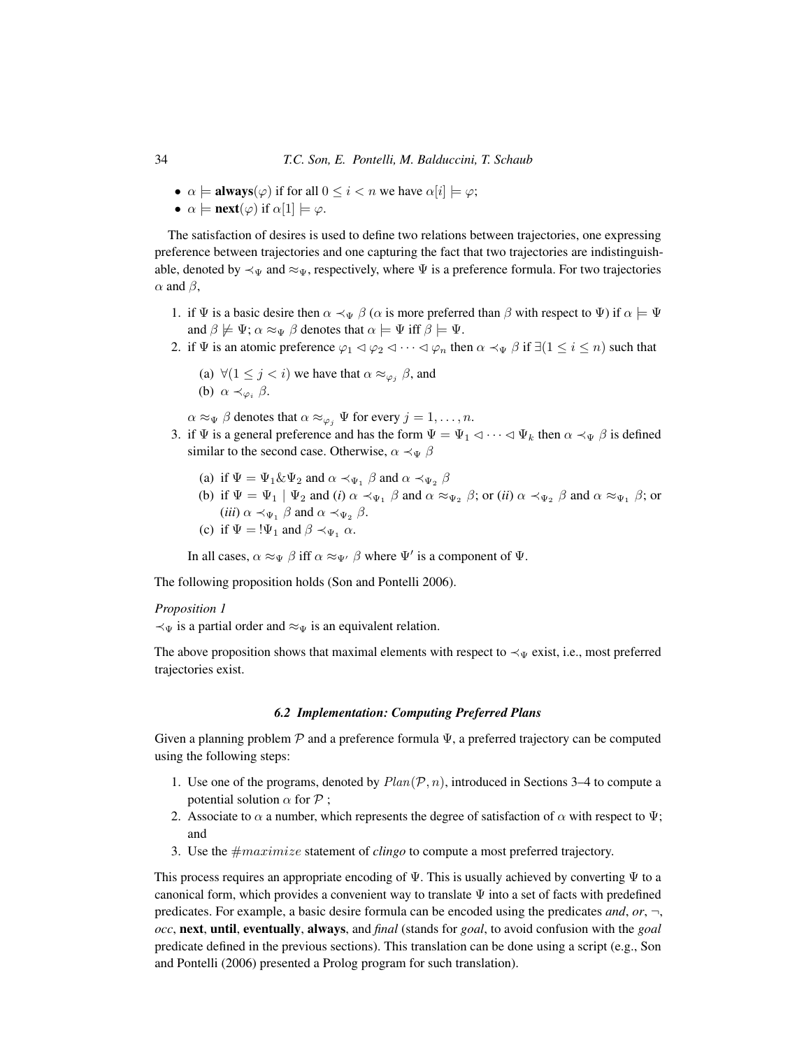- $\alpha \models \textbf{always}(\varphi)$ if for all $0 \leq i < n$ we have $\alpha[i] \models \varphi$;
- $\alpha \models \textbf{next}(\varphi)$ if $\alpha[1] \models \varphi$.

The satisfaction of desires is used to define two relations between trajectories, one expressing preference between trajectories and one capturing the fact that two trajectories are indistinguishable, denoted by $\prec_\Psi$ and $\approx_\Psi$, respectively, where $\Psi$ is a preference formula. For two trajectories $\alpha$ and $\beta$,

1. if $\Psi$ is a basic desire then $\alpha \prec_\Psi \beta$ ($\alpha$ is more preferred than $\beta$ with respect to $\Psi$) if $\alpha \models \Psi$ and $\beta \not\models \Psi$; $\alpha \approx_\Psi \beta$ denotes that $\alpha \models \Psi$ iff $\beta \models \Psi$.
2. if $\Psi$ is an atomic preference $\varphi_1 \lhd \varphi_2 \lhd \cdots \lhd \varphi_n$ then $\alpha \prec_\Psi \beta$ if $\exists (1 \leq i \leq n)$ such that

   (a) $\forall (1 \leq j < i)$ we have that $\alpha \approx_{\varphi_j} \beta$, and
   (b) $\alpha \prec_{\varphi_i} \beta$.

   $\alpha \approx_\Psi \beta$ denotes that $\alpha \approx_{\varphi_j} \Psi$ for every $j = 1, \ldots, n$.
3. if $\Psi$ is a general preference and has the form $\Psi = \Psi_1 \lhd \cdots \lhd \Psi_k$ then $\alpha \prec_\Psi \beta$ is defined similar to the second case. Otherwise, $\alpha \prec_\Psi \beta$

   (a) if $\Psi = \Psi_1 \& \Psi_2$ and $\alpha \prec_{\Psi_1} \beta$ and $\alpha \prec_{\Psi_2} \beta$
   (b) if $\Psi = \Psi_1 \mid \Psi_2$ and (*i*) $\alpha \prec_{\Psi_1} \beta$ and $\alpha \approx_{\Psi_2} \beta$; or (*ii*) $\alpha \prec_{\Psi_2} \beta$ and $\alpha \approx_{\Psi_1} \beta$; or (*iii*) $\alpha \prec_{\Psi_1} \beta$ and $\alpha \prec_{\Psi_2} \beta$.
   (c) if $\Psi = !\Psi_1$ and $\beta \prec_{\Psi_1} \alpha$.

   In all cases, $\alpha \approx_\Psi \beta$ iff $\alpha \approx_{\Psi'} \beta$ where $\Psi'$ is a component of $\Psi$.

The following proposition holds (Son and Pontelli 2006).

*Proposition 1*
$\prec_\Psi$ is a partial order and $\approx_\Psi$ is an equivalent relation.

The above proposition shows that maximal elements with respect to $\prec_\Psi$ exist, i.e., most preferred trajectories exist.

### 6.2 Implementation: Computing Preferred Plans

Given a planning problem $\mathcal{P}$ and a preference formula $\Psi$, a preferred trajectory can be computed using the following steps:

1. Use one of the programs, denoted by $Plan(\mathcal{P}, n)$, introduced in Sections 3–4 to compute a potential solution $\alpha$ for $\mathcal{P}$ ;
2. Associate to $\alpha$ a number, which represents the degree of satisfaction of $\alpha$ with respect to $\Psi$; and
3. Use the $\#maximize$ statement of *clingo* to compute a most preferred trajectory.

This process requires an appropriate encoding of $\Psi$. This is usually achieved by converting $\Psi$ to a canonical form, which provides a convenient way to translate $\Psi$ into a set of facts with predefined predicates. For example, a basic desire formula can be encoded using the predicates *and*, *or*, $\neg$, *occ*, **next**, **until**, **eventually**, **always**, and *final* (stands for *goal*, to avoid confusion with the *goal* predicate defined in the previous sections). This translation can be done using a script (e.g., Son and Pontelli (2006) presented a Prolog program for such translation).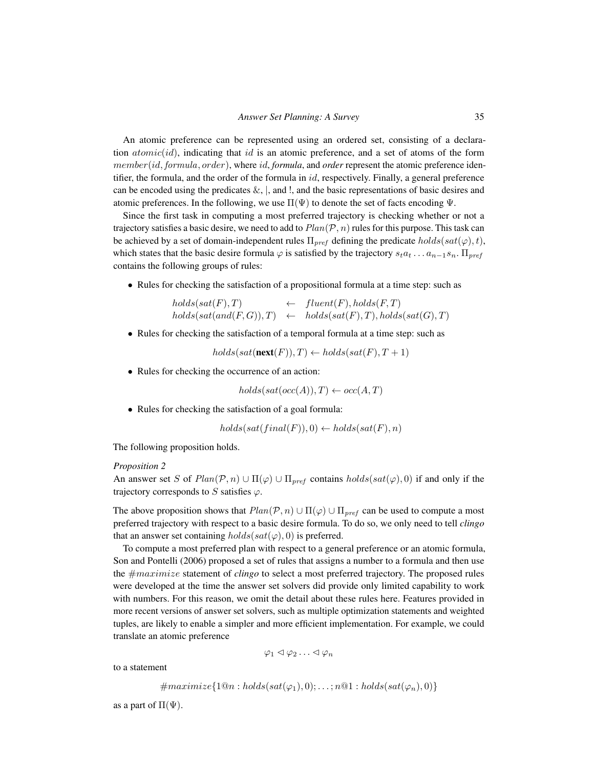An atomic preference can be represented using an ordered set, consisting of a declaration $atomic(id)$, indicating that $id$ is an atomic preference, and a set of atoms of the form $member(id, formula, order)$, where $id$, *formula*, and *order* represent the atomic preference identifier, the formula, and the order of the formula in $id$, respectively. Finally, a general preference can be encoded using the predicates &, |, and !, and the basic representations of basic desires and atomic preferences. In the following, we use $\Pi(\Psi)$ to denote the set of facts encoding $\Psi$.

Since the first task in computing a most preferred trajectory is checking whether or not a trajectory satisfies a basic desire, we need to add to $Plan(\mathcal{P}, n)$ rules for this purpose. This task can be achieved by a set of domain-independent rules $\Pi_{pref}$ defining the predicate $holds(sat(\varphi), t)$, which states that the basic desire formula $\varphi$ is satisfied by the trajectory $s_t a_t \ldots a_{n-1} s_n$. $\Pi_{pref}$ contains the following groups of rules:

- Rules for checking the satisfaction of a propositional formula at a time step: such as

$$\begin{array}{lcl} holds(sat(F), T) & \leftarrow & fluent(F), holds(F, T) \\ holds(sat(and(F, G)), T) & \leftarrow & holds(sat(F), T), holds(sat(G), T) \end{array}$$

- Rules for checking the satisfaction of a temporal formula at a time step: such as

$$holds(sat(\textbf{next}(F)), T) \leftarrow holds(sat(F), T + 1)$$

- Rules for checking the occurrence of an action:

$$holds(sat(occ(A)), T) \leftarrow occ(A, T)$$

- Rules for checking the satisfaction of a goal formula:

$$holds(sat(final(F)), 0) \leftarrow holds(sat(F), n)$$

The following proposition holds.

*Proposition 2*

An answer set $S$ of $Plan(\mathcal{P}, n) \cup \Pi(\varphi) \cup \Pi_{pref}$ contains $holds(sat(\varphi), 0)$ if and only if the trajectory corresponds to $S$ satisfies $\varphi$.

The above proposition shows that $Plan(\mathcal{P}, n) \cup \Pi(\varphi) \cup \Pi_{pref}$ can be used to compute a most preferred trajectory with respect to a basic desire formula. To do so, we only need to tell *clingo* that an answer set containing $holds(sat(\varphi), 0)$ is preferred.

To compute a most preferred plan with respect to a general preference or an atomic formula, Son and Pontelli (2006) proposed a set of rules that assigns a number to a formula and then use the $\#maximize$ statement of *clingo* to select a most preferred trajectory. The proposed rules were developed at the time the answer set solvers did provide only limited capability to work with numbers. For this reason, we omit the detail about these rules here. Features provided in more recent versions of answer set solvers, such as multiple optimization statements and weighted tuples, are likely to enable a simpler and more efficient implementation. For example, we could translate an atomic preference

$$\varphi_1 \lhd \varphi_2 \ldots \lhd \varphi_n$$

to a statement

$$\#maximize\{1@n : holds(sat(\varphi_1), 0); \ldots ; n@1 : holds(sat(\varphi_n), 0)\}$$

as a part of $\Pi(\Psi)$.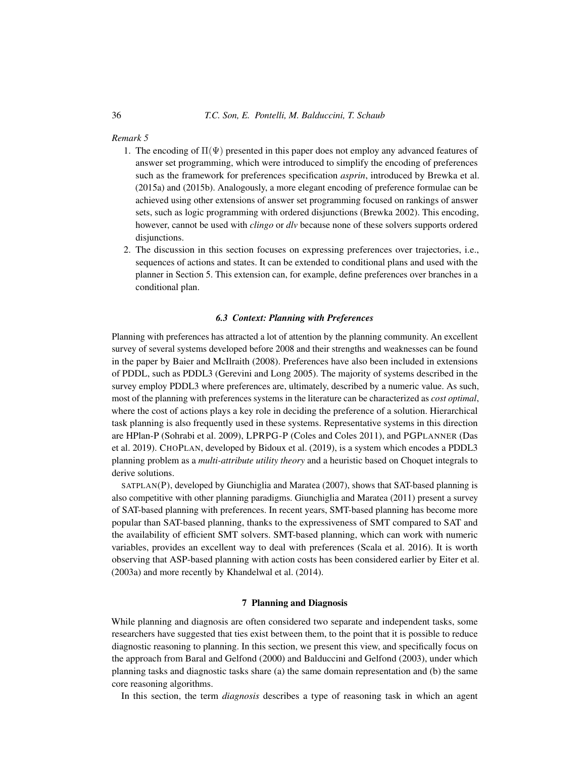*Remark 5*

1. The encoding of $\Pi(\Psi)$ presented in this paper does not employ any advanced features of answer set programming, which were introduced to simplify the encoding of preferences such as the framework for preferences specification *asprin*, introduced by Brewka et al. (2015a) and (2015b). Analogously, a more elegant encoding of preference formulae can be achieved using other extensions of answer set programming focused on rankings of answer sets, such as logic programming with ordered disjunctions (Brewka 2002). This encoding, however, cannot be used with *clingo* or *dlv* because none of these solvers supports ordered disjunctions.
2. The discussion in this section focuses on expressing preferences over trajectories, i.e., sequences of actions and states. It can be extended to conditional plans and used with the planner in Section 5. This extension can, for example, define preferences over branches in a conditional plan.

### 6.3 Context: Planning with Preferences

Planning with preferences has attracted a lot of attention by the planning community. An excellent survey of several systems developed before 2008 and their strengths and weaknesses can be found in the paper by Baier and McIlraith (2008). Preferences have also been included in extensions of PDDL, such as PDDL3 (Gerevini and Long 2005). The majority of systems described in the survey employ PDDL3 where preferences are, ultimately, described by a numeric value. As such, most of the planning with preferences systems in the literature can be characterized as *cost optimal*, where the cost of actions plays a key role in deciding the preference of a solution. Hierarchical task planning is also frequently used in these systems. Representative systems in this direction are HPlan-P (Sohrabi et al. 2009), LPRPG-P (Coles and Coles 2011), and PGPLANNER (Das et al. 2019). CHOPLAN, developed by Bidoux et al. (2019), is a system which encodes a PDDL3 planning problem as a *multi-attribute utility theory* and a heuristic based on Choquet integrals to derive solutions.

SATPLAN(P), developed by Giunchiglia and Maratea (2007), shows that SAT-based planning is also competitive with other planning paradigms. Giunchiglia and Maratea (2011) present a survey of SAT-based planning with preferences. In recent years, SMT-based planning has become more popular than SAT-based planning, thanks to the expressiveness of SMT compared to SAT and the availability of efficient SMT solvers. SMT-based planning, which can work with numeric variables, provides an excellent way to deal with preferences (Scala et al. 2016). It is worth observing that ASP-based planning with action costs has been considered earlier by Eiter et al. (2003a) and more recently by Khandelwal et al. (2014).

## 7 Planning and Diagnosis

While planning and diagnosis are often considered two separate and independent tasks, some researchers have suggested that ties exist between them, to the point that it is possible to reduce diagnostic reasoning to planning. In this section, we present this view, and specifically focus on the approach from Baral and Gelfond (2000) and Balduccini and Gelfond (2003), under which planning tasks and diagnostic tasks share (a) the same domain representation and (b) the same core reasoning algorithms.

In this section, the term *diagnosis* describes a type of reasoning task in which an agent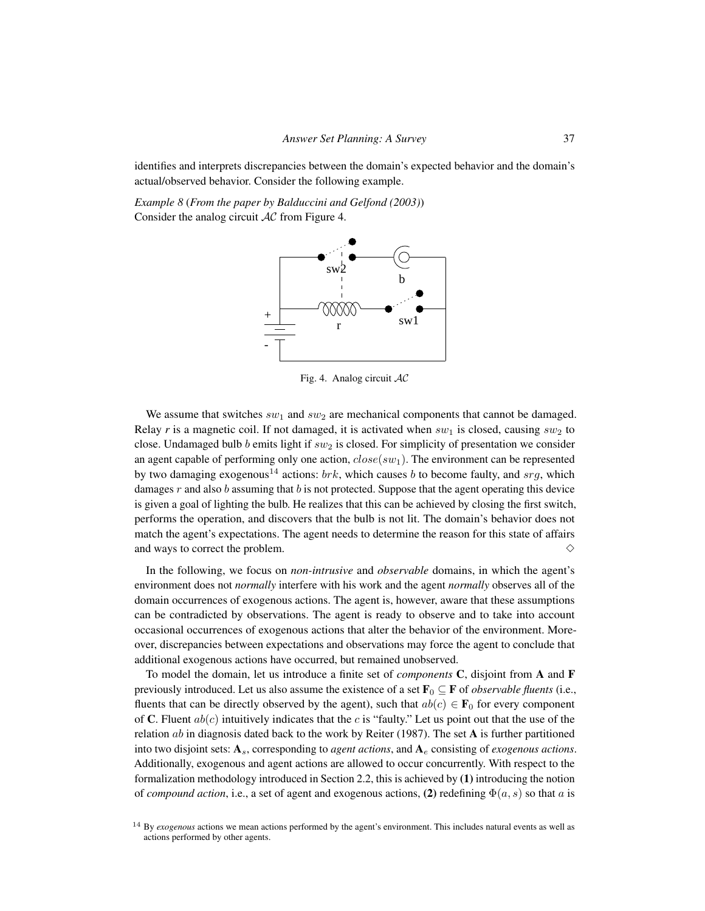identifies and interprets discrepancies between the domain's expected behavior and the domain's actual/observed behavior. Consider the following example.

*Example 8* (*From the paper by Balduccini and Gelfond (2003)*)
Consider the analog circuit $\mathcal{AC}$ from Figure 4.

Fig. 4. Analog circuit $\mathcal{AC}$

We assume that switches $sw_1$ and $sw_2$ are mechanical components that cannot be damaged. Relay *r* is a magnetic coil. If not damaged, it is activated when $sw_1$ is closed, causing $sw_2$ to close. Undamaged bulb $b$ emits light if $sw_2$ is closed. For simplicity of presentation we consider an agent capable of performing only one action, $close(sw_1)$. The environment can be represented by two damaging exogenous[14] actions: $brk$, which causes $b$ to become faulty, and $srg$, which damages $r$ and also $b$ assuming that $b$ is not protected. Suppose that the agent operating this device is given a goal of lighting the bulb. He realizes that this can be achieved by closing the first switch, performs the operation, and discovers that the bulb is not lit. The domain's behavior does not match the agent's expectations. The agent needs to determine the reason for this state of affairs and ways to correct the problem. $\diamond$

In the following, we focus on *non-intrusive* and *observable* domains, in which the agent's environment does not *normally* interfere with his work and the agent *normally* observes all of the domain occurrences of exogenous actions. The agent is, however, aware that these assumptions can be contradicted by observations. The agent is ready to observe and to take into account occasional occurrences of exogenous actions that alter the behavior of the environment. Moreover, discrepancies between expectations and observations may force the agent to conclude that additional exogenous actions have occurred, but remained unobserved.

To model the domain, let us introduce a finite set of *components* $\mathbf{C}$, disjoint from $\mathbf{A}$ and $\mathbf{F}$ previously introduced. Let us also assume the existence of a set $\mathbf{F}_0 \subseteq \mathbf{F}$ of *observable fluents* (i.e., fluents that can be directly observed by the agent), such that $ab(c) \in \mathbf{F}_0$ for every component of $\mathbf{C}$. Fluent $ab(c)$ intuitively indicates that the $c$ is "faulty." Let us point out that the use of the relation $ab$ in diagnosis dated back to the work by Reiter (1987). The set $\mathbf{A}$ is further partitioned into two disjoint sets: $\mathbf{A}_s$, corresponding to *agent actions*, and $\mathbf{A}_e$ consisting of *exogenous actions*. Additionally, exogenous and agent actions are allowed to occur concurrently. With respect to the formalization methodology introduced in Section 2.2, this is achieved by **(1)** introducing the notion of *compound action*, i.e., a set of agent and exogenous actions, **(2)** redefining $\Phi(a, s)$ so that $a$ is

[14] By *exogenous* actions we mean actions performed by the agent's environment. This includes natural events as well as actions performed by other agents.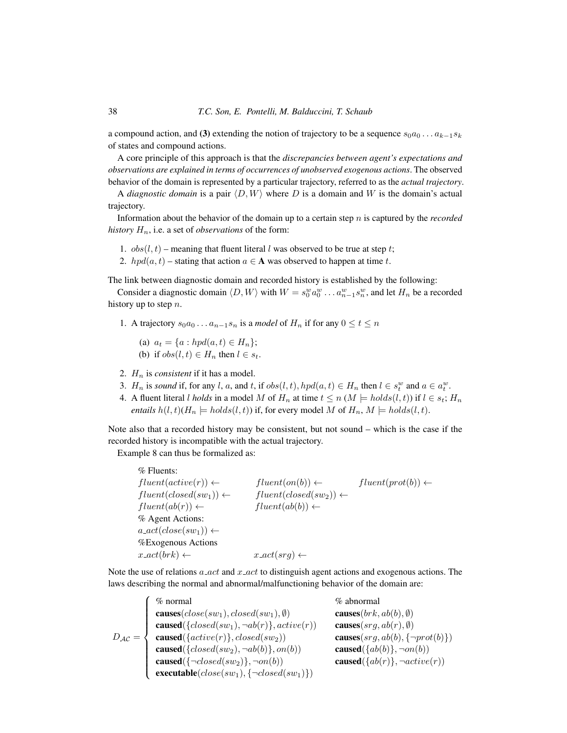a compound action, and **(3)** extending the notion of trajectory to be a sequence $s_0 a_0 \dots a_{k-1} s_k$ of states and compound actions.

A core principle of this approach is that the *discrepancies between agent's expectations and observations are explained in terms of occurrences of unobserved exogenous actions*. The observed behavior of the domain is represented by a particular trajectory, referred to as the *actual trajectory*.

A *diagnostic domain* is a pair $\langle D, W \rangle$ where $D$ is a domain and $W$ is the domain's actual trajectory.

Information about the behavior of the domain up to a certain step $n$ is captured by the *recorded history* $H_n$, i.e. a set of *observations* of the form:

1. $obs(l, t)$ – meaning that fluent literal $l$ was observed to be true at step $t$;
2. $hpd(a, t)$ – stating that action $a \in \mathbf{A}$ was observed to happen at time $t$.

The link between diagnostic domain and recorded history is established by the following:

Consider a diagnostic domain $\langle D, W \rangle$ with $W = s_0^w a_0^w \dots a_{n-1}^w s_n^w$, and let $H_n$ be a recorded history up to step $n$.

1. A trajectory $s_0 a_0 \dots a_{n-1} s_n$ is a *model* of $H_n$ if for any $0 \leq t \leq n$
   (a) $a_t = \{a : hpd(a, t) \in H_n\}$;
   (b) if $obs(l, t) \in H_n$ then $l \in s_t$.
2. $H_n$ is *consistent* if it has a model.
3. $H_n$ is *sound* if, for any $l$, $a$, and $t$, if $obs(l, t), hpd(a, t) \in H_n$ then $l \in s_t^w$ and $a \in a_t^w$.
4. A fluent literal $l$ *holds* in a model $M$ of $H_n$ at time $t \leq n$ ($M \models holds(l, t)$) if $l \in s_t$; $H_n$ *entails* $h(l, t)$ ($H_n \models holds(l, t)$) if, for every model $M$ of $H_n$, $M \models holds(l, t)$.

Note also that a recorded history may be consistent, but not sound – which is the case if the recorded history is incompatible with the actual trajectory.

Example 8 can thus be formalized as:

% Fluents:
$fluent(active(r)) \leftarrow$ $\quad fluent(on(b)) \leftarrow$ $\quad fluent(prot(b)) \leftarrow$
$fluent(closed(sw_1)) \leftarrow$ $\quad fluent(closed(sw_2)) \leftarrow$
$fluent(ab(r)) \leftarrow$ $\quad fluent(ab(b)) \leftarrow$
% Agent Actions:
$a\_act(close(sw_1)) \leftarrow$
%Exogenous Actions
$x\_act(brk) \leftarrow$ $\quad x\_act(srg) \leftarrow$

Note the use of relations $a\_act$ and $x\_act$ to distinguish agent actions and exogenous actions. The laws describing the normal and abnormal/malfunctioning behavior of the domain are:

$$
D_{\mathcal{AC}} = \left\{
\begin{array}{ll}
\text{\% normal} & \text{\% abnormal} \\
\textbf{causes}(close(sw_1), closed(sw_1), \emptyset) & \textbf{causes}(brk, ab(b), \emptyset) \\
\textbf{caused}(\{closed(sw_1), \neg ab(r)\}, active(r)) & \textbf{causes}(srg, ab(r), \emptyset) \\
\textbf{caused}(\{active(r)\}, closed(sw_2)) & \textbf{causes}(srg, ab(b), \{\neg prot(b)\}) \\
\textbf{caused}(\{closed(sw_2), \neg ab(b)\}, on(b)) & \textbf{caused}(\{ab(b)\}, \neg on(b)) \\
\textbf{caused}(\{\neg closed(sw_2)\}, \neg on(b)) & \textbf{caused}(\{ab(r)\}, \neg active(r)) \\
\textbf{executable}(close(sw_1), \{\neg closed(sw_1)\}) &
\end{array}
\right.
$$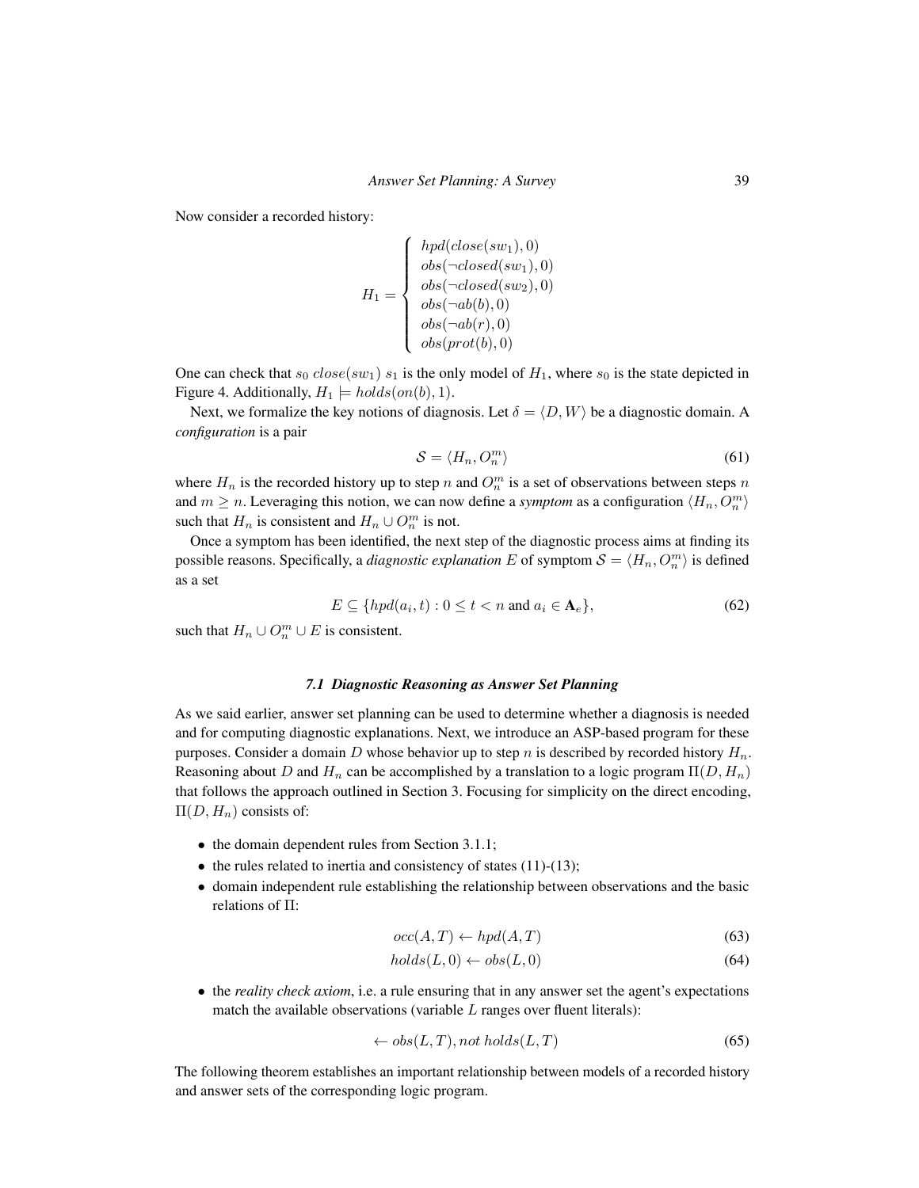Now consider a recorded history:

$$H_1 = \left\{ \begin{array}{l} hpd(close(sw_1), 0) \\ obs(\neg closed(sw_1), 0) \\ obs(\neg closed(sw_2), 0) \\ obs(\neg ab(b), 0) \\ obs(\neg ab(r), 0) \\ obs(prot(b), 0) \end{array} \right.$$

One can check that $s_0 \; close(sw_1) \; s_1$ is the only model of $H_1$, where $s_0$ is the state depicted in Figure 4. Additionally, $H_1 \models holds(on(b), 1)$.

Next, we formalize the key notions of diagnosis. Let $\delta = \langle D, W \rangle$ be a diagnostic domain. A *configuration* is a pair

$$\mathcal{S} = \langle H_n, O_n^m \rangle \tag{61}$$

where $H_n$ is the recorded history up to step $n$ and $O_n^m$ is a set of observations between steps $n$ and $m \geq n$. Leveraging this notion, we can now define a *symptom* as a configuration $\langle H_n, O_n^m \rangle$ such that $H_n$ is consistent and $H_n \cup O_n^m$ is not.

Once a symptom has been identified, the next step of the diagnostic process aims at finding its possible reasons. Specifically, a *diagnostic explanation* $E$ of symptom $\mathcal{S} = \langle H_n, O_n^m \rangle$ is defined as a set

$$E \subseteq \{hpd(a_i, t) : 0 \leq t < n \text{ and } a_i \in \mathbf{A}_e\}, \tag{62}$$

such that $H_n \cup O_n^m \cup E$ is consistent.

### *7.1 Diagnostic Reasoning as Answer Set Planning*

As we said earlier, answer set planning can be used to determine whether a diagnosis is needed and for computing diagnostic explanations. Next, we introduce an ASP-based program for these purposes. Consider a domain $D$ whose behavior up to step $n$ is described by recorded history $H_n$. Reasoning about $D$ and $H_n$ can be accomplished by a translation to a logic program $\Pi(D, H_n)$ that follows the approach outlined in Section 3. Focusing for simplicity on the direct encoding, $\Pi(D, H_n)$ consists of:

- the domain dependent rules from Section 3.1.1;
- the rules related to inertia and consistency of states (11)-(13);
- domain independent rule establishing the relationship between observations and the basic relations of $\Pi$:

$$occ(A, T) \leftarrow hpd(A, T) \tag{63}$$

$$holds(L, 0) \leftarrow obs(L, 0) \tag{64}$$

- the *reality check axiom*, i.e. a rule ensuring that in any answer set the agent's expectations match the available observations (variable $L$ ranges over fluent literals):

$$\leftarrow obs(L, T), not \; holds(L, T) \tag{65}$$

The following theorem establishes an important relationship between models of a recorded history and answer sets of the corresponding logic program.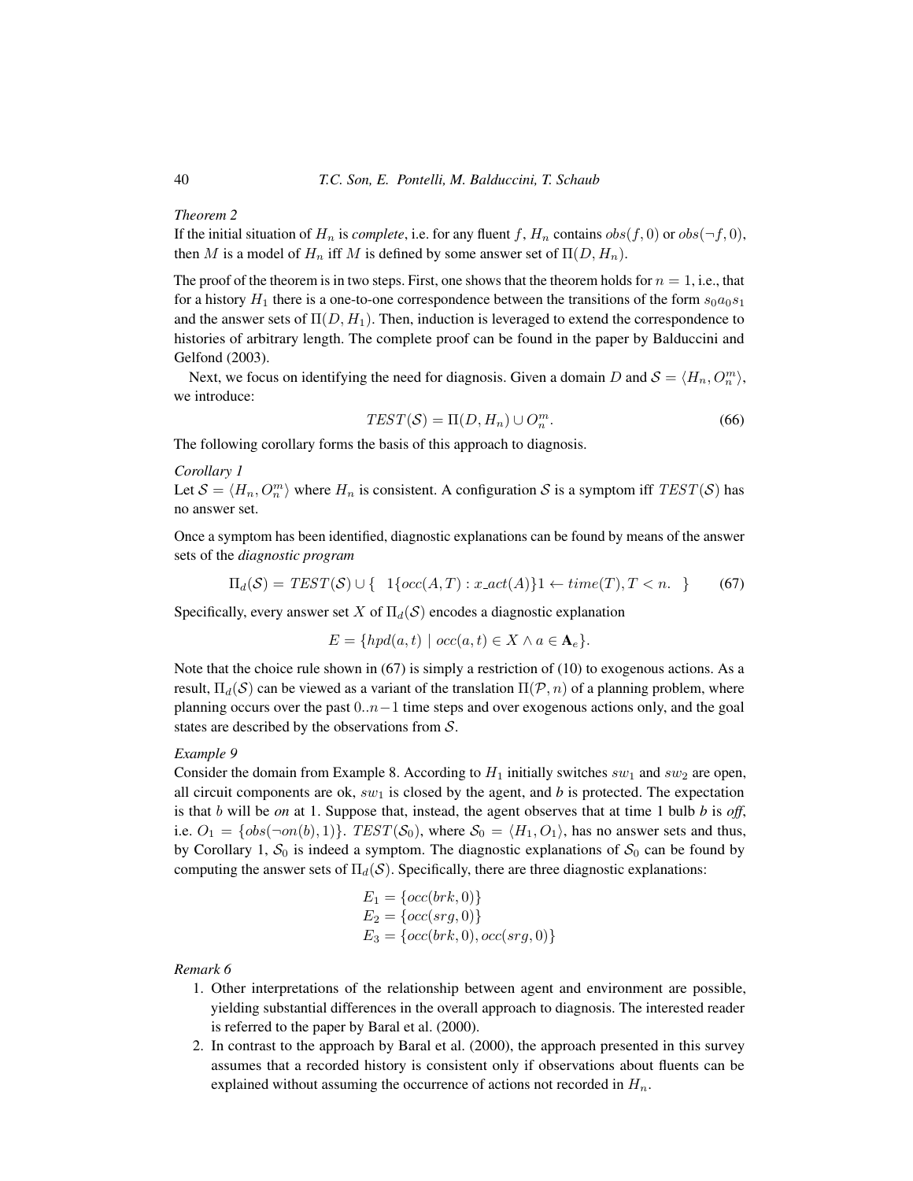*Theorem 2*

If the initial situation of $H_n$ is *complete*, i.e. for any fluent $f$, $H_n$ contains $obs(f, 0)$ or $obs(\neg f, 0)$, then $M$ is a model of $H_n$ iff $M$ is defined by some answer set of $\Pi(D, H_n)$.

The proof of the theorem is in two steps. First, one shows that the theorem holds for $n = 1$, i.e., that for a history $H_1$ there is a one-to-one correspondence between the transitions of the form $s_0 a_0 s_1$ and the answer sets of $\Pi(D, H_1)$. Then, induction is leveraged to extend the correspondence to histories of arbitrary length. The complete proof can be found in the paper by Balduccini and Gelfond (2003).

Next, we focus on identifying the need for diagnosis. Given a domain $D$ and $\mathcal{S} = \langle H_n, O_n^m \rangle$, we introduce:

$$TEST(\mathcal{S}) = \Pi(D, H_n) \cup O_n^m. \tag{66}$$

The following corollary forms the basis of this approach to diagnosis.

*Corollary 1*

Let $\mathcal{S} = \langle H_n, O_n^m \rangle$ where $H_n$ is consistent. A configuration $\mathcal{S}$ is a symptom iff $TEST(\mathcal{S})$ has no answer set.

Once a symptom has been identified, diagnostic explanations can be found by means of the answer sets of the *diagnostic program*

$$\Pi_d(\mathcal{S}) = TEST(\mathcal{S}) \cup \{ \quad 1\{occ(A,T) : x\_act(A)\}1 \leftarrow time(T), T < n. \quad \} \tag{67}$$

Specifically, every answer set $X$ of $\Pi_d(\mathcal{S})$ encodes a diagnostic explanation

$$E = \{hpd(a,t) \mid occ(a,t) \in X \wedge a \in \mathbf{A}_e\}.$$

Note that the choice rule shown in (67) is simply a restriction of (10) to exogenous actions. As a result, $\Pi_d(\mathcal{S})$ can be viewed as a variant of the translation $\Pi(\mathcal{P}, n)$ of a planning problem, where planning occurs over the past $0..n-1$ time steps and over exogenous actions only, and the goal states are described by the observations from $\mathcal{S}$.

*Example 9*

Consider the domain from Example 8. According to $H_1$ initially switches $sw_1$ and $sw_2$ are open, all circuit components are ok, $sw_1$ is closed by the agent, and $b$ is protected. The expectation is that $b$ will be *on* at 1. Suppose that, instead, the agent observes that at time 1 bulb $b$ is *off*, i.e. $O_1 = \{obs(\neg on(b), 1)\}$. $TEST(\mathcal{S}_0)$, where $\mathcal{S}_0 = \langle H_1, O_1 \rangle$, has no answer sets and thus, by Corollary 1, $\mathcal{S}_0$ is indeed a symptom. The diagnostic explanations of $\mathcal{S}_0$ can be found by computing the answer sets of $\Pi_d(\mathcal{S})$. Specifically, there are three diagnostic explanations:

$$\begin{array}{l} E_1 = \{occ(brk, 0)\} \\ E_2 = \{occ(srg, 0)\} \\ E_3 = \{occ(brk, 0), occ(srg, 0)\} \end{array}$$

*Remark 6*

1. Other interpretations of the relationship between agent and environment are possible, yielding substantial differences in the overall approach to diagnosis. The interested reader is referred to the paper by Baral et al. (2000).
2. In contrast to the approach by Baral et al. (2000), the approach presented in this survey assumes that a recorded history is consistent only if observations about fluents can be explained without assuming the occurrence of actions not recorded in $H_n$.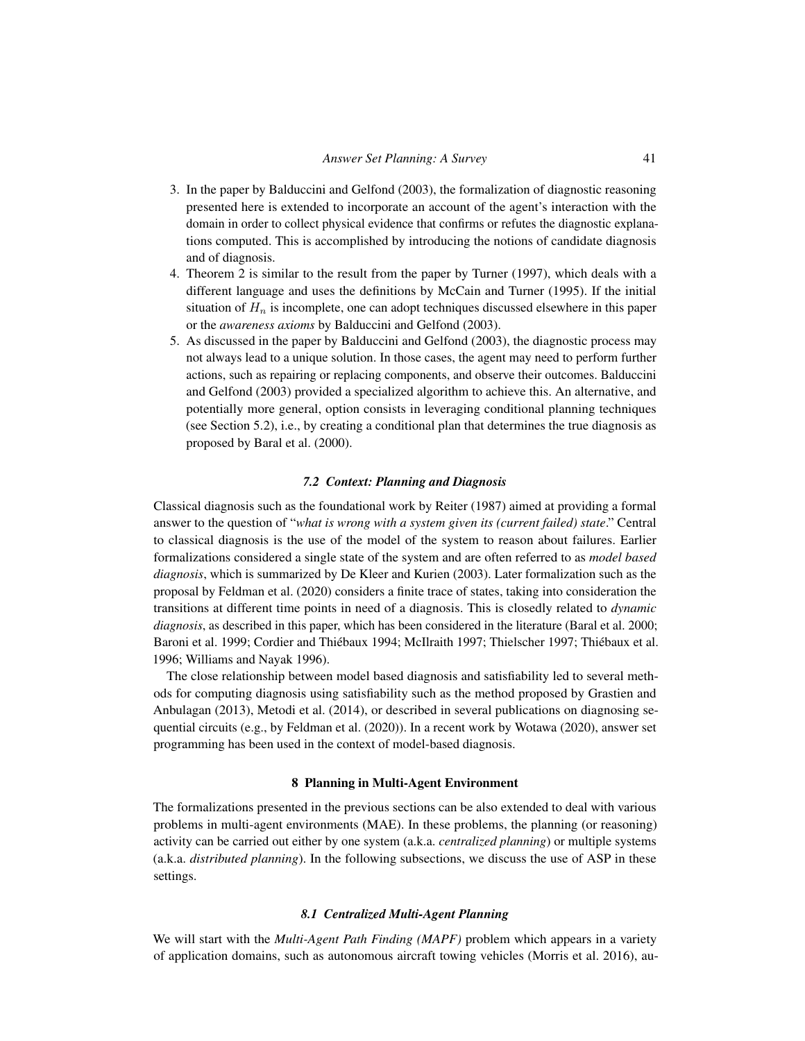3. In the paper by Balduccini and Gelfond (2003), the formalization of diagnostic reasoning presented here is extended to incorporate an account of the agent's interaction with the domain in order to collect physical evidence that confirms or refutes the diagnostic explanations computed. This is accomplished by introducing the notions of candidate diagnosis and of diagnosis.
4. Theorem 2 is similar to the result from the paper by Turner (1997), which deals with a different language and uses the definitions by McCain and Turner (1995). If the initial situation of $H_n$ is incomplete, one can adopt techniques discussed elsewhere in this paper or the *awareness axioms* by Balduccini and Gelfond (2003).
5. As discussed in the paper by Balduccini and Gelfond (2003), the diagnostic process may not always lead to a unique solution. In those cases, the agent may need to perform further actions, such as repairing or replacing components, and observe their outcomes. Balduccini and Gelfond (2003) provided a specialized algorithm to achieve this. An alternative, and potentially more general, option consists in leveraging conditional planning techniques (see Section 5.2), i.e., by creating a conditional plan that determines the true diagnosis as proposed by Baral et al. (2000).

### *7.2 Context: Planning and Diagnosis*

Classical diagnosis such as the foundational work by Reiter (1987) aimed at providing a formal answer to the question of "*what is wrong with a system given its (current failed) state*." Central to classical diagnosis is the use of the model of the system to reason about failures. Earlier formalizations considered a single state of the system and are often referred to as *model based diagnosis*, which is summarized by De Kleer and Kurien (2003). Later formalization such as the proposal by Feldman et al. (2020) considers a finite trace of states, taking into consideration the transitions at different time points in need of a diagnosis. This is closedly related to *dynamic diagnosis*, as described in this paper, which has been considered in the literature (Baral et al. 2000; Baroni et al. 1999; Cordier and Thiébaux 1994; McIlraith 1997; Thielscher 1997; Thiébaux et al. 1996; Williams and Nayak 1996).

The close relationship between model based diagnosis and satisfiability led to several methods for computing diagnosis using satisfiability such as the method proposed by Grastien and Anbulagan (2013), Metodi et al. (2014), or described in several publications on diagnosing sequential circuits (e.g., by Feldman et al. (2020)). In a recent work by Wotawa (2020), answer set programming has been used in the context of model-based diagnosis.

## 8 Planning in Multi-Agent Environment

The formalizations presented in the previous sections can be also extended to deal with various problems in multi-agent environments (MAE). In these problems, the planning (or reasoning) activity can be carried out either by one system (a.k.a. *centralized planning*) or multiple systems (a.k.a. *distributed planning*). In the following subsections, we discuss the use of ASP in these settings.

### *8.1 Centralized Multi-Agent Planning*

We will start with the *Multi-Agent Path Finding (MAPF)* problem which appears in a variety of application domains, such as autonomous aircraft towing vehicles (Morris et al. 2016), au-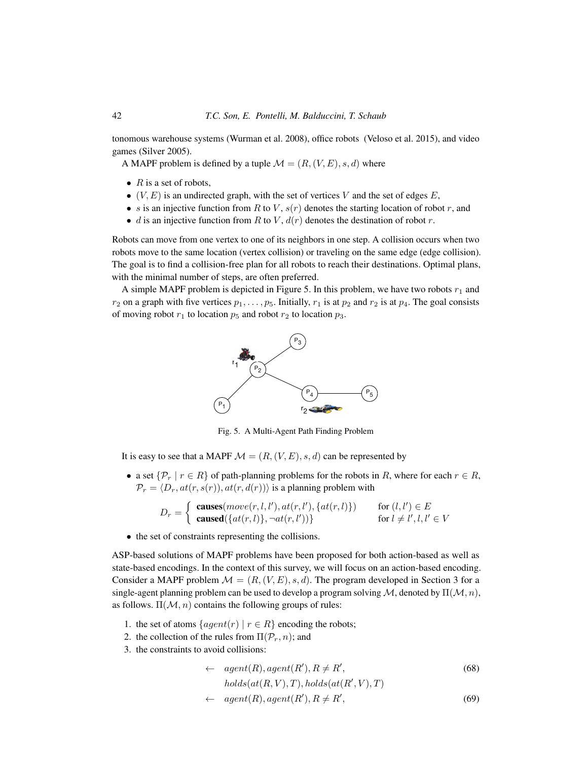tonomous warehouse systems (Wurman et al. 2008), office robots (Veloso et al. 2015), and video games (Silver 2005).

A MAPF problem is defined by a tuple $\mathcal{M} = (R, (V, E), s, d)$ where

- $R$ is a set of robots,
- $(V, E)$ is an undirected graph, with the set of vertices $V$ and the set of edges $E$,
- $s$ is an injective function from $R$ to $V$, $s(r)$ denotes the starting location of robot $r$, and
- $d$ is an injective function from $R$ to $V$, $d(r)$ denotes the destination of robot $r$.

Robots can move from one vertex to one of its neighbors in one step. A collision occurs when two robots move to the same location (vertex collision) or traveling on the same edge (edge collision). The goal is to find a collision-free plan for all robots to reach their destinations. Optimal plans, with the minimal number of steps, are often preferred.

A simple MAPF problem is depicted in Figure 5. In this problem, we have two robots $r_1$ and $r_2$ on a graph with five vertices $p_1, \ldots, p_5$. Initially, $r_1$ is at $p_2$ and $r_2$ is at $p_4$. The goal consists of moving robot $r_1$ to location $p_5$ and robot $r_2$ to location $p_3$.

Fig. 5. A Multi-Agent Path Finding Problem

It is easy to see that a MAPF $\mathcal{M} = (R, (V, E), s, d)$ can be represented by

- a set $\{\mathcal{P}_r \mid r \in R\}$ of path-planning problems for the robots in $R$, where for each $r \in R$, $\mathcal{P}_r = \langle D_r, at(r, s(r)), at(r, d(r)) \rangle$ is a planning problem with

$$D_r = \begin{cases} \textbf{causes}(move(r, l, l'), at(r, l'), \{at(r, l)\}) & \text{for } (l, l') \in E \\ \textbf{caused}(\{at(r, l)\}, \neg at(r, l')) \} & \text{for } l \neq l', l, l' \in V \end{cases}$$

- the set of constraints representing the collisions.

ASP-based solutions of MAPF problems have been proposed for both action-based as well as state-based encodings. In the context of this survey, we will focus on an action-based encoding. Consider a MAPF problem $\mathcal{M} = (R, (V, E), s, d)$. The program developed in Section 3 for a single-agent planning problem can be used to develop a program solving $\mathcal{M}$, denoted by $\Pi(\mathcal{M}, n)$, as follows. $\Pi(\mathcal{M}, n)$ contains the following groups of rules:

1. the set of atoms $\{agent(r) \mid r \in R\}$ encoding the robots;
2. the collection of the rules from $\Pi(\mathcal{P}_r, n)$; and
3. the constraints to avoid collisions:

$$\begin{aligned} \leftarrow \quad & agent(R), agent(R'), R \neq R', \\ & holds(at(R, V), T), holds(at(R', V), T) \end{aligned} \tag{68}$$

$$\leftarrow \quad agent(R), agent(R'), R \neq R', \tag{69}$$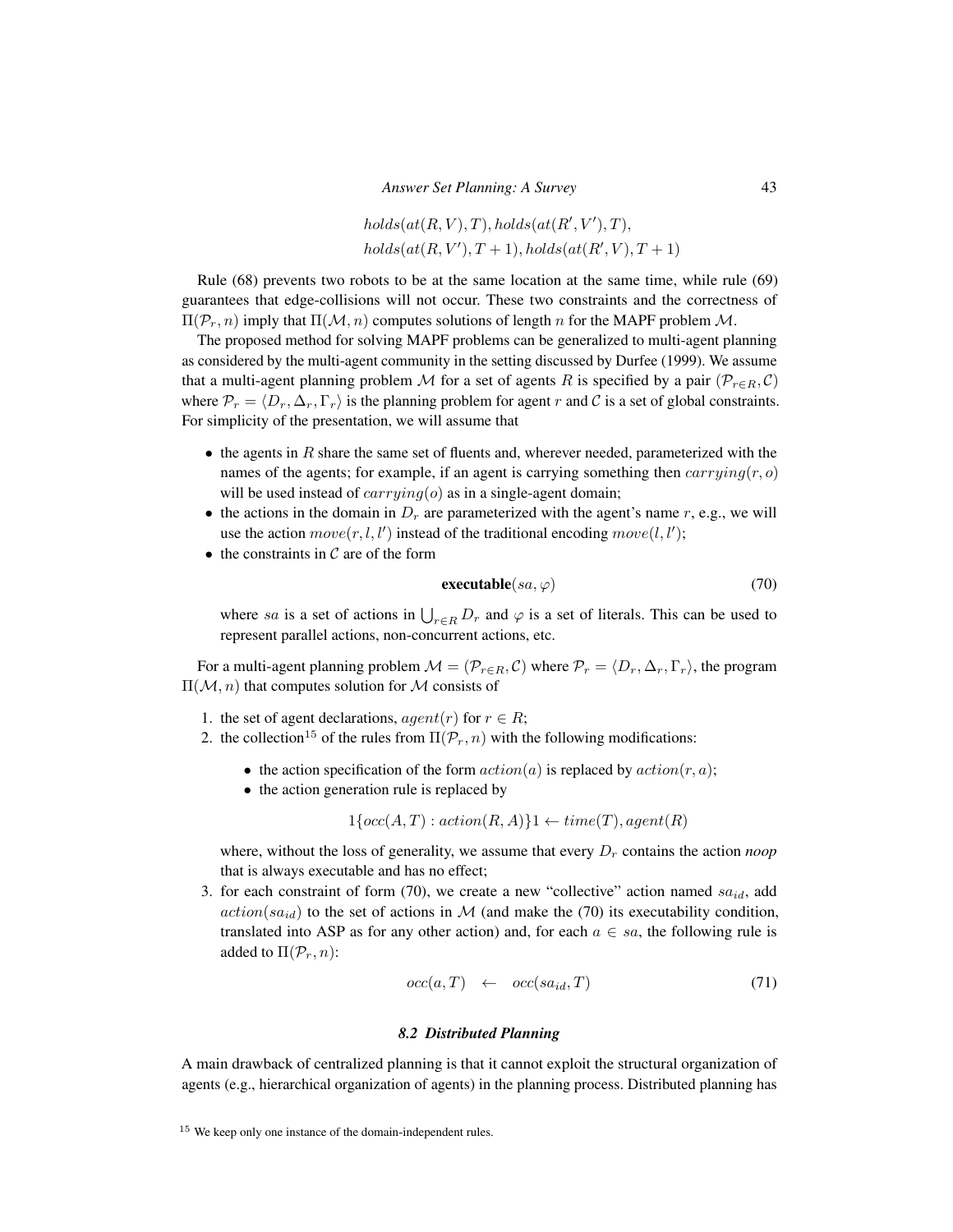$$holds(at(R, V), T), holds(at(R', V'), T),$$
$$holds(at(R, V'), T + 1), holds(at(R', V), T + 1)$$

Rule (68) prevents two robots to be at the same location at the same time, while rule (69) guarantees that edge-collisions will not occur. These two constraints and the correctness of $\Pi(\mathcal{P}_r, n)$ imply that $\Pi(\mathcal{M}, n)$ computes solutions of length $n$ for the MAPF problem $\mathcal{M}$.

The proposed method for solving MAPF problems can be generalized to multi-agent planning as considered by the multi-agent community in the setting discussed by Durfee (1999). We assume that a multi-agent planning problem $\mathcal{M}$ for a set of agents $R$ is specified by a pair $(\mathcal{P}_{r \in R}, \mathcal{C})$ where $\mathcal{P}_r = \langle D_r, \Delta_r, \Gamma_r \rangle$ is the planning problem for agent $r$ and $\mathcal{C}$ is a set of global constraints. For simplicity of the presentation, we will assume that

- the agents in $R$ share the same set of fluents and, wherever needed, parameterized with the names of the agents; for example, if an agent is carrying something then $carrying(r, o)$ will be used instead of $carrying(o)$ as in a single-agent domain;
- the actions in the domain in $D_r$ are parameterized with the agent's name $r$, e.g., we will use the action $move(r, l, l')$ instead of the traditional encoding $move(l, l')$;
- the constraints in $\mathcal{C}$ are of the form

$$\textbf{executable}(sa, \varphi) \tag{70}$$

  where $sa$ is a set of actions in $\bigcup_{r \in R} D_r$ and $\varphi$ is a set of literals. This can be used to represent parallel actions, non-concurrent actions, etc.

For a multi-agent planning problem $\mathcal{M} = (\mathcal{P}_{r \in R}, \mathcal{C})$ where $\mathcal{P}_r = \langle D_r, \Delta_r, \Gamma_r \rangle$, the program $\Pi(\mathcal{M}, n)$ that computes solution for $\mathcal{M}$ consists of

1. the set of agent declarations, $agent(r)$ for $r \in R$;
2. the collection[15] of the rules from $\Pi(\mathcal{P}_r, n)$ with the following modifications:
   - the action specification of the form $action(a)$ is replaced by $action(r, a)$;
   - the action generation rule is replaced by

   $$1\{occ(A, T) : action(R, A)\}1 \leftarrow time(T), agent(R)$$

   where, without the loss of generality, we assume that every $D_r$ contains the action *noop* that is always executable and has no effect;
3. for each constraint of form (70), we create a new "collective" action named $sa_{id}$, add $action(sa_{id})$ to the set of actions in $\mathcal{M}$ (and make the (70) its executability condition, translated into ASP as for any other action) and, for each $a \in sa$, the following rule is added to $\Pi(\mathcal{P}_r, n)$:

$$occ(a, T) \quad \leftarrow \quad occ(sa_{id}, T) \tag{71}$$

### 8.2 Distributed Planning

A main drawback of centralized planning is that it cannot exploit the structural organization of agents (e.g., hierarchical organization of agents) in the planning process. Distributed planning has

[15] We keep only one instance of the domain-independent rules.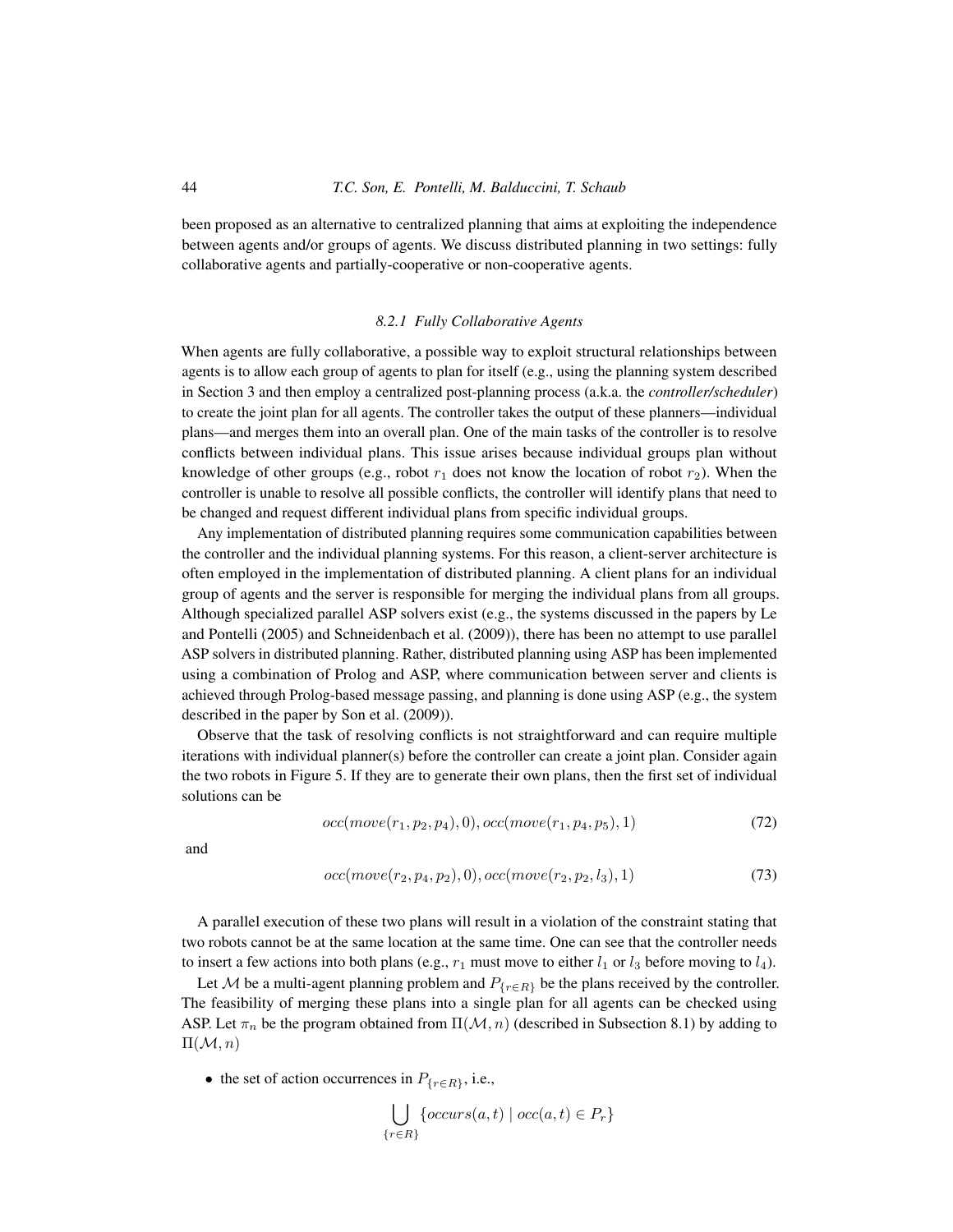been proposed as an alternative to centralized planning that aims at exploiting the independence between agents and/or groups of agents. We discuss distributed planning in two settings: fully collaborative agents and partially-cooperative or non-cooperative agents.

### 8.2.1 Fully Collaborative Agents

When agents are fully collaborative, a possible way to exploit structural relationships between agents is to allow each group of agents to plan for itself (e.g., using the planning system described in Section 3 and then employ a centralized post-planning process (a.k.a. the *controller/scheduler*) to create the joint plan for all agents. The controller takes the output of these planners—individual plans—and merges them into an overall plan. One of the main tasks of the controller is to resolve conflicts between individual plans. This issue arises because individual groups plan without knowledge of other groups (e.g., robot $r_1$ does not know the location of robot $r_2$). When the controller is unable to resolve all possible conflicts, the controller will identify plans that need to be changed and request different individual plans from specific individual groups.

Any implementation of distributed planning requires some communication capabilities between the controller and the individual planning systems. For this reason, a client-server architecture is often employed in the implementation of distributed planning. A client plans for an individual group of agents and the server is responsible for merging the individual plans from all groups. Although specialized parallel ASP solvers exist (e.g., the systems discussed in the papers by Le and Pontelli (2005) and Schneidenbach et al. (2009)), there has been no attempt to use parallel ASP solvers in distributed planning. Rather, distributed planning using ASP has been implemented using a combination of Prolog and ASP, where communication between server and clients is achieved through Prolog-based message passing, and planning is done using ASP (e.g., the system described in the paper by Son et al. (2009)).

Observe that the task of resolving conflicts is not straightforward and can require multiple iterations with individual planner(s) before the controller can create a joint plan. Consider again the two robots in Figure 5. If they are to generate their own plans, then the first set of individual solutions can be

$$occ(move(r_1, p_2, p_4), 0), occ(move(r_1, p_4, p_5), 1) \tag{72}$$

and

$$occ(move(r_2, p_4, p_2), 0), occ(move(r_2, p_2, l_3), 1) \tag{73}$$

A parallel execution of these two plans will result in a violation of the constraint stating that two robots cannot be at the same location at the same time. One can see that the controller needs to insert a few actions into both plans (e.g., $r_1$ must move to either $l_1$ or $l_3$ before moving to $l_4$).

Let $\mathcal{M}$ be a multi-agent planning problem and $P_{\{r \in R\}}$ be the plans received by the controller. The feasibility of merging these plans into a single plan for all agents can be checked using ASP. Let $\pi_n$ be the program obtained from $\Pi(\mathcal{M}, n)$ (described in Subsection 8.1) by adding to $\Pi(\mathcal{M}, n)$

- the set of action occurrences in $P_{\{r \in R\}}$, i.e.,

$$\bigcup_{\{r \in R\}} \{occurs(a, t) \mid occ(a, t) \in P_r\}$$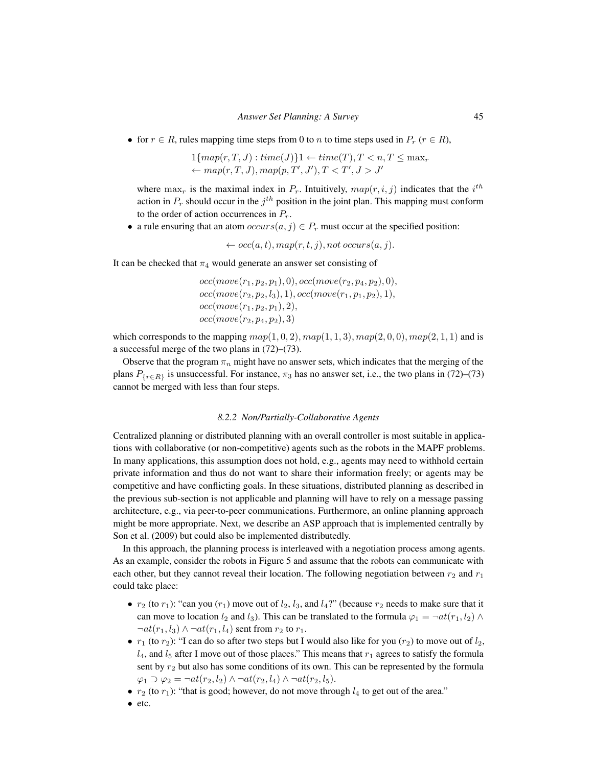- for $r \in R$, rules mapping time steps from 0 to $n$ to time steps used in $P_r$ ($r \in R$),

$$1\{map(r,T,J) : time(J)\}1 \leftarrow time(T), T < n, T \leq \max_r$$
$$\leftarrow map(r,T,J), map(p,T',J'), T < T', J > J'$$

  where $\max_r$ is the maximal index in $P_r$. Intuitively, $map(r,i,j)$ indicates that the $i^{th}$ action in $P_r$ should occur in the $j^{th}$ position in the joint plan. This mapping must conform to the order of action occurrences in $P_r$.
- a rule ensuring that an atom $occurs(a,j) \in P_r$ must occur at the specified position:

$$\leftarrow occ(a,t), map(r,t,j), not\ occurs(a,j).$$

It can be checked that $\pi_4$ would generate an answer set consisting of

$$occ(move(r_1,p_2,p_1),0), occ(move(r_2,p_4,p_2),0),$$
$$occ(move(r_2,p_2,l_3),1), occ(move(r_1,p_1,p_2),1),$$
$$occ(move(r_1,p_2,p_1),2),$$
$$occ(move(r_2,p_4,p_2),3)$$

which corresponds to the mapping $map(1,0,2), map(1,1,3), map(2,0,0), map(2,1,1)$ and is a successful merge of the two plans in (72)–(73).

Observe that the program $\pi_n$ might have no answer sets, which indicates that the merging of the plans $P_{\{r \in R\}}$ is unsuccessful. For instance, $\pi_3$ has no answer set, i.e., the two plans in (72)–(73) cannot be merged with less than four steps.

### 8.2.2 Non/Partially-Collaborative Agents

Centralized planning or distributed planning with an overall controller is most suitable in applications with collaborative (or non-competitive) agents such as the robots in the MAPF problems. In many applications, this assumption does not hold, e.g., agents may need to withhold certain private information and thus do not want to share their information freely; or agents may be competitive and have conflicting goals. In these situations, distributed planning as described in the previous sub-section is not applicable and planning will have to rely on a message passing architecture, e.g., via peer-to-peer communications. Furthermore, an online planning approach might be more appropriate. Next, we describe an ASP approach that is implemented centrally by Son et al. (2009) but could also be implemented distributedly.

In this approach, the planning process is interleaved with a negotiation process among agents. As an example, consider the robots in Figure 5 and assume that the robots can communicate with each other, but they cannot reveal their location. The following negotiation between $r_2$ and $r_1$ could take place:

- $r_2$ (to $r_1$): "can you ($r_1$) move out of $l_2$, $l_3$, and $l_4$?" (because $r_2$ needs to make sure that it can move to location $l_2$ and $l_3$). This can be translated to the formula $\varphi_1 = \neg at(r_1,l_2) \wedge \neg at(r_1,l_3) \wedge \neg at(r_1,l_4)$ sent from $r_2$ to $r_1$.
- $r_1$ (to $r_2$): "I can do so after two steps but I would also like for you ($r_2$) to move out of $l_2$, $l_4$, and $l_5$ after I move out of those places." This means that $r_1$ agrees to satisfy the formula sent by $r_2$ but also has some conditions of its own. This can be represented by the formula $\varphi_1 \supset \varphi_2 = \neg at(r_2,l_2) \wedge \neg at(r_2,l_4) \wedge \neg at(r_2,l_5)$.
- $r_2$ (to $r_1$): "that is good; however, do not move through $l_4$ to get out of the area."
- etc.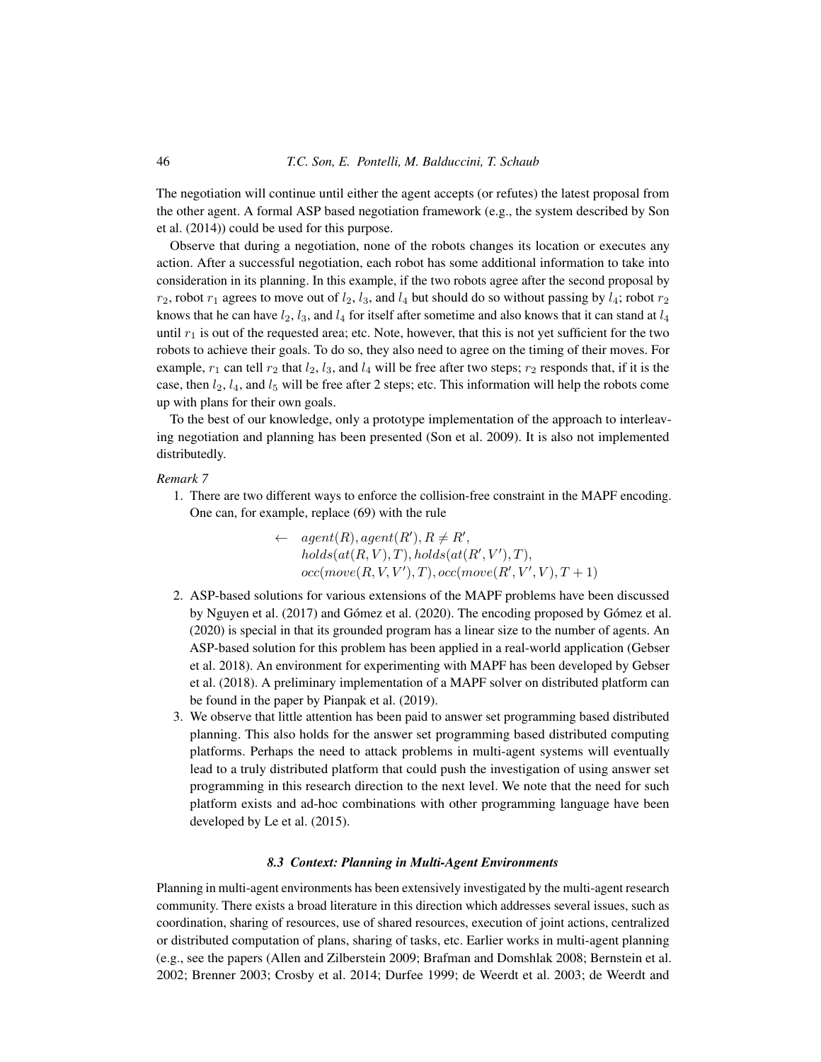The negotiation will continue until either the agent accepts (or refutes) the latest proposal from the other agent. A formal ASP based negotiation framework (e.g., the system described by Son et al. (2014)) could be used for this purpose.

Observe that during a negotiation, none of the robots changes its location or executes any action. After a successful negotiation, each robot has some additional information to take into consideration in its planning. In this example, if the two robots agree after the second proposal by $r_2$, robot $r_1$ agrees to move out of $l_2$, $l_3$, and $l_4$ but should do so without passing by $l_4$; robot $r_2$ knows that he can have $l_2$, $l_3$, and $l_4$ for itself after sometime and also knows that it can stand at $l_4$ until $r_1$ is out of the requested area; etc. Note, however, that this is not yet sufficient for the two robots to achieve their goals. To do so, they also need to agree on the timing of their moves. For example, $r_1$ can tell $r_2$ that $l_2$, $l_3$, and $l_4$ will be free after two steps; $r_2$ responds that, if it is the case, then $l_2$, $l_4$, and $l_5$ will be free after 2 steps; etc. This information will help the robots come up with plans for their own goals.

To the best of our knowledge, only a prototype implementation of the approach to interleaving negotiation and planning has been presented (Son et al. 2009). It is also not implemented distributedly.

*Remark 7*

1. There are two different ways to enforce the collision-free constraint in the MAPF encoding. One can, for example, replace (69) with the rule

$$\begin{array}{rl} \leftarrow & agent(R), agent(R'), R \neq R', \\ & holds(at(R,V),T), holds(at(R',V'),T), \\ & occ(move(R,V,V'),T), occ(move(R',V',V),T+1) \end{array}$$

2. ASP-based solutions for various extensions of the MAPF problems have been discussed by Nguyen et al. (2017) and Gómez et al. (2020). The encoding proposed by Gómez et al. (2020) is special in that its grounded program has a linear size to the number of agents. An ASP-based solution for this problem has been applied in a real-world application (Gebser et al. 2018). An environment for experimenting with MAPF has been developed by Gebser et al. (2018). A preliminary implementation of a MAPF solver on distributed platform can be found in the paper by Pianpak et al. (2019).
3. We observe that little attention has been paid to answer set programming based distributed planning. This also holds for the answer set programming based distributed computing platforms. Perhaps the need to attack problems in multi-agent systems will eventually lead to a truly distributed platform that could push the investigation of using answer set programming in this research direction to the next level. We note that the need for such platform exists and ad-hoc combinations with other programming language have been developed by Le et al. (2015).

### 8.3 Context: Planning in Multi-Agent Environments

Planning in multi-agent environments has been extensively investigated by the multi-agent research community. There exists a broad literature in this direction which addresses several issues, such as coordination, sharing of resources, use of shared resources, execution of joint actions, centralized or distributed computation of plans, sharing of tasks, etc. Earlier works in multi-agent planning (e.g., see the papers (Allen and Zilberstein 2009; Brafman and Domshlak 2008; Bernstein et al. 2002; Brenner 2003; Crosby et al. 2014; Durfee 1999; de Weerdt et al. 2003; de Weerdt and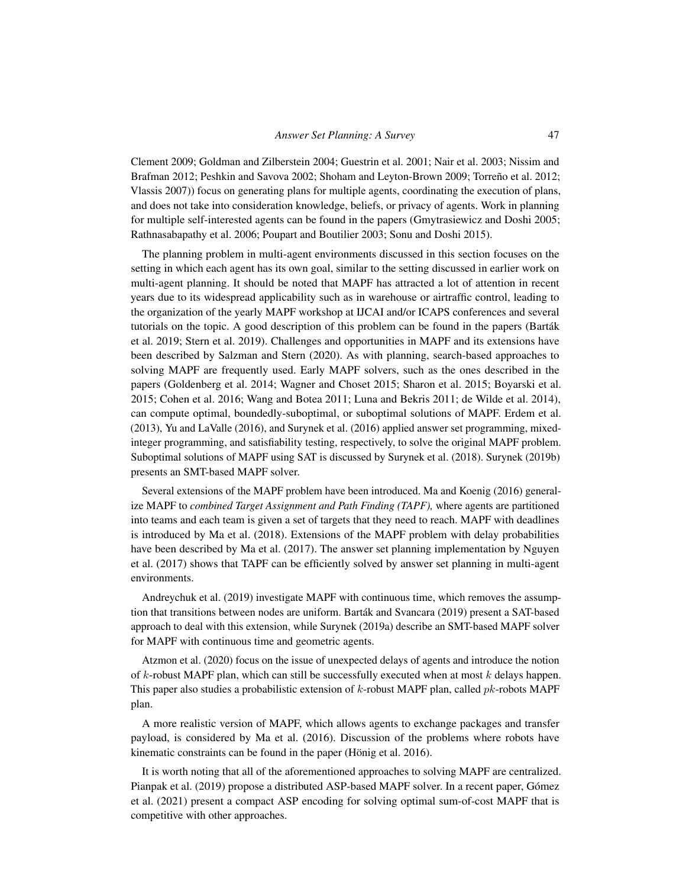Clement 2009; Goldman and Zilberstein 2004; Guestrin et al. 2001; Nair et al. 2003; Nissim and Brafman 2012; Peshkin and Savova 2002; Shoham and Leyton-Brown 2009; Torreño et al. 2012; Vlassis 2007)) focus on generating plans for multiple agents, coordinating the execution of plans, and does not take into consideration knowledge, beliefs, or privacy of agents. Work in planning for multiple self-interested agents can be found in the papers (Gmytrasiewicz and Doshi 2005; Rathnasabapathy et al. 2006; Poupart and Boutilier 2003; Sonu and Doshi 2015).

The planning problem in multi-agent environments discussed in this section focuses on the setting in which each agent has its own goal, similar to the setting discussed in earlier work on multi-agent planning. It should be noted that MAPF has attracted a lot of attention in recent years due to its widespread applicability such as in warehouse or airtraffic control, leading to the organization of the yearly MAPF workshop at IJCAI and/or ICAPS conferences and several tutorials on the topic. A good description of this problem can be found in the papers (Barták et al. 2019; Stern et al. 2019). Challenges and opportunities in MAPF and its extensions have been described by Salzman and Stern (2020). As with planning, search-based approaches to solving MAPF are frequently used. Early MAPF solvers, such as the ones described in the papers (Goldenberg et al. 2014; Wagner and Choset 2015; Sharon et al. 2015; Boyarski et al. 2015; Cohen et al. 2016; Wang and Botea 2011; Luna and Bekris 2011; de Wilde et al. 2014), can compute optimal, boundedly-suboptimal, or suboptimal solutions of MAPF. Erdem et al. (2013), Yu and LaValle (2016), and Surynek et al. (2016) applied answer set programming, mixed-integer programming, and satisfiability testing, respectively, to solve the original MAPF problem. Suboptimal solutions of MAPF using SAT is discussed by Surynek et al. (2018). Surynek (2019b) presents an SMT-based MAPF solver.

Several extensions of the MAPF problem have been introduced. Ma and Koenig (2016) generalize MAPF to *combined Target Assignment and Path Finding (TAPF),* where agents are partitioned into teams and each team is given a set of targets that they need to reach. MAPF with deadlines is introduced by Ma et al. (2018). Extensions of the MAPF problem with delay probabilities have been described by Ma et al. (2017). The answer set planning implementation by Nguyen et al. (2017) shows that TAPF can be efficiently solved by answer set planning in multi-agent environments.

Andreychuk et al. (2019) investigate MAPF with continuous time, which removes the assumption that transitions between nodes are uniform. Barták and Svancara (2019) present a SAT-based approach to deal with this extension, while Surynek (2019a) describe an SMT-based MAPF solver for MAPF with continuous time and geometric agents.

Atzmon et al. (2020) focus on the issue of unexpected delays of agents and introduce the notion of $k$-robust MAPF plan, which can still be successfully executed when at most $k$ delays happen. This paper also studies a probabilistic extension of $k$-robust MAPF plan, called $pk$-robots MAPF plan.

A more realistic version of MAPF, which allows agents to exchange packages and transfer payload, is considered by Ma et al. (2016). Discussion of the problems where robots have kinematic constraints can be found in the paper (Hönig et al. 2016).

It is worth noting that all of the aforementioned approaches to solving MAPF are centralized. Pianpak et al. (2019) propose a distributed ASP-based MAPF solver. In a recent paper, Gómez et al. (2021) present a compact ASP encoding for solving optimal sum-of-cost MAPF that is competitive with other approaches.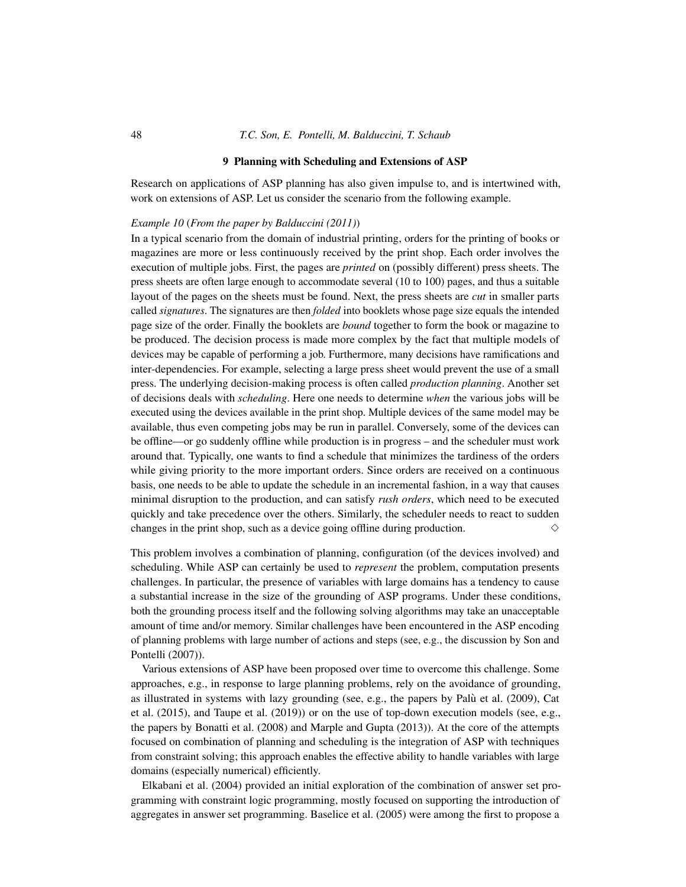## 9 Planning with Scheduling and Extensions of ASP

Research on applications of ASP planning has also given impulse to, and is intertwined with, work on extensions of ASP. Let us consider the scenario from the following example.

*Example 10* (*From the paper by Balduccini (2011)*)
In a typical scenario from the domain of industrial printing, orders for the printing of books or magazines are more or less continuously received by the print shop. Each order involves the execution of multiple jobs. First, the pages are *printed* on (possibly different) press sheets. The press sheets are often large enough to accommodate several (10 to 100) pages, and thus a suitable layout of the pages on the sheets must be found. Next, the press sheets are *cut* in smaller parts called *signatures*. The signatures are then *folded* into booklets whose page size equals the intended page size of the order. Finally the booklets are *bound* together to form the book or magazine to be produced. The decision process is made more complex by the fact that multiple models of devices may be capable of performing a job. Furthermore, many decisions have ramifications and inter-dependencies. For example, selecting a large press sheet would prevent the use of a small press. The underlying decision-making process is often called *production planning*. Another set of decisions deals with *scheduling*. Here one needs to determine *when* the various jobs will be executed using the devices available in the print shop. Multiple devices of the same model may be available, thus even competing jobs may be run in parallel. Conversely, some of the devices can be offline—or go suddenly offline while production is in progress – and the scheduler must work around that. Typically, one wants to find a schedule that minimizes the tardiness of the orders while giving priority to the more important orders. Since orders are received on a continuous basis, one needs to be able to update the schedule in an incremental fashion, in a way that causes minimal disruption to the production, and can satisfy *rush orders*, which need to be executed quickly and take precedence over the others. Similarly, the scheduler needs to react to sudden changes in the print shop, such as a device going offline during production. ◇

This problem involves a combination of planning, configuration (of the devices involved) and scheduling. While ASP can certainly be used to *represent* the problem, computation presents challenges. In particular, the presence of variables with large domains has a tendency to cause a substantial increase in the size of the grounding of ASP programs. Under these conditions, both the grounding process itself and the following solving algorithms may take an unacceptable amount of time and/or memory. Similar challenges have been encountered in the ASP encoding of planning problems with large number of actions and steps (see, e.g., the discussion by Son and Pontelli (2007)).

Various extensions of ASP have been proposed over time to overcome this challenge. Some approaches, e.g., in response to large planning problems, rely on the avoidance of grounding, as illustrated in systems with lazy grounding (see, e.g., the papers by Palù et al. (2009), Cat et al. (2015), and Taupe et al. (2019)) or on the use of top-down execution models (see, e.g., the papers by Bonatti et al. (2008) and Marple and Gupta (2013)). At the core of the attempts focused on combination of planning and scheduling is the integration of ASP with techniques from constraint solving; this approach enables the effective ability to handle variables with large domains (especially numerical) efficiently.

Elkabani et al. (2004) provided an initial exploration of the combination of answer set programming with constraint logic programming, mostly focused on supporting the introduction of aggregates in answer set programming. Baselice et al. (2005) were among the first to propose a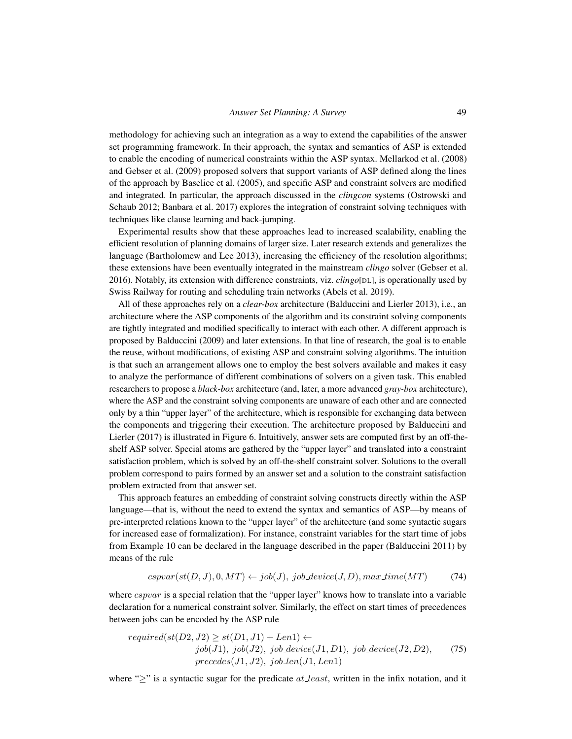methodology for achieving such an integration as a way to extend the capabilities of the answer set programming framework. In their approach, the syntax and semantics of ASP is extended to enable the encoding of numerical constraints within the ASP syntax. Mellarkod et al. (2008) and Gebser et al. (2009) proposed solvers that support variants of ASP defined along the lines of the approach by Baselice et al. (2005), and specific ASP and constraint solvers are modified and integrated. In particular, the approach discussed in the *clingcon* systems (Ostrowski and Schaub 2012; Banbara et al. 2017) explores the integration of constraint solving techniques with techniques like clause learning and back-jumping.

Experimental results show that these approaches lead to increased scalability, enabling the efficient resolution of planning domains of larger size. Later research extends and generalizes the language (Bartholomew and Lee 2013), increasing the efficiency of the resolution algorithms; these extensions have been eventually integrated in the mainstream *clingo* solver (Gebser et al. 2016). Notably, its extension with difference constraints, viz. *clingo*[DL], is operationally used by Swiss Railway for routing and scheduling train networks (Abels et al. 2019).

All of these approaches rely on a *clear-box* architecture (Balduccini and Lierler 2013), i.e., an architecture where the ASP components of the algorithm and its constraint solving components are tightly integrated and modified specifically to interact with each other. A different approach is proposed by Balduccini (2009) and later extensions. In that line of research, the goal is to enable the reuse, without modifications, of existing ASP and constraint solving algorithms. The intuition is that such an arrangement allows one to employ the best solvers available and makes it easy to analyze the performance of different combinations of solvers on a given task. This enabled researchers to propose a *black-box* architecture (and, later, a more advanced *gray-box* architecture), where the ASP and the constraint solving components are unaware of each other and are connected only by a thin "upper layer" of the architecture, which is responsible for exchanging data between the components and triggering their execution. The architecture proposed by Balduccini and Lierler (2017) is illustrated in Figure 6. Intuitively, answer sets are computed first by an off-the-shelf ASP solver. Special atoms are gathered by the "upper layer" and translated into a constraint satisfaction problem, which is solved by an off-the-shelf constraint solver. Solutions to the overall problem correspond to pairs formed by an answer set and a solution to the constraint satisfaction problem extracted from that answer set.

This approach features an embedding of constraint solving constructs directly within the ASP language—that is, without the need to extend the syntax and semantics of ASP—by means of pre-interpreted relations known to the "upper layer" of the architecture (and some syntactic sugars for increased ease of formalization). For instance, constraint variables for the start time of jobs from Example 10 can be declared in the language described in the paper (Balduccini 2011) by means of the rule

$$cspvar(st(D, J), 0, MT) \leftarrow job(J),\ job\_device(J, D), max\_time(MT) \tag{74}$$

where $cspvar$ is a special relation that the "upper layer" knows how to translate into a variable declaration for a numerical constraint solver. Similarly, the effect on start times of precedences between jobs can be encoded by the ASP rule

$$\begin{aligned} required(st(D2, J2) \geq st(D1, J1) + Len1) \leftarrow \\ job(J1),\ job(J2),\ job\_device(J1, D1),\ job\_device(J2, D2), \\ precedes(J1, J2),\ job\_len(J1, Len1) \end{aligned} \tag{75}$$

where "$\geq$" is a syntactic sugar for the predicate $at\_least$, written in the infix notation, and it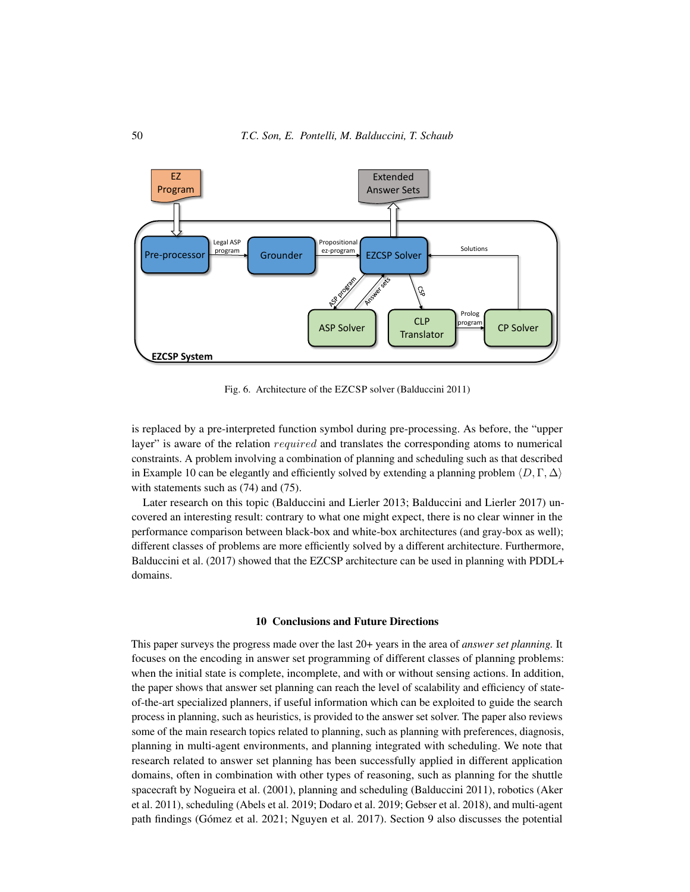Fig. 6. Architecture of the EZCSP solver (Balduccini 2011)

is replaced by a pre-interpreted function symbol during pre-processing. As before, the "upper layer" is aware of the relation $required$ and translates the corresponding atoms to numerical constraints. A problem involving a combination of planning and scheduling such as that described in Example 10 can be elegantly and efficiently solved by extending a planning problem $\langle D, \Gamma, \Delta \rangle$ with statements such as (74) and (75).

Later research on this topic (Balduccini and Lierler 2013; Balduccini and Lierler 2017) uncovered an interesting result: contrary to what one might expect, there is no clear winner in the performance comparison between black-box and white-box architectures (and gray-box as well); different classes of problems are more efficiently solved by a different architecture. Furthermore, Balduccini et al. (2017) showed that the EZCSP architecture can be used in planning with PDDL+ domains.

## 10 Conclusions and Future Directions

This paper surveys the progress made over the last 20+ years in the area of *answer set planning.* It focuses on the encoding in answer set programming of different classes of planning problems: when the initial state is complete, incomplete, and with or without sensing actions. In addition, the paper shows that answer set planning can reach the level of scalability and efficiency of state-of-the-art specialized planners, if useful information which can be exploited to guide the search process in planning, such as heuristics, is provided to the answer set solver. The paper also reviews some of the main research topics related to planning, such as planning with preferences, diagnosis, planning in multi-agent environments, and planning integrated with scheduling. We note that research related to answer set planning has been successfully applied in different application domains, often in combination with other types of reasoning, such as planning for the shuttle spacecraft by Nogueira et al. (2001), planning and scheduling (Balduccini 2011), robotics (Aker et al. 2011), scheduling (Abels et al. 2019; Dodaro et al. 2019; Gebser et al. 2018), and multi-agent path findings (Gómez et al. 2021; Nguyen et al. 2017). Section 9 also discusses the potential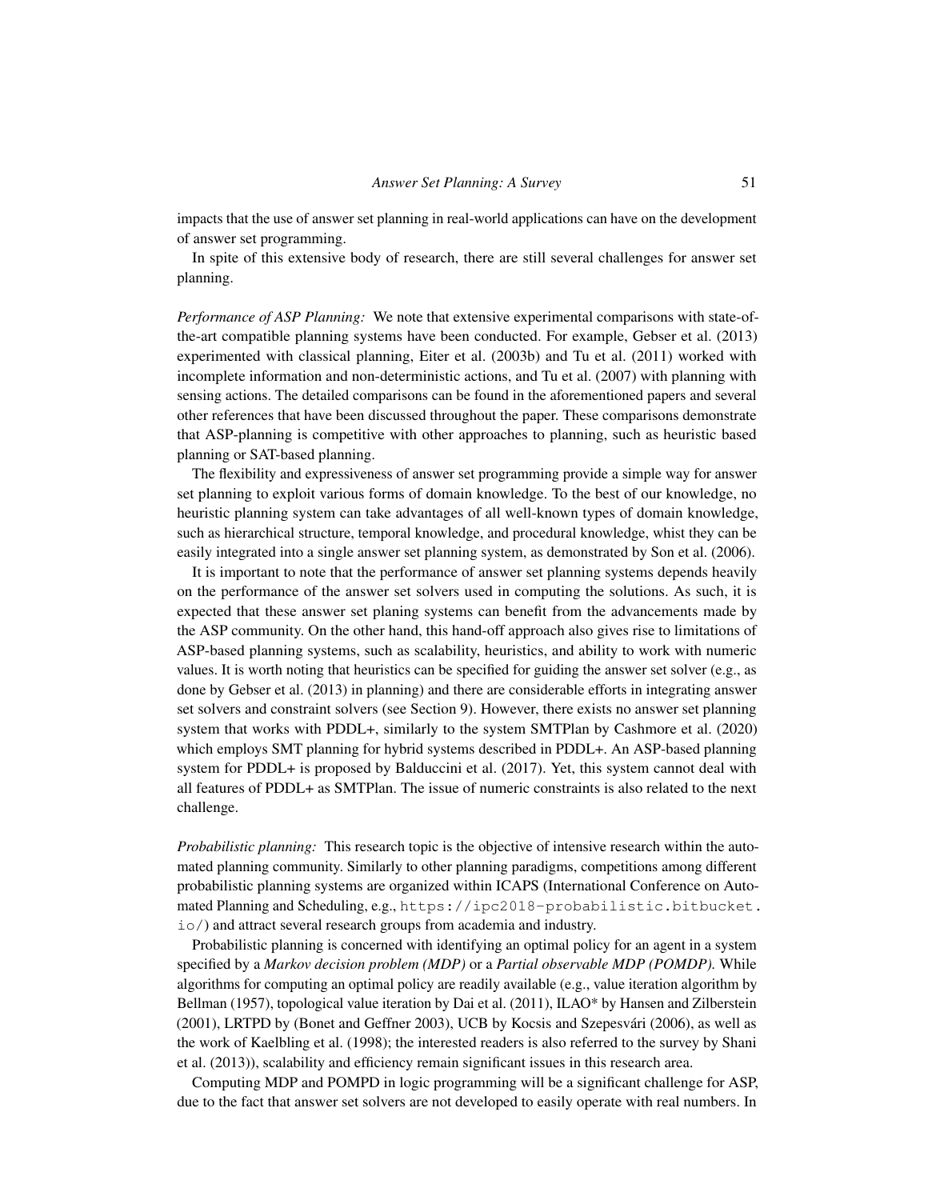impacts that the use of answer set planning in real-world applications can have on the development of answer set programming.

In spite of this extensive body of research, there are still several challenges for answer set planning.

*Performance of ASP Planning:* We note that extensive experimental comparisons with state-of-the-art compatible planning systems have been conducted. For example, Gebser et al. (2013) experimented with classical planning, Eiter et al. (2003b) and Tu et al. (2011) worked with incomplete information and non-deterministic actions, and Tu et al. (2007) with planning with sensing actions. The detailed comparisons can be found in the aforementioned papers and several other references that have been discussed throughout the paper. These comparisons demonstrate that ASP-planning is competitive with other approaches to planning, such as heuristic based planning or SAT-based planning.

The flexibility and expressiveness of answer set programming provide a simple way for answer set planning to exploit various forms of domain knowledge. To the best of our knowledge, no heuristic planning system can take advantages of all well-known types of domain knowledge, such as hierarchical structure, temporal knowledge, and procedural knowledge, whist they can be easily integrated into a single answer set planning system, as demonstrated by Son et al. (2006).

It is important to note that the performance of answer set planning systems depends heavily on the performance of the answer set solvers used in computing the solutions. As such, it is expected that these answer set planing systems can benefit from the advancements made by the ASP community. On the other hand, this hand-off approach also gives rise to limitations of ASP-based planning systems, such as scalability, heuristics, and ability to work with numeric values. It is worth noting that heuristics can be specified for guiding the answer set solver (e.g., as done by Gebser et al. (2013) in planning) and there are considerable efforts in integrating answer set solvers and constraint solvers (see Section 9). However, there exists no answer set planning system that works with PDDL+, similarly to the system SMTPlan by Cashmore et al. (2020) which employs SMT planning for hybrid systems described in PDDL+. An ASP-based planning system for PDDL+ is proposed by Balduccini et al. (2017). Yet, this system cannot deal with all features of PDDL+ as SMTPlan. The issue of numeric constraints is also related to the next challenge.

*Probabilistic planning:* This research topic is the objective of intensive research within the automated planning community. Similarly to other planning paradigms, competitions among different probabilistic planning systems are organized within ICAPS (International Conference on Automated Planning and Scheduling, e.g., https://ipc2018-probabilistic.bitbucket.io/) and attract several research groups from academia and industry.

Probabilistic planning is concerned with identifying an optimal policy for an agent in a system specified by a *Markov decision problem (MDP)* or a *Partial observable MDP (POMDP).* While algorithms for computing an optimal policy are readily available (e.g., value iteration algorithm by Bellman (1957), topological value iteration by Dai et al. (2011), ILAO* by Hansen and Zilberstein (2001), LRTPD by (Bonet and Geffner 2003), UCB by Kocsis and Szepesvári (2006), as well as the work of Kaelbling et al. (1998); the interested readers is also referred to the survey by Shani et al. (2013)), scalability and efficiency remain significant issues in this research area.

Computing MDP and POMPD in logic programming will be a significant challenge for ASP, due to the fact that answer set solvers are not developed to easily operate with real numbers. In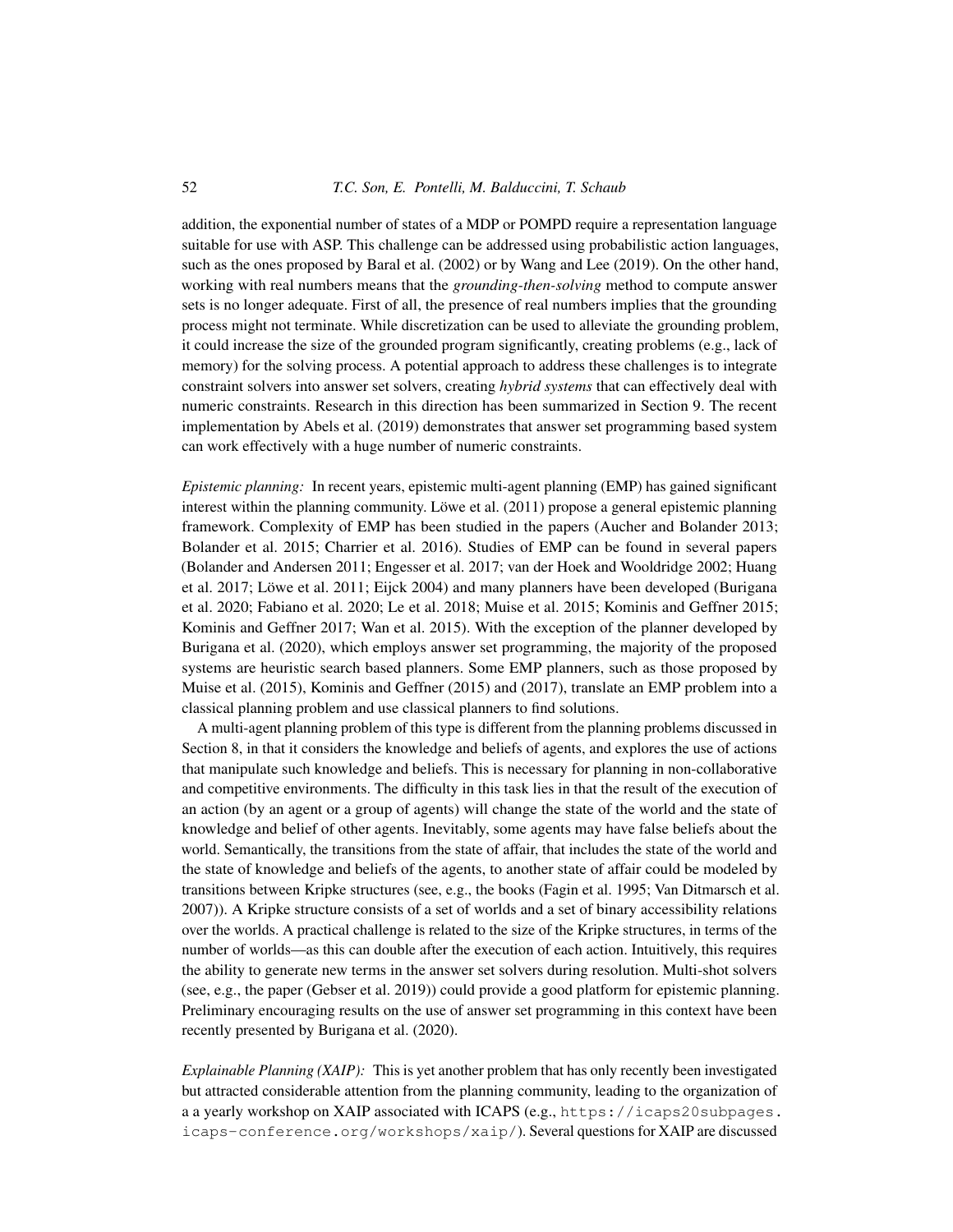addition, the exponential number of states of a MDP or POMPD require a representation language suitable for use with ASP. This challenge can be addressed using probabilistic action languages, such as the ones proposed by Baral et al. (2002) or by Wang and Lee (2019). On the other hand, working with real numbers means that the *grounding-then-solving* method to compute answer sets is no longer adequate. First of all, the presence of real numbers implies that the grounding process might not terminate. While discretization can be used to alleviate the grounding problem, it could increase the size of the grounded program significantly, creating problems (e.g., lack of memory) for the solving process. A potential approach to address these challenges is to integrate constraint solvers into answer set solvers, creating *hybrid systems* that can effectively deal with numeric constraints. Research in this direction has been summarized in Section 9. The recent implementation by Abels et al. (2019) demonstrates that answer set programming based system can work effectively with a huge number of numeric constraints.

*Epistemic planning:* In recent years, epistemic multi-agent planning (EMP) has gained significant interest within the planning community. Löwe et al. (2011) propose a general epistemic planning framework. Complexity of EMP has been studied in the papers (Aucher and Bolander 2013; Bolander et al. 2015; Charrier et al. 2016). Studies of EMP can be found in several papers (Bolander and Andersen 2011; Engesser et al. 2017; van der Hoek and Wooldridge 2002; Huang et al. 2017; Löwe et al. 2011; Eijck 2004) and many planners have been developed (Burigana et al. 2020; Fabiano et al. 2020; Le et al. 2018; Muise et al. 2015; Kominis and Geffner 2015; Kominis and Geffner 2017; Wan et al. 2015). With the exception of the planner developed by Burigana et al. (2020), which employs answer set programming, the majority of the proposed systems are heuristic search based planners. Some EMP planners, such as those proposed by Muise et al. (2015), Kominis and Geffner (2015) and (2017), translate an EMP problem into a classical planning problem and use classical planners to find solutions.

A multi-agent planning problem of this type is different from the planning problems discussed in Section 8, in that it considers the knowledge and beliefs of agents, and explores the use of actions that manipulate such knowledge and beliefs. This is necessary for planning in non-collaborative and competitive environments. The difficulty in this task lies in that the result of the execution of an action (by an agent or a group of agents) will change the state of the world and the state of knowledge and belief of other agents. Inevitably, some agents may have false beliefs about the world. Semantically, the transitions from the state of affair, that includes the state of the world and the state of knowledge and beliefs of the agents, to another state of affair could be modeled by transitions between Kripke structures (see, e.g., the books (Fagin et al. 1995; Van Ditmarsch et al. 2007)). A Kripke structure consists of a set of worlds and a set of binary accessibility relations over the worlds. A practical challenge is related to the size of the Kripke structures, in terms of the number of worlds—as this can double after the execution of each action. Intuitively, this requires the ability to generate new terms in the answer set solvers during resolution. Multi-shot solvers (see, e.g., the paper (Gebser et al. 2019)) could provide a good platform for epistemic planning. Preliminary encouraging results on the use of answer set programming in this context have been recently presented by Burigana et al. (2020).

*Explainable Planning (XAIP):* This is yet another problem that has only recently been investigated but attracted considerable attention from the planning community, leading to the organization of a a yearly workshop on XAIP associated with ICAPS (e.g., `https://icaps20subpages.icaps-conference.org/workshops/xaip/`). Several questions for XAIP are discussed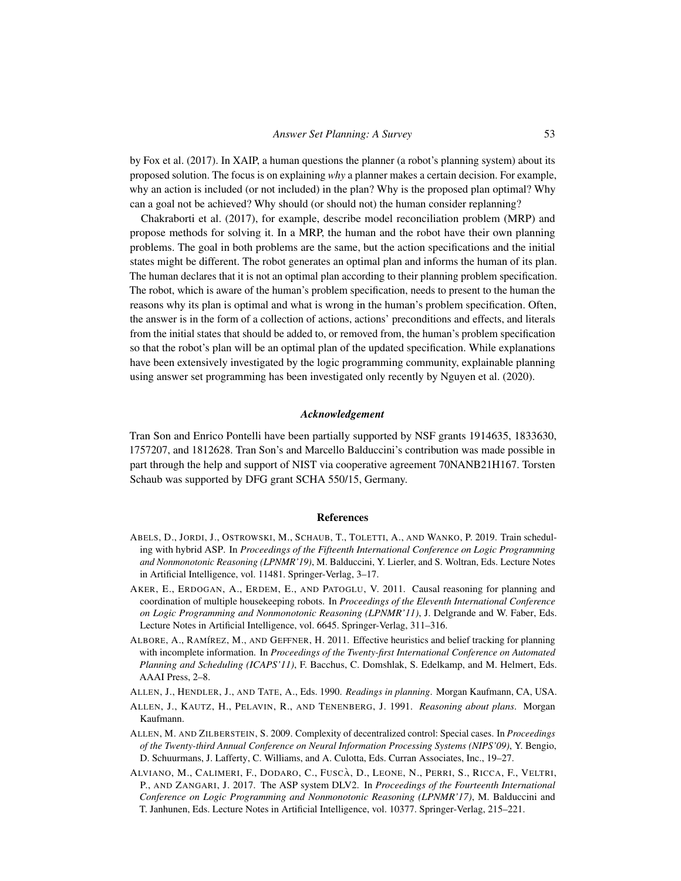by Fox et al. (2017). In XAIP, a human questions the planner (a robot's planning system) about its proposed solution. The focus is on explaining *why* a planner makes a certain decision. For example, why an action is included (or not included) in the plan? Why is the proposed plan optimal? Why can a goal not be achieved? Why should (or should not) the human consider replanning?

Chakraborti et al. (2017), for example, describe model reconciliation problem (MRP) and propose methods for solving it. In a MRP, the human and the robot have their own planning problems. The goal in both problems are the same, but the action specifications and the initial states might be different. The robot generates an optimal plan and informs the human of its plan. The human declares that it is not an optimal plan according to their planning problem specification. The robot, which is aware of the human's problem specification, needs to present to the human the reasons why its plan is optimal and what is wrong in the human's problem specification. Often, the answer is in the form of a collection of actions, actions' preconditions and effects, and literals from the initial states that should be added to, or removed from, the human's problem specification so that the robot's plan will be an optimal plan of the updated specification. While explanations have been extensively investigated by the logic programming community, explainable planning using answer set programming has been investigated only recently by Nguyen et al. (2020).

### *Acknowledgement*

Tran Son and Enrico Pontelli have been partially supported by NSF grants 1914635, 1833630, 1757207, and 1812628. Tran Son's and Marcello Balduccini's contribution was made possible in part through the help and support of NIST via cooperative agreement 70NANB21H167. Torsten Schaub was supported by DFG grant SCHA 550/15, Germany.

## References

Abels, D., Jordi, J., Ostrowski, M., Schaub, T., Toletti, A., and Wanko, P. 2019. Train scheduling with hybrid ASP. In *Proceedings of the Fifteenth International Conference on Logic Programming and Nonmonotonic Reasoning (LPNMR'19)*, M. Balduccini, Y. Lierler, and S. Woltran, Eds. Lecture Notes in Artificial Intelligence, vol. 11481. Springer-Verlag, 3–17.

Aker, E., Erdogan, A., Erdem, E., and Patoglu, V. 2011. Causal reasoning for planning and coordination of multiple housekeeping robots. In *Proceedings of the Eleventh International Conference on Logic Programming and Nonmonotonic Reasoning (LPNMR'11)*, J. Delgrande and W. Faber, Eds. Lecture Notes in Artificial Intelligence, vol. 6645. Springer-Verlag, 311–316.

Albore, A., Ramírez, M., and Geffner, H. 2011. Effective heuristics and belief tracking for planning with incomplete information. In *Proceedings of the Twenty-first International Conference on Automated Planning and Scheduling (ICAPS'11)*, F. Bacchus, C. Domshlak, S. Edelkamp, and M. Helmert, Eds. AAAI Press, 2–8.

Allen, J., Hendler, J., and Tate, A., Eds. 1990. *Readings in planning*. Morgan Kaufmann, CA, USA.

Allen, J., Kautz, H., Pelavin, R., and Tenenberg, J. 1991. *Reasoning about plans*. Morgan Kaufmann.

Allen, M. and Zilberstein, S. 2009. Complexity of decentralized control: Special cases. In *Proceedings of the Twenty-third Annual Conference on Neural Information Processing Systems (NIPS'09)*, Y. Bengio, D. Schuurmans, J. Lafferty, C. Williams, and A. Culotta, Eds. Curran Associates, Inc., 19–27.

Alviano, M., Calimeri, F., Dodaro, C., Fuscà, D., Leone, N., Perri, S., Ricca, F., Veltri, P., and Zangari, J. 2017. The ASP system DLV2. In *Proceedings of the Fourteenth International Conference on Logic Programming and Nonmonotonic Reasoning (LPNMR'17)*, M. Balduccini and T. Janhunen, Eds. Lecture Notes in Artificial Intelligence, vol. 10377. Springer-Verlag, 215–221.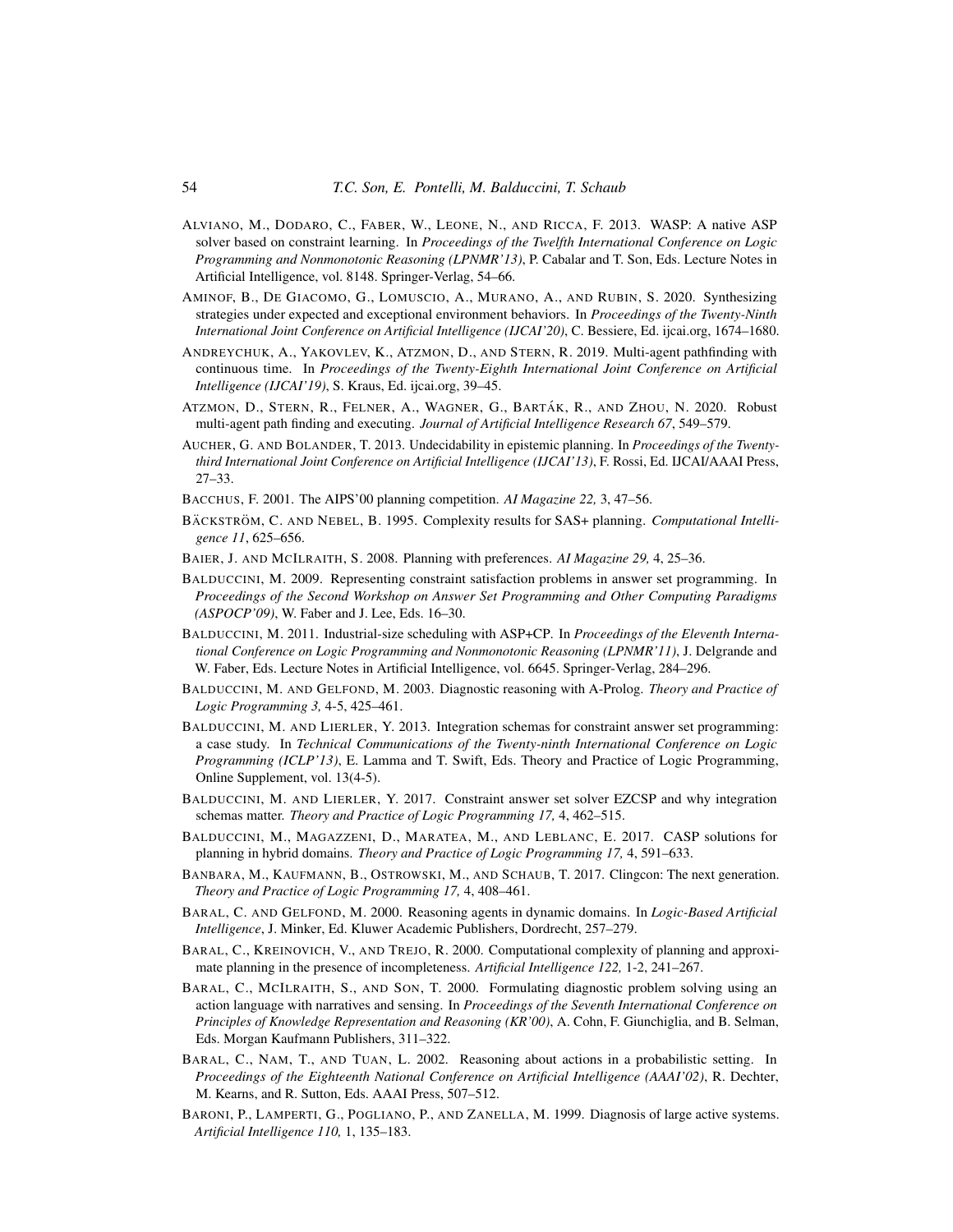Alviano, M., Dodaro, C., Faber, W., Leone, N., and Ricca, F. 2013. WASP: A native ASP solver based on constraint learning. In *Proceedings of the Twelfth International Conference on Logic Programming and Nonmonotonic Reasoning (LPNMR'13)*, P. Cabalar and T. Son, Eds. Lecture Notes in Artificial Intelligence, vol. 8148. Springer-Verlag, 54–66.

Aminof, B., De Giacomo, G., Lomuscio, A., Murano, A., and Rubin, S. 2020. Synthesizing strategies under expected and exceptional environment behaviors. In *Proceedings of the Twenty-Ninth International Joint Conference on Artificial Intelligence (IJCAI'20)*, C. Bessiere, Ed. ijcai.org, 1674–1680.

Andreychuk, A., Yakovlev, K., Atzmon, D., and Stern, R. 2019. Multi-agent pathfinding with continuous time. In *Proceedings of the Twenty-Eighth International Joint Conference on Artificial Intelligence (IJCAI'19)*, S. Kraus, Ed. ijcai.org, 39–45.

Atzmon, D., Stern, R., Felner, A., Wagner, G., Barták, R., and Zhou, N. 2020. Robust multi-agent path finding and executing. *Journal of Artificial Intelligence Research 67*, 549–579.

Aucher, G. and Bolander, T. 2013. Undecidability in epistemic planning. In *Proceedings of the Twenty-third International Joint Conference on Artificial Intelligence (IJCAI'13)*, F. Rossi, Ed. IJCAI/AAAI Press, 27–33.

Bacchus, F. 2001. The AIPS'00 planning competition. *AI Magazine 22,* 3, 47–56.

Bäckström, C. and Nebel, B. 1995. Complexity results for SAS+ planning. *Computational Intelligence 11*, 625–656.

Baier, J. and McIlraith, S. 2008. Planning with preferences. *AI Magazine 29,* 4, 25–36.

Balduccini, M. 2009. Representing constraint satisfaction problems in answer set programming. In *Proceedings of the Second Workshop on Answer Set Programming and Other Computing Paradigms (ASPOCP'09)*, W. Faber and J. Lee, Eds. 16–30.

Balduccini, M. 2011. Industrial-size scheduling with ASP+CP. In *Proceedings of the Eleventh International Conference on Logic Programming and Nonmonotonic Reasoning (LPNMR'11)*, J. Delgrande and W. Faber, Eds. Lecture Notes in Artificial Intelligence, vol. 6645. Springer-Verlag, 284–296.

Balduccini, M. and Gelfond, M. 2003. Diagnostic reasoning with A-Prolog. *Theory and Practice of Logic Programming 3,* 4-5, 425–461.

Balduccini, M. and Lierler, Y. 2013. Integration schemas for constraint answer set programming: a case study. In *Technical Communications of the Twenty-ninth International Conference on Logic Programming (ICLP'13)*, E. Lamma and T. Swift, Eds. Theory and Practice of Logic Programming, Online Supplement, vol. 13(4-5).

Balduccini, M. and Lierler, Y. 2017. Constraint answer set solver EZCSP and why integration schemas matter. *Theory and Practice of Logic Programming 17,* 4, 462–515.

Balduccini, M., Magazzeni, D., Maratea, M., and Leblanc, E. 2017. CASP solutions for planning in hybrid domains. *Theory and Practice of Logic Programming 17,* 4, 591–633.

Banbara, M., Kaufmann, B., Ostrowski, M., and Schaub, T. 2017. Clingcon: The next generation. *Theory and Practice of Logic Programming 17,* 4, 408–461.

Baral, C. and Gelfond, M. 2000. Reasoning agents in dynamic domains. In *Logic-Based Artificial Intelligence*, J. Minker, Ed. Kluwer Academic Publishers, Dordrecht, 257–279.

Baral, C., Kreinovich, V., and Trejo, R. 2000. Computational complexity of planning and approximate planning in the presence of incompleteness. *Artificial Intelligence 122,* 1-2, 241–267.

Baral, C., McIlraith, S., and Son, T. 2000. Formulating diagnostic problem solving using an action language with narratives and sensing. In *Proceedings of the Seventh International Conference on Principles of Knowledge Representation and Reasoning (KR'00)*, A. Cohn, F. Giunchiglia, and B. Selman, Eds. Morgan Kaufmann Publishers, 311–322.

Baral, C., Nam, T., and Tuan, L. 2002. Reasoning about actions in a probabilistic setting. In *Proceedings of the Eighteenth National Conference on Artificial Intelligence (AAAI'02)*, R. Dechter, M. Kearns, and R. Sutton, Eds. AAAI Press, 507–512.

Baroni, P., Lamperti, G., Pogliano, P., and Zanella, M. 1999. Diagnosis of large active systems. *Artificial Intelligence 110,* 1, 135–183.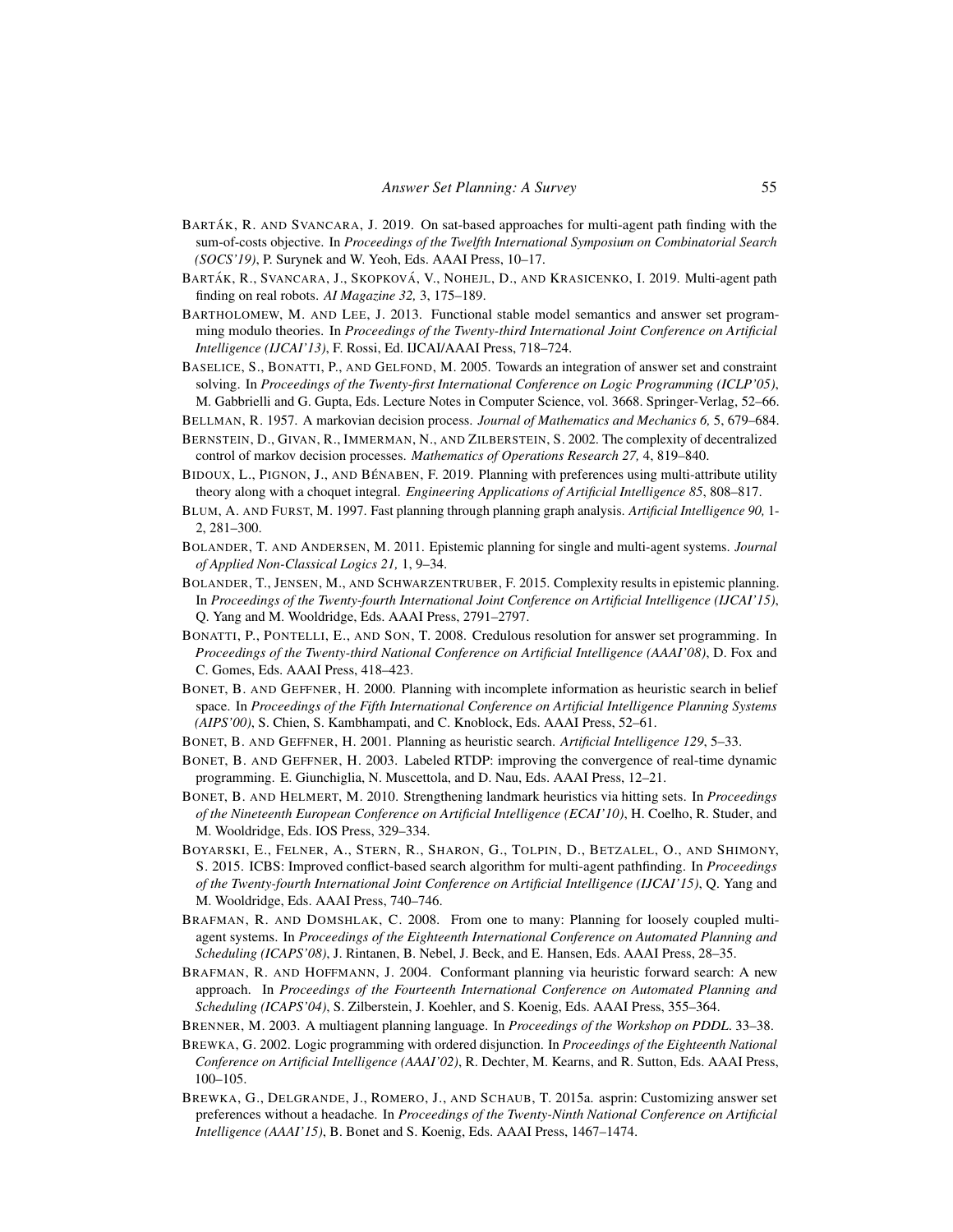BARTÁK, R. AND SVANCARA, J. 2019. On sat-based approaches for multi-agent path finding with the sum-of-costs objective. In *Proceedings of the Twelfth International Symposium on Combinatorial Search (SOCS'19)*, P. Surynek and W. Yeoh, Eds. AAAI Press, 10–17.

BARTÁK, R., SVANCARA, J., SKOPKOVÁ, V., NOHEJL, D., AND KRASICENKO, I. 2019. Multi-agent path finding on real robots. *AI Magazine 32,* 3, 175–189.

BARTHOLOMEW, M. AND LEE, J. 2013. Functional stable model semantics and answer set programming modulo theories. In *Proceedings of the Twenty-third International Joint Conference on Artificial Intelligence (IJCAI'13)*, F. Rossi, Ed. IJCAI/AAAI Press, 718–724.

BASELICE, S., BONATTI, P., AND GELFOND, M. 2005. Towards an integration of answer set and constraint solving. In *Proceedings of the Twenty-first International Conference on Logic Programming (ICLP'05)*, M. Gabbrielli and G. Gupta, Eds. Lecture Notes in Computer Science, vol. 3668. Springer-Verlag, 52–66.

BELLMAN, R. 1957. A markovian decision process. *Journal of Mathematics and Mechanics 6,* 5, 679–684.

BERNSTEIN, D., GIVAN, R., IMMERMAN, N., AND ZILBERSTEIN, S. 2002. The complexity of decentralized control of markov decision processes. *Mathematics of Operations Research 27,* 4, 819–840.

BIDOUX, L., PIGNON, J., AND BÉNABEN, F. 2019. Planning with preferences using multi-attribute utility theory along with a choquet integral. *Engineering Applications of Artificial Intelligence 85*, 808–817.

BLUM, A. AND FURST, M. 1997. Fast planning through planning graph analysis. *Artificial Intelligence 90,* 1-2, 281–300.

BOLANDER, T. AND ANDERSEN, M. 2011. Epistemic planning for single and multi-agent systems. *Journal of Applied Non-Classical Logics 21,* 1, 9–34.

BOLANDER, T., JENSEN, M., AND SCHWARZENTRUBER, F. 2015. Complexity results in epistemic planning. In *Proceedings of the Twenty-fourth International Joint Conference on Artificial Intelligence (IJCAI'15)*, Q. Yang and M. Wooldridge, Eds. AAAI Press, 2791–2797.

BONATTI, P., PONTELLI, E., AND SON, T. 2008. Credulous resolution for answer set programming. In *Proceedings of the Twenty-third National Conference on Artificial Intelligence (AAAI'08)*, D. Fox and C. Gomes, Eds. AAAI Press, 418–423.

BONET, B. AND GEFFNER, H. 2000. Planning with incomplete information as heuristic search in belief space. In *Proceedings of the Fifth International Conference on Artificial Intelligence Planning Systems (AIPS'00)*, S. Chien, S. Kambhampati, and C. Knoblock, Eds. AAAI Press, 52–61.

BONET, B. AND GEFFNER, H. 2001. Planning as heuristic search. *Artificial Intelligence 129*, 5–33.

BONET, B. AND GEFFNER, H. 2003. Labeled RTDP: improving the convergence of real-time dynamic programming. E. Giunchiglia, N. Muscettola, and D. Nau, Eds. AAAI Press, 12–21.

BONET, B. AND HELMERT, M. 2010. Strengthening landmark heuristics via hitting sets. In *Proceedings of the Nineteenth European Conference on Artificial Intelligence (ECAI'10)*, H. Coelho, R. Studer, and M. Wooldridge, Eds. IOS Press, 329–334.

BOYARSKI, E., FELNER, A., STERN, R., SHARON, G., TOLPIN, D., BETZALEL, O., AND SHIMONY, S. 2015. ICBS: Improved conflict-based search algorithm for multi-agent pathfinding. In *Proceedings of the Twenty-fourth International Joint Conference on Artificial Intelligence (IJCAI'15)*, Q. Yang and M. Wooldridge, Eds. AAAI Press, 740–746.

BRAFMAN, R. AND DOMSHLAK, C. 2008. From one to many: Planning for loosely coupled multi-agent systems. In *Proceedings of the Eighteenth International Conference on Automated Planning and Scheduling (ICAPS'08)*, J. Rintanen, B. Nebel, J. Beck, and E. Hansen, Eds. AAAI Press, 28–35.

BRAFMAN, R. AND HOFFMANN, J. 2004. Conformant planning via heuristic forward search: A new approach. In *Proceedings of the Fourteenth International Conference on Automated Planning and Scheduling (ICAPS'04)*, S. Zilberstein, J. Koehler, and S. Koenig, Eds. AAAI Press, 355–364.

BRENNER, M. 2003. A multiagent planning language. In *Proceedings of the Workshop on PDDL*. 33–38.

BREWKA, G. 2002. Logic programming with ordered disjunction. In *Proceedings of the Eighteenth National Conference on Artificial Intelligence (AAAI'02)*, R. Dechter, M. Kearns, and R. Sutton, Eds. AAAI Press, 100–105.

BREWKA, G., DELGRANDE, J., ROMERO, J., AND SCHAUB, T. 2015a. asprin: Customizing answer set preferences without a headache. In *Proceedings of the Twenty-Ninth National Conference on Artificial Intelligence (AAAI'15)*, B. Bonet and S. Koenig, Eds. AAAI Press, 1467–1474.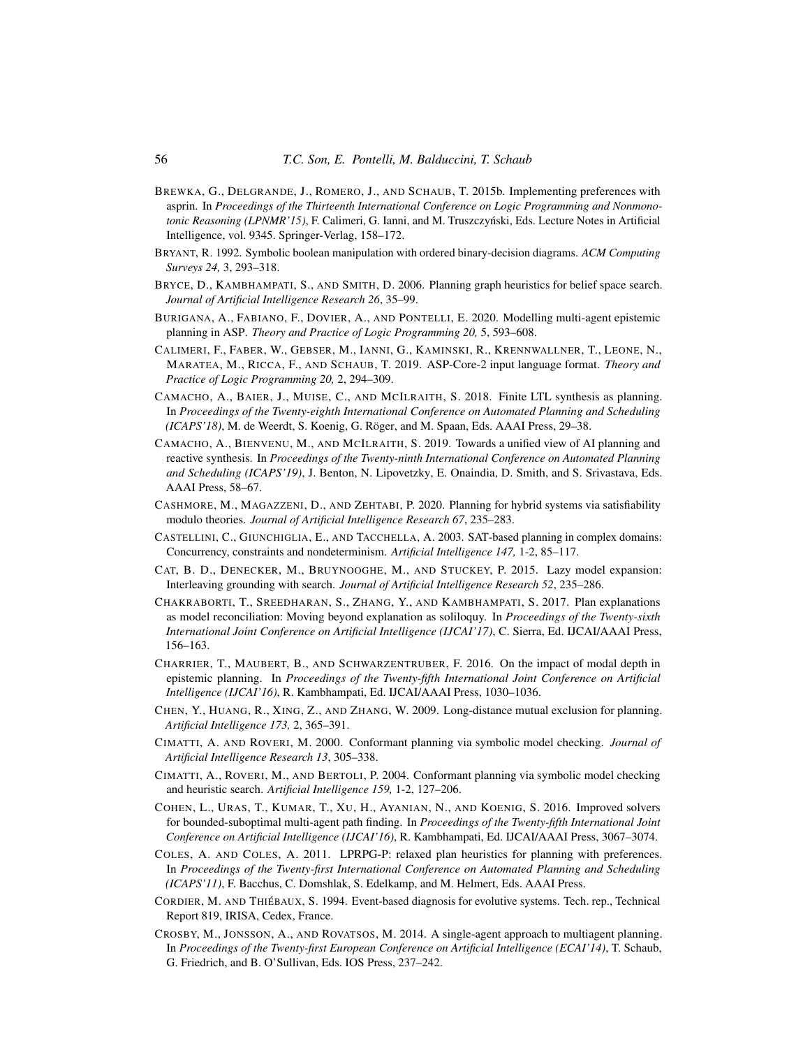Brewka, G., Delgrande, J., Romero, J., and Schaub, T. 2015b. Implementing preferences with asprin. In *Proceedings of the Thirteenth International Conference on Logic Programming and Nonmonotonic Reasoning (LPNMR'15)*, F. Calimeri, G. Ianni, and M. Truszczyński, Eds. Lecture Notes in Artificial Intelligence, vol. 9345. Springer-Verlag, 158–172.

Bryant, R. 1992. Symbolic boolean manipulation with ordered binary-decision diagrams. *ACM Computing Surveys 24,* 3, 293–318.

Bryce, D., Kambhampati, S., and Smith, D. 2006. Planning graph heuristics for belief space search. *Journal of Artificial Intelligence Research 26*, 35–99.

Burigana, A., Fabiano, F., Dovier, A., and Pontelli, E. 2020. Modelling multi-agent epistemic planning in ASP. *Theory and Practice of Logic Programming 20,* 5, 593–608.

Calimeri, F., Faber, W., Gebser, M., Ianni, G., Kaminski, R., Krennwallner, T., Leone, N., Maratea, M., Ricca, F., and Schaub, T. 2019. ASP-Core-2 input language format. *Theory and Practice of Logic Programming 20,* 2, 294–309.

Camacho, A., Baier, J., Muise, C., and McIlraith, S. 2018. Finite LTL synthesis as planning. In *Proceedings of the Twenty-eighth International Conference on Automated Planning and Scheduling (ICAPS'18)*, M. de Weerdt, S. Koenig, G. Röger, and M. Spaan, Eds. AAAI Press, 29–38.

Camacho, A., Bienvenu, M., and McIlraith, S. 2019. Towards a unified view of AI planning and reactive synthesis. In *Proceedings of the Twenty-ninth International Conference on Automated Planning and Scheduling (ICAPS'19)*, J. Benton, N. Lipovetzky, E. Onaindia, D. Smith, and S. Srivastava, Eds. AAAI Press, 58–67.

Cashmore, M., Magazzeni, D., and Zehtabi, P. 2020. Planning for hybrid systems via satisfiability modulo theories. *Journal of Artificial Intelligence Research 67*, 235–283.

Castellini, C., Giunchiglia, E., and Tacchella, A. 2003. SAT-based planning in complex domains: Concurrency, constraints and nondeterminism. *Artificial Intelligence 147,* 1-2, 85–117.

Cat, B. D., Denecker, M., Bruynooghe, M., and Stuckey, P. 2015. Lazy model expansion: Interleaving grounding with search. *Journal of Artificial Intelligence Research 52*, 235–286.

Chakraborti, T., Sreedharan, S., Zhang, Y., and Kambhampati, S. 2017. Plan explanations as model reconciliation: Moving beyond explanation as soliloquy. In *Proceedings of the Twenty-sixth International Joint Conference on Artificial Intelligence (IJCAI'17)*, C. Sierra, Ed. IJCAI/AAAI Press, 156–163.

Charrier, T., Maubert, B., and Schwarzentruber, F. 2016. On the impact of modal depth in epistemic planning. In *Proceedings of the Twenty-fifth International Joint Conference on Artificial Intelligence (IJCAI'16)*, R. Kambhampati, Ed. IJCAI/AAAI Press, 1030–1036.

Chen, Y., Huang, R., Xing, Z., and Zhang, W. 2009. Long-distance mutual exclusion for planning. *Artificial Intelligence 173,* 2, 365–391.

Cimatti, A. and Roveri, M. 2000. Conformant planning via symbolic model checking. *Journal of Artificial Intelligence Research 13*, 305–338.

Cimatti, A., Roveri, M., and Bertoli, P. 2004. Conformant planning via symbolic model checking and heuristic search. *Artificial Intelligence 159,* 1-2, 127–206.

Cohen, L., Uras, T., Kumar, T., Xu, H., Ayanian, N., and Koenig, S. 2016. Improved solvers for bounded-suboptimal multi-agent path finding. In *Proceedings of the Twenty-fifth International Joint Conference on Artificial Intelligence (IJCAI'16)*, R. Kambhampati, Ed. IJCAI/AAAI Press, 3067–3074.

Coles, A. and Coles, A. 2011. LPRPG-P: relaxed plan heuristics for planning with preferences. In *Proceedings of the Twenty-first International Conference on Automated Planning and Scheduling (ICAPS'11)*, F. Bacchus, C. Domshlak, S. Edelkamp, and M. Helmert, Eds. AAAI Press.

Cordier, M. and Thiébaux, S. 1994. Event-based diagnosis for evolutive systems. Tech. rep., Technical Report 819, IRISA, Cedex, France.

Crosby, M., Jonsson, A., and Rovatsos, M. 2014. A single-agent approach to multiagent planning. In *Proceedings of the Twenty-first European Conference on Artificial Intelligence (ECAI'14)*, T. Schaub, G. Friedrich, and B. O'Sullivan, Eds. IOS Press, 237–242.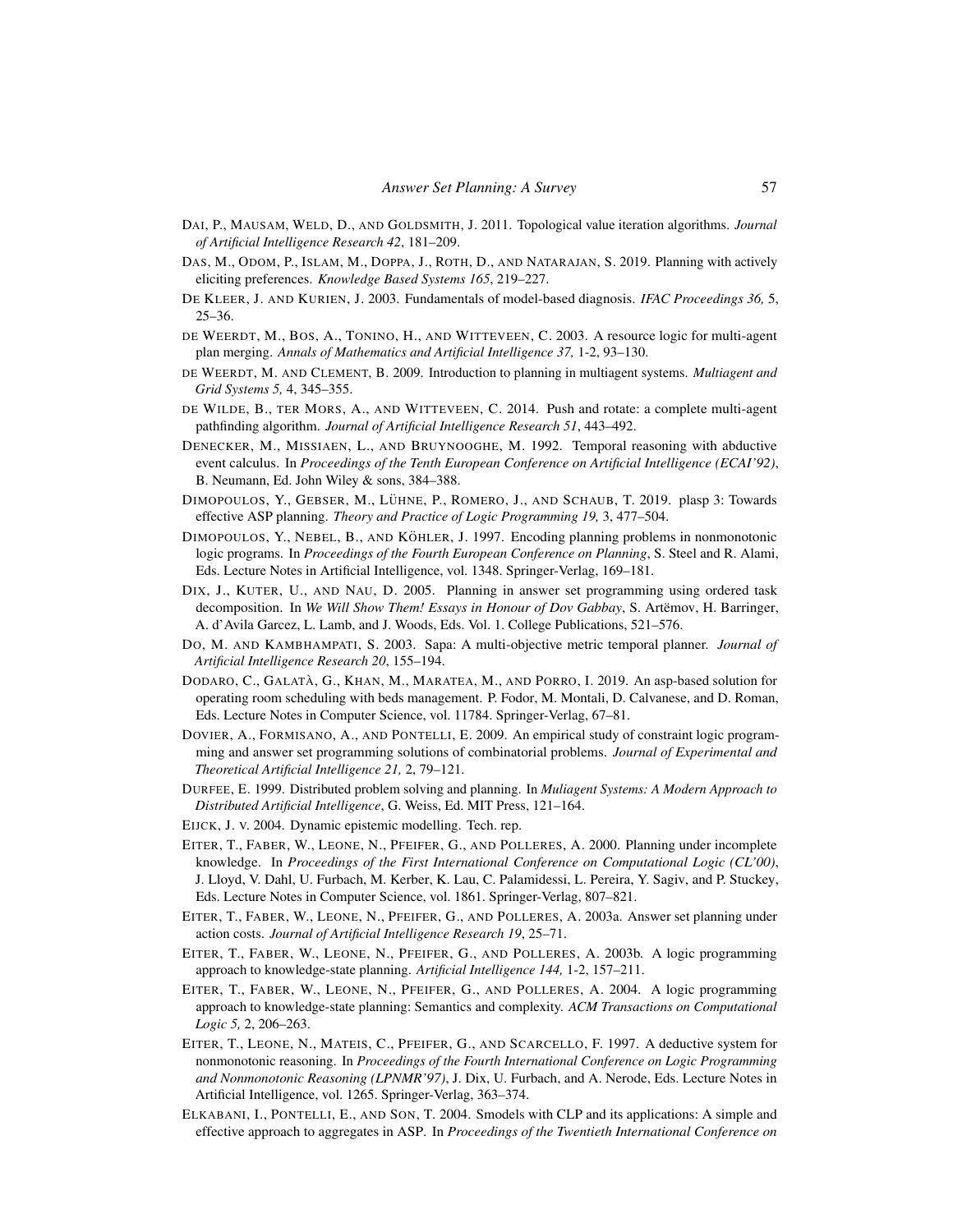Dai, P., Mausam, Weld, D., and Goldsmith, J. 2011. Topological value iteration algorithms. *Journal of Artificial Intelligence Research 42*, 181–209.

Das, M., Odom, P., Islam, M., Doppa, J., Roth, D., and Natarajan, S. 2019. Planning with actively eliciting preferences. *Knowledge Based Systems 165*, 219–227.

De Kleer, J. and Kurien, J. 2003. Fundamentals of model-based diagnosis. *IFAC Proceedings 36,* 5, 25–36.

de Weerdt, M., Bos, A., Tonino, H., and Witteveen, C. 2003. A resource logic for multi-agent plan merging. *Annals of Mathematics and Artificial Intelligence 37,* 1-2, 93–130.

de Weerdt, M. and Clement, B. 2009. Introduction to planning in multiagent systems. *Multiagent and Grid Systems 5,* 4, 345–355.

de Wilde, B., ter Mors, A., and Witteveen, C. 2014. Push and rotate: a complete multi-agent pathfinding algorithm. *Journal of Artificial Intelligence Research 51*, 443–492.

Denecker, M., Missiaen, L., and Bruynooghe, M. 1992. Temporal reasoning with abductive event calculus. In *Proceedings of the Tenth European Conference on Artificial Intelligence (ECAI'92)*, B. Neumann, Ed. John Wiley & sons, 384–388.

Dimopoulos, Y., Gebser, M., Lühne, P., Romero, J., and Schaub, T. 2019. plasp 3: Towards effective ASP planning. *Theory and Practice of Logic Programming 19,* 3, 477–504.

Dimopoulos, Y., Nebel, B., and Köhler, J. 1997. Encoding planning problems in nonmonotonic logic programs. In *Proceedings of the Fourth European Conference on Planning*, S. Steel and R. Alami, Eds. Lecture Notes in Artificial Intelligence, vol. 1348. Springer-Verlag, 169–181.

Dix, J., Kuter, U., and Nau, D. 2005. Planning in answer set programming using ordered task decomposition. In *We Will Show Them! Essays in Honour of Dov Gabbay*, S. Artëmov, H. Barringer, A. d'Avila Garcez, L. Lamb, and J. Woods, Eds. Vol. 1. College Publications, 521–576.

Do, M. and Kambhampati, S. 2003. Sapa: A multi-objective metric temporal planner. *Journal of Artificial Intelligence Research 20*, 155–194.

Dodaro, C., Galatà, G., Khan, M., Maratea, M., and Porro, I. 2019. An asp-based solution for operating room scheduling with beds management. P. Fodor, M. Montali, D. Calvanese, and D. Roman, Eds. Lecture Notes in Computer Science, vol. 11784. Springer-Verlag, 67–81.

Dovier, A., Formisano, A., and Pontelli, E. 2009. An empirical study of constraint logic programming and answer set programming solutions of combinatorial problems. *Journal of Experimental and Theoretical Artificial Intelligence 21,* 2, 79–121.

Durfee, E. 1999. Distributed problem solving and planning. In *Muliagent Systems: A Modern Approach to Distributed Artificial Intelligence*, G. Weiss, Ed. MIT Press, 121–164.

Eijck, J. v. 2004. Dynamic epistemic modelling. Tech. rep.

Eiter, T., Faber, W., Leone, N., Pfeifer, G., and Polleres, A. 2000. Planning under incomplete knowledge. In *Proceedings of the First International Conference on Computational Logic (CL'00)*, J. Lloyd, V. Dahl, U. Furbach, M. Kerber, K. Lau, C. Palamidessi, L. Pereira, Y. Sagiv, and P. Stuckey, Eds. Lecture Notes in Computer Science, vol. 1861. Springer-Verlag, 807–821.

Eiter, T., Faber, W., Leone, N., Pfeifer, G., and Polleres, A. 2003a. Answer set planning under action costs. *Journal of Artificial Intelligence Research 19*, 25–71.

Eiter, T., Faber, W., Leone, N., Pfeifer, G., and Polleres, A. 2003b. A logic programming approach to knowledge-state planning. *Artificial Intelligence 144,* 1-2, 157–211.

Eiter, T., Faber, W., Leone, N., Pfeifer, G., and Polleres, A. 2004. A logic programming approach to knowledge-state planning: Semantics and complexity. *ACM Transactions on Computational Logic 5,* 2, 206–263.

Eiter, T., Leone, N., Mateis, C., Pfeifer, G., and Scarcello, F. 1997. A deductive system for nonmonotonic reasoning. In *Proceedings of the Fourth International Conference on Logic Programming and Nonmonotonic Reasoning (LPNMR'97)*, J. Dix, U. Furbach, and A. Nerode, Eds. Lecture Notes in Artificial Intelligence, vol. 1265. Springer-Verlag, 363–374.

Elkabani, I., Pontelli, E., and Son, T. 2004. Smodels with CLP and its applications: A simple and effective approach to aggregates in ASP. In *Proceedings of the Twentieth International Conference on*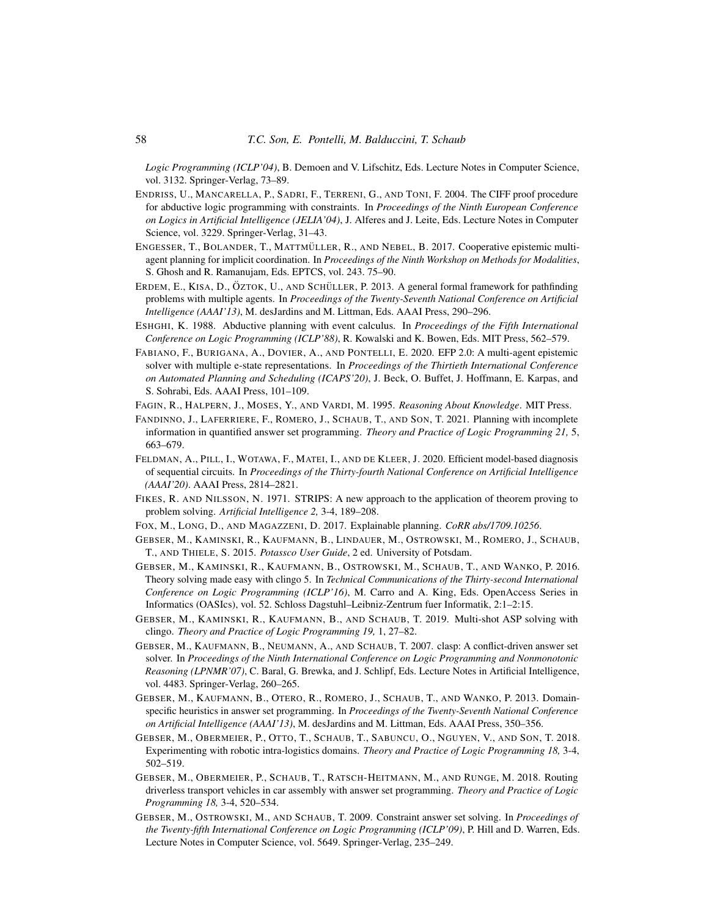*Logic Programming (ICLP'04)*, B. Demoen and V. Lifschitz, Eds. Lecture Notes in Computer Science, vol. 3132. Springer-Verlag, 73–89.

ENDRISS, U., MANCARELLA, P., SADRI, F., TERRENI, G., AND TONI, F. 2004. The CIFF proof procedure for abductive logic programming with constraints. In *Proceedings of the Ninth European Conference on Logics in Artificial Intelligence (JELIA'04)*, J. Alferes and J. Leite, Eds. Lecture Notes in Computer Science, vol. 3229. Springer-Verlag, 31–43.

ENGESSER, T., BOLANDER, T., MATTMÜLLER, R., AND NEBEL, B. 2017. Cooperative epistemic multi-agent planning for implicit coordination. In *Proceedings of the Ninth Workshop on Methods for Modalities*, S. Ghosh and R. Ramanujam, Eds. EPTCS, vol. 243. 75–90.

ERDEM, E., KISA, D., ÖZTOK, U., AND SCHÜLLER, P. 2013. A general formal framework for pathfinding problems with multiple agents. In *Proceedings of the Twenty-Seventh National Conference on Artificial Intelligence (AAAI'13)*, M. desJardins and M. Littman, Eds. AAAI Press, 290–296.

ESHGHI, K. 1988. Abductive planning with event calculus. In *Proceedings of the Fifth International Conference on Logic Programming (ICLP'88)*, R. Kowalski and K. Bowen, Eds. MIT Press, 562–579.

FABIANO, F., BURIGANA, A., DOVIER, A., AND PONTELLI, E. 2020. EFP 2.0: A multi-agent epistemic solver with multiple e-state representations. In *Proceedings of the Thirtieth International Conference on Automated Planning and Scheduling (ICAPS'20)*, J. Beck, O. Buffet, J. Hoffmann, E. Karpas, and S. Sohrabi, Eds. AAAI Press, 101–109.

FAGIN, R., HALPERN, J., MOSES, Y., AND VARDI, M. 1995. *Reasoning About Knowledge*. MIT Press.

FANDINNO, J., LAFERRIERE, F., ROMERO, J., SCHAUB, T., AND SON, T. 2021. Planning with incomplete information in quantified answer set programming. *Theory and Practice of Logic Programming 21,* 5, 663–679.

FELDMAN, A., PILL, I., WOTAWA, F., MATEI, I., AND DE KLEER, J. 2020. Efficient model-based diagnosis of sequential circuits. In *Proceedings of the Thirty-fourth National Conference on Artificial Intelligence (AAAI'20)*. AAAI Press, 2814–2821.

FIKES, R. AND NILSSON, N. 1971. STRIPS: A new approach to the application of theorem proving to problem solving. *Artificial Intelligence 2,* 3-4, 189–208.

FOX, M., LONG, D., AND MAGAZZENI, D. 2017. Explainable planning. *CoRR abs/1709.10256*.

GEBSER, M., KAMINSKI, R., KAUFMANN, B., LINDAUER, M., OSTROWSKI, M., ROMERO, J., SCHAUB, T., AND THIELE, S. 2015. *Potassco User Guide*, 2 ed. University of Potsdam.

GEBSER, M., KAMINSKI, R., KAUFMANN, B., OSTROWSKI, M., SCHAUB, T., AND WANKO, P. 2016. Theory solving made easy with clingo 5. In *Technical Communications of the Thirty-second International Conference on Logic Programming (ICLP'16)*, M. Carro and A. King, Eds. OpenAccess Series in Informatics (OASIcs), vol. 52. Schloss Dagstuhl–Leibniz-Zentrum fuer Informatik, 2:1–2:15.

GEBSER, M., KAMINSKI, R., KAUFMANN, B., AND SCHAUB, T. 2019. Multi-shot ASP solving with clingo. *Theory and Practice of Logic Programming 19,* 1, 27–82.

GEBSER, M., KAUFMANN, B., NEUMANN, A., AND SCHAUB, T. 2007. clasp: A conflict-driven answer set solver. In *Proceedings of the Ninth International Conference on Logic Programming and Nonmonotonic Reasoning (LPNMR'07)*, C. Baral, G. Brewka, and J. Schlipf, Eds. Lecture Notes in Artificial Intelligence, vol. 4483. Springer-Verlag, 260–265.

GEBSER, M., KAUFMANN, B., OTERO, R., ROMERO, J., SCHAUB, T., AND WANKO, P. 2013. Domain-specific heuristics in answer set programming. In *Proceedings of the Twenty-Seventh National Conference on Artificial Intelligence (AAAI'13)*, M. desJardins and M. Littman, Eds. AAAI Press, 350–356.

GEBSER, M., OBERMEIER, P., OTTO, T., SCHAUB, T., SABUNCU, O., NGUYEN, V., AND SON, T. 2018. Experimenting with robotic intra-logistics domains. *Theory and Practice of Logic Programming 18,* 3-4, 502–519.

GEBSER, M., OBERMEIER, P., SCHAUB, T., RATSCH-HEITMANN, M., AND RUNGE, M. 2018. Routing driverless transport vehicles in car assembly with answer set programming. *Theory and Practice of Logic Programming 18,* 3-4, 520–534.

GEBSER, M., OSTROWSKI, M., AND SCHAUB, T. 2009. Constraint answer set solving. In *Proceedings of the Twenty-fifth International Conference on Logic Programming (ICLP'09)*, P. Hill and D. Warren, Eds. Lecture Notes in Computer Science, vol. 5649. Springer-Verlag, 235–249.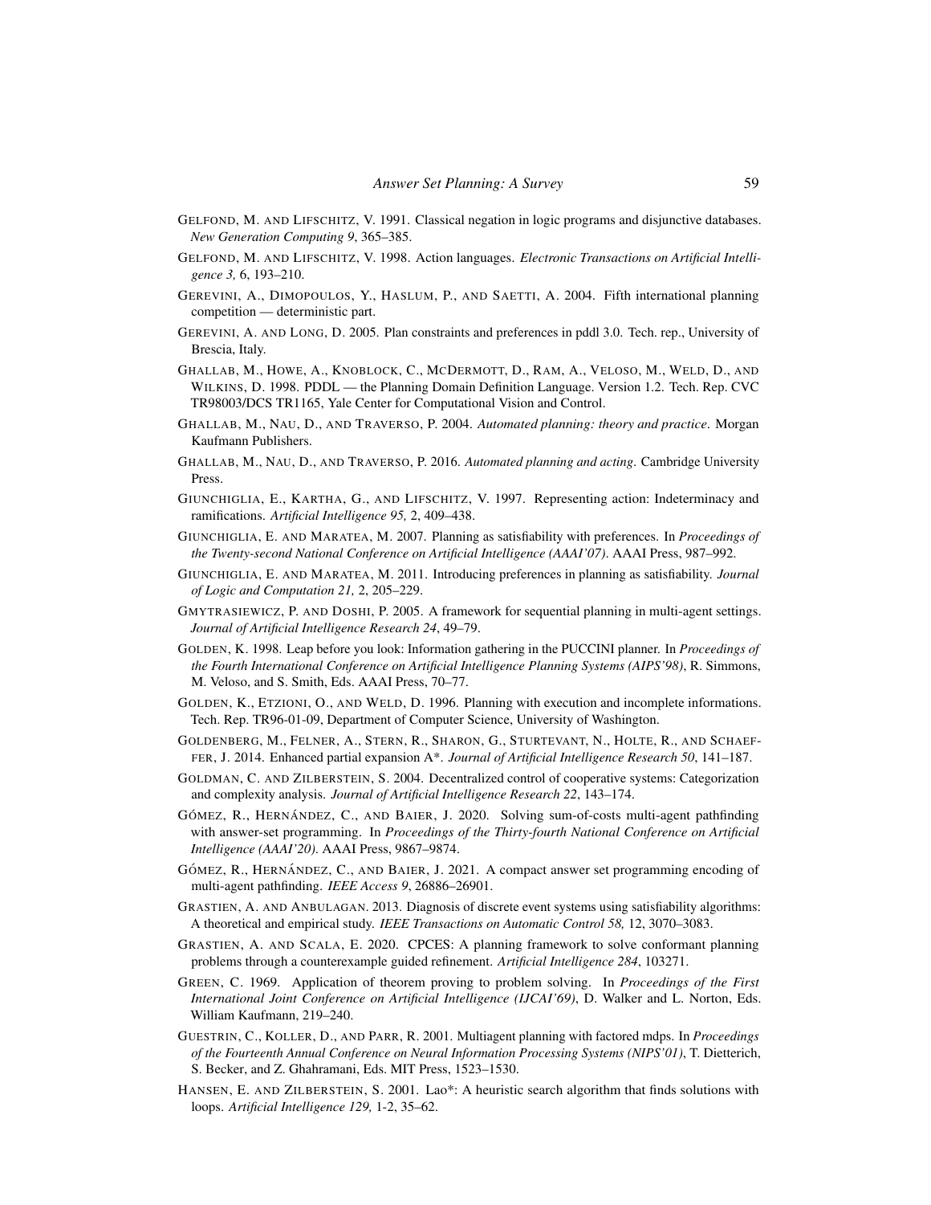GELFOND, M. AND LIFSCHITZ, V. 1991. Classical negation in logic programs and disjunctive databases. *New Generation Computing 9*, 365–385.

GELFOND, M. AND LIFSCHITZ, V. 1998. Action languages. *Electronic Transactions on Artificial Intelligence 3,* 6, 193–210.

GEREVINI, A., DIMOPOULOS, Y., HASLUM, P., AND SAETTI, A. 2004. Fifth international planning competition — deterministic part.

GEREVINI, A. AND LONG, D. 2005. Plan constraints and preferences in pddl 3.0. Tech. rep., University of Brescia, Italy.

GHALLAB, M., HOWE, A., KNOBLOCK, C., MCDERMOTT, D., RAM, A., VELOSO, M., WELD, D., AND WILKINS, D. 1998. PDDL — the Planning Domain Definition Language. Version 1.2. Tech. Rep. CVC TR98003/DCS TR1165, Yale Center for Computational Vision and Control.

GHALLAB, M., NAU, D., AND TRAVERSO, P. 2004. *Automated planning: theory and practice*. Morgan Kaufmann Publishers.

GHALLAB, M., NAU, D., AND TRAVERSO, P. 2016. *Automated planning and acting*. Cambridge University Press.

GIUNCHIGLIA, E., KARTHA, G., AND LIFSCHITZ, V. 1997. Representing action: Indeterminacy and ramifications. *Artificial Intelligence 95,* 2, 409–438.

GIUNCHIGLIA, E. AND MARATEA, M. 2007. Planning as satisfiability with preferences. In *Proceedings of the Twenty-second National Conference on Artificial Intelligence (AAAI'07)*. AAAI Press, 987–992.

GIUNCHIGLIA, E. AND MARATEA, M. 2011. Introducing preferences in planning as satisfiability. *Journal of Logic and Computation 21,* 2, 205–229.

GMYTRASIEWICZ, P. AND DOSHI, P. 2005. A framework for sequential planning in multi-agent settings. *Journal of Artificial Intelligence Research 24*, 49–79.

GOLDEN, K. 1998. Leap before you look: Information gathering in the PUCCINI planner. In *Proceedings of the Fourth International Conference on Artificial Intelligence Planning Systems (AIPS'98)*, R. Simmons, M. Veloso, and S. Smith, Eds. AAAI Press, 70–77.

GOLDEN, K., ETZIONI, O., AND WELD, D. 1996. Planning with execution and incomplete informations. Tech. Rep. TR96-01-09, Department of Computer Science, University of Washington.

GOLDENBERG, M., FELNER, A., STERN, R., SHARON, G., STURTEVANT, N., HOLTE, R., AND SCHAEFFER, J. 2014. Enhanced partial expansion A*. *Journal of Artificial Intelligence Research 50*, 141–187.

GOLDMAN, C. AND ZILBERSTEIN, S. 2004. Decentralized control of cooperative systems: Categorization and complexity analysis. *Journal of Artificial Intelligence Research 22*, 143–174.

GÓMEZ, R., HERNÁNDEZ, C., AND BAIER, J. 2020. Solving sum-of-costs multi-agent pathfinding with answer-set programming. In *Proceedings of the Thirty-fourth National Conference on Artificial Intelligence (AAAI'20)*. AAAI Press, 9867–9874.

GÓMEZ, R., HERNÁNDEZ, C., AND BAIER, J. 2021. A compact answer set programming encoding of multi-agent pathfinding. *IEEE Access 9*, 26886–26901.

GRASTIEN, A. AND ANBULAGAN. 2013. Diagnosis of discrete event systems using satisfiability algorithms: A theoretical and empirical study. *IEEE Transactions on Automatic Control 58,* 12, 3070–3083.

GRASTIEN, A. AND SCALA, E. 2020. CPCES: A planning framework to solve conformant planning problems through a counterexample guided refinement. *Artificial Intelligence 284*, 103271.

GREEN, C. 1969. Application of theorem proving to problem solving. In *Proceedings of the First International Joint Conference on Artificial Intelligence (IJCAI'69)*, D. Walker and L. Norton, Eds. William Kaufmann, 219–240.

GUESTRIN, C., KOLLER, D., AND PARR, R. 2001. Multiagent planning with factored mdps. In *Proceedings of the Fourteenth Annual Conference on Neural Information Processing Systems (NIPS'01)*, T. Dietterich, S. Becker, and Z. Ghahramani, Eds. MIT Press, 1523–1530.

HANSEN, E. AND ZILBERSTEIN, S. 2001. Lao*: A heuristic search algorithm that finds solutions with loops. *Artificial Intelligence 129,* 1-2, 35–62.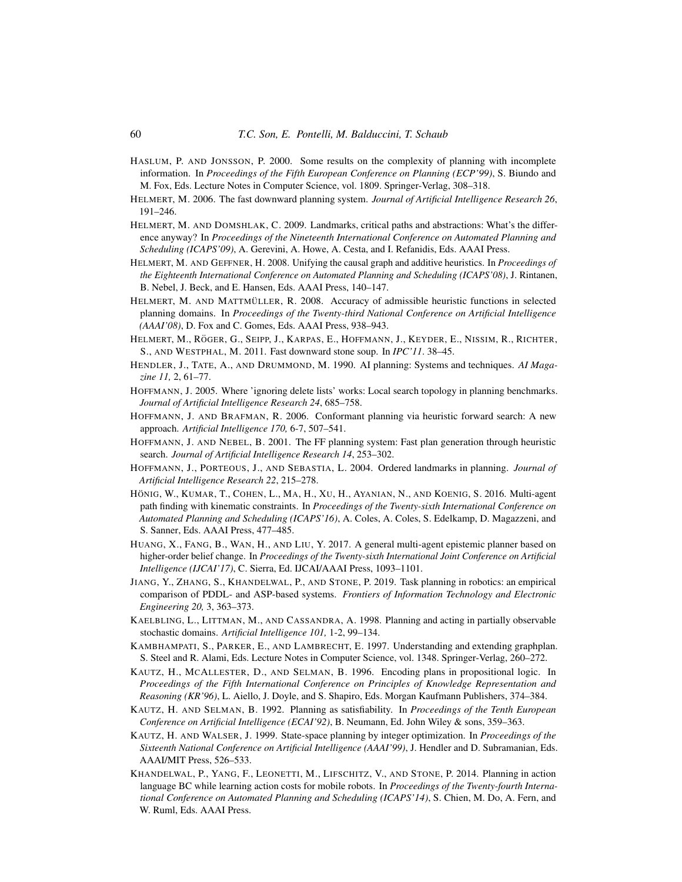Haslum, P. and Jonsson, P. 2000. Some results on the complexity of planning with incomplete information. In *Proceedings of the Fifth European Conference on Planning (ECP'99)*, S. Biundo and M. Fox, Eds. Lecture Notes in Computer Science, vol. 1809. Springer-Verlag, 308–318.

Helmert, M. 2006. The fast downward planning system. *Journal of Artificial Intelligence Research 26*, 191–246.

Helmert, M. and Domshlak, C. 2009. Landmarks, critical paths and abstractions: What's the difference anyway? In *Proceedings of the Nineteenth International Conference on Automated Planning and Scheduling (ICAPS'09)*, A. Gerevini, A. Howe, A. Cesta, and I. Refanidis, Eds. AAAI Press.

Helmert, M. and Geffner, H. 2008. Unifying the causal graph and additive heuristics. In *Proceedings of the Eighteenth International Conference on Automated Planning and Scheduling (ICAPS'08)*, J. Rintanen, B. Nebel, J. Beck, and E. Hansen, Eds. AAAI Press, 140–147.

Helmert, M. and Mattmüller, R. 2008. Accuracy of admissible heuristic functions in selected planning domains. In *Proceedings of the Twenty-third National Conference on Artificial Intelligence (AAAI'08)*, D. Fox and C. Gomes, Eds. AAAI Press, 938–943.

Helmert, M., Röger, G., Seipp, J., Karpas, E., Hoffmann, J., Keyder, E., Nissim, R., Richter, S., and Westphal, M. 2011. Fast downward stone soup. In *IPC'11*. 38–45.

Hendler, J., Tate, A., and Drummond, M. 1990. AI planning: Systems and techniques. *AI Magazine 11,* 2, 61–77.

Hoffmann, J. 2005. Where 'ignoring delete lists' works: Local search topology in planning benchmarks. *Journal of Artificial Intelligence Research 24*, 685–758.

Hoffmann, J. and Brafman, R. 2006. Conformant planning via heuristic forward search: A new approach. *Artificial Intelligence 170,* 6-7, 507–541.

Hoffmann, J. and Nebel, B. 2001. The FF planning system: Fast plan generation through heuristic search. *Journal of Artificial Intelligence Research 14*, 253–302.

Hoffmann, J., Porteous, J., and Sebastia, L. 2004. Ordered landmarks in planning. *Journal of Artificial Intelligence Research 22*, 215–278.

Hönig, W., Kumar, T., Cohen, L., Ma, H., Xu, H., Ayanian, N., and Koenig, S. 2016. Multi-agent path finding with kinematic constraints. In *Proceedings of the Twenty-sixth International Conference on Automated Planning and Scheduling (ICAPS'16)*, A. Coles, A. Coles, S. Edelkamp, D. Magazzeni, and S. Sanner, Eds. AAAI Press, 477–485.

Huang, X., Fang, B., Wan, H., and Liu, Y. 2017. A general multi-agent epistemic planner based on higher-order belief change. In *Proceedings of the Twenty-sixth International Joint Conference on Artificial Intelligence (IJCAI'17)*, C. Sierra, Ed. IJCAI/AAAI Press, 1093–1101.

Jiang, Y., Zhang, S., Khandelwal, P., and Stone, P. 2019. Task planning in robotics: an empirical comparison of PDDL- and ASP-based systems. *Frontiers of Information Technology and Electronic Engineering 20,* 3, 363–373.

Kaelbling, L., Littman, M., and Cassandra, A. 1998. Planning and acting in partially observable stochastic domains. *Artificial Intelligence 101,* 1-2, 99–134.

Kambhampati, S., Parker, E., and Lambrecht, E. 1997. Understanding and extending graphplan. S. Steel and R. Alami, Eds. Lecture Notes in Computer Science, vol. 1348. Springer-Verlag, 260–272.

Kautz, H., McAllester, D., and Selman, B. 1996. Encoding plans in propositional logic. In *Proceedings of the Fifth International Conference on Principles of Knowledge Representation and Reasoning (KR'96)*, L. Aiello, J. Doyle, and S. Shapiro, Eds. Morgan Kaufmann Publishers, 374–384.

Kautz, H. and Selman, B. 1992. Planning as satisfiability. In *Proceedings of the Tenth European Conference on Artificial Intelligence (ECAI'92)*, B. Neumann, Ed. John Wiley & sons, 359–363.

Kautz, H. and Walser, J. 1999. State-space planning by integer optimization. In *Proceedings of the Sixteenth National Conference on Artificial Intelligence (AAAI'99)*, J. Hendler and D. Subramanian, Eds. AAAI/MIT Press, 526–533.

Khandelwal, P., Yang, F., Leonetti, M., Lifschitz, V., and Stone, P. 2014. Planning in action language BC while learning action costs for mobile robots. In *Proceedings of the Twenty-fourth International Conference on Automated Planning and Scheduling (ICAPS'14)*, S. Chien, M. Do, A. Fern, and W. Ruml, Eds. AAAI Press.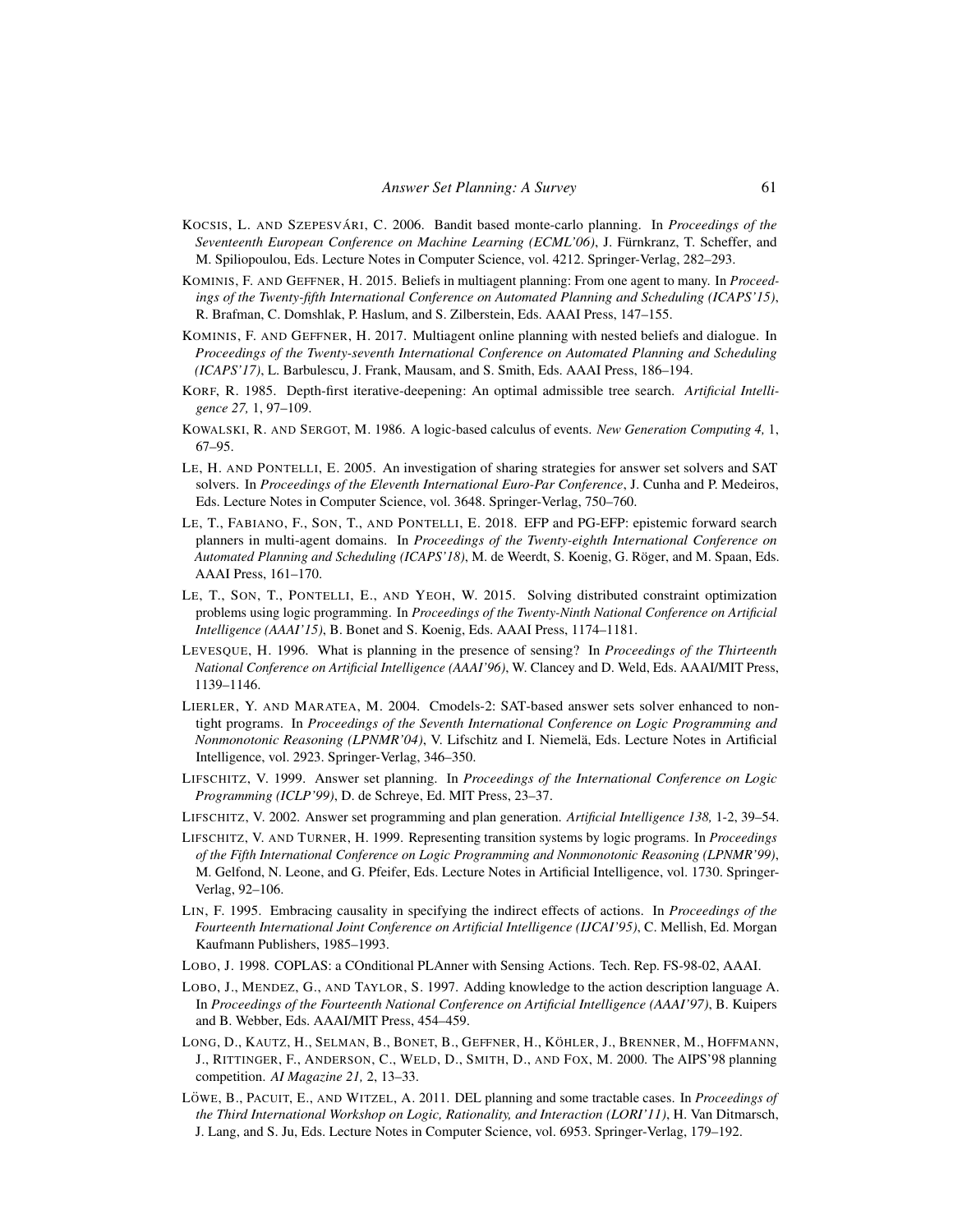KOCSIS, L. AND SZEPESVÁRI, C. 2006. Bandit based monte-carlo planning. In *Proceedings of the Seventeenth European Conference on Machine Learning (ECML'06)*, J. Fürnkranz, T. Scheffer, and M. Spiliopoulou, Eds. Lecture Notes in Computer Science, vol. 4212. Springer-Verlag, 282–293.

KOMINIS, F. AND GEFFNER, H. 2015. Beliefs in multiagent planning: From one agent to many. In *Proceedings of the Twenty-fifth International Conference on Automated Planning and Scheduling (ICAPS'15)*, R. Brafman, C. Domshlak, P. Haslum, and S. Zilberstein, Eds. AAAI Press, 147–155.

KOMINIS, F. AND GEFFNER, H. 2017. Multiagent online planning with nested beliefs and dialogue. In *Proceedings of the Twenty-seventh International Conference on Automated Planning and Scheduling (ICAPS'17)*, L. Barbulescu, J. Frank, Mausam, and S. Smith, Eds. AAAI Press, 186–194.

KORF, R. 1985. Depth-first iterative-deepening: An optimal admissible tree search. *Artificial Intelligence 27,* 1, 97–109.

KOWALSKI, R. AND SERGOT, M. 1986. A logic-based calculus of events. *New Generation Computing 4,* 1, 67–95.

LE, H. AND PONTELLI, E. 2005. An investigation of sharing strategies for answer set solvers and SAT solvers. In *Proceedings of the Eleventh International Euro-Par Conference*, J. Cunha and P. Medeiros, Eds. Lecture Notes in Computer Science, vol. 3648. Springer-Verlag, 750–760.

LE, T., FABIANO, F., SON, T., AND PONTELLI, E. 2018. EFP and PG-EFP: epistemic forward search planners in multi-agent domains. In *Proceedings of the Twenty-eighth International Conference on Automated Planning and Scheduling (ICAPS'18)*, M. de Weerdt, S. Koenig, G. Röger, and M. Spaan, Eds. AAAI Press, 161–170.

LE, T., SON, T., PONTELLI, E., AND YEOH, W. 2015. Solving distributed constraint optimization problems using logic programming. In *Proceedings of the Twenty-Ninth National Conference on Artificial Intelligence (AAAI'15)*, B. Bonet and S. Koenig, Eds. AAAI Press, 1174–1181.

LEVESQUE, H. 1996. What is planning in the presence of sensing? In *Proceedings of the Thirteenth National Conference on Artificial Intelligence (AAAI'96)*, W. Clancey and D. Weld, Eds. AAAI/MIT Press, 1139–1146.

LIERLER, Y. AND MARATEA, M. 2004. Cmodels-2: SAT-based answer sets solver enhanced to non-tight programs. In *Proceedings of the Seventh International Conference on Logic Programming and Nonmonotonic Reasoning (LPNMR'04)*, V. Lifschitz and I. Niemelä, Eds. Lecture Notes in Artificial Intelligence, vol. 2923. Springer-Verlag, 346–350.

LIFSCHITZ, V. 1999. Answer set planning. In *Proceedings of the International Conference on Logic Programming (ICLP'99)*, D. de Schreye, Ed. MIT Press, 23–37.

LIFSCHITZ, V. 2002. Answer set programming and plan generation. *Artificial Intelligence 138,* 1-2, 39–54.

LIFSCHITZ, V. AND TURNER, H. 1999. Representing transition systems by logic programs. In *Proceedings of the Fifth International Conference on Logic Programming and Nonmonotonic Reasoning (LPNMR'99)*, M. Gelfond, N. Leone, and G. Pfeifer, Eds. Lecture Notes in Artificial Intelligence, vol. 1730. Springer-Verlag, 92–106.

LIN, F. 1995. Embracing causality in specifying the indirect effects of actions. In *Proceedings of the Fourteenth International Joint Conference on Artificial Intelligence (IJCAI'95)*, C. Mellish, Ed. Morgan Kaufmann Publishers, 1985–1993.

LOBO, J. 1998. COPLAS: a COnditional PLAnner with Sensing Actions. Tech. Rep. FS-98-02, AAAI.

LOBO, J., MENDEZ, G., AND TAYLOR, S. 1997. Adding knowledge to the action description language A. In *Proceedings of the Fourteenth National Conference on Artificial Intelligence (AAAI'97)*, B. Kuipers and B. Webber, Eds. AAAI/MIT Press, 454–459.

LONG, D., KAUTZ, H., SELMAN, B., BONET, B., GEFFNER, H., KÖHLER, J., BRENNER, M., HOFFMANN, J., RITTINGER, F., ANDERSON, C., WELD, D., SMITH, D., AND FOX, M. 2000. The AIPS'98 planning competition. *AI Magazine 21,* 2, 13–33.

LÖWE, B., PACUIT, E., AND WITZEL, A. 2011. DEL planning and some tractable cases. In *Proceedings of the Third International Workshop on Logic, Rationality, and Interaction (LORI'11)*, H. Van Ditmarsch, J. Lang, and S. Ju, Eds. Lecture Notes in Computer Science, vol. 6953. Springer-Verlag, 179–192.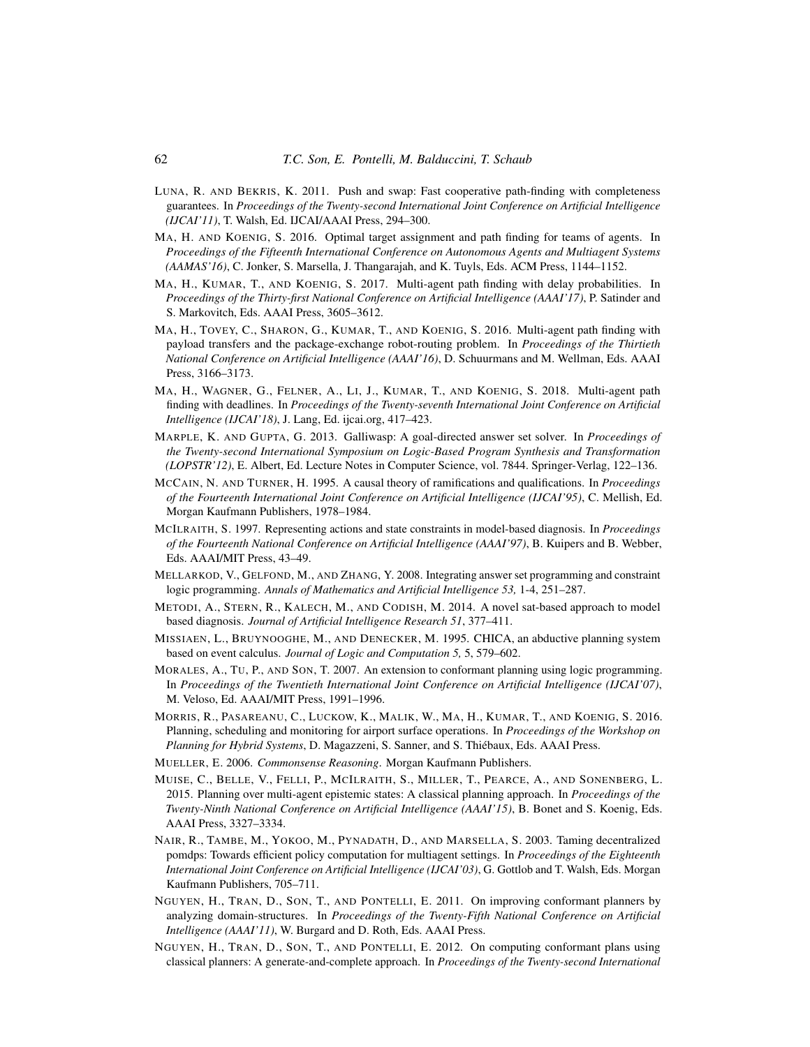LUNA, R. AND BEKRIS, K. 2011. Push and swap: Fast cooperative path-finding with completeness guarantees. In *Proceedings of the Twenty-second International Joint Conference on Artificial Intelligence (IJCAI'11)*, T. Walsh, Ed. IJCAI/AAAI Press, 294–300.

MA, H. AND KOENIG, S. 2016. Optimal target assignment and path finding for teams of agents. In *Proceedings of the Fifteenth International Conference on Autonomous Agents and Multiagent Systems (AAMAS'16)*, C. Jonker, S. Marsella, J. Thangarajah, and K. Tuyls, Eds. ACM Press, 1144–1152.

MA, H., KUMAR, T., AND KOENIG, S. 2017. Multi-agent path finding with delay probabilities. In *Proceedings of the Thirty-first National Conference on Artificial Intelligence (AAAI'17)*, P. Satinder and S. Markovitch, Eds. AAAI Press, 3605–3612.

MA, H., TOVEY, C., SHARON, G., KUMAR, T., AND KOENIG, S. 2016. Multi-agent path finding with payload transfers and the package-exchange robot-routing problem. In *Proceedings of the Thirtieth National Conference on Artificial Intelligence (AAAI'16)*, D. Schuurmans and M. Wellman, Eds. AAAI Press, 3166–3173.

MA, H., WAGNER, G., FELNER, A., LI, J., KUMAR, T., AND KOENIG, S. 2018. Multi-agent path finding with deadlines. In *Proceedings of the Twenty-seventh International Joint Conference on Artificial Intelligence (IJCAI'18)*, J. Lang, Ed. ijcai.org, 417–423.

MARPLE, K. AND GUPTA, G. 2013. Galliwasp: A goal-directed answer set solver. In *Proceedings of the Twenty-second International Symposium on Logic-Based Program Synthesis and Transformation (LOPSTR'12)*, E. Albert, Ed. Lecture Notes in Computer Science, vol. 7844. Springer-Verlag, 122–136.

MCCAIN, N. AND TURNER, H. 1995. A causal theory of ramifications and qualifications. In *Proceedings of the Fourteenth International Joint Conference on Artificial Intelligence (IJCAI'95)*, C. Mellish, Ed. Morgan Kaufmann Publishers, 1978–1984.

MCILRAITH, S. 1997. Representing actions and state constraints in model-based diagnosis. In *Proceedings of the Fourteenth National Conference on Artificial Intelligence (AAAI'97)*, B. Kuipers and B. Webber, Eds. AAAI/MIT Press, 43–49.

MELLARKOD, V., GELFOND, M., AND ZHANG, Y. 2008. Integrating answer set programming and constraint logic programming. *Annals of Mathematics and Artificial Intelligence 53,* 1-4, 251–287.

METODI, A., STERN, R., KALECH, M., AND CODISH, M. 2014. A novel sat-based approach to model based diagnosis. *Journal of Artificial Intelligence Research 51*, 377–411.

MISSIAEN, L., BRUYNOOGHE, M., AND DENECKER, M. 1995. CHICA, an abductive planning system based on event calculus. *Journal of Logic and Computation 5,* 5, 579–602.

MORALES, A., TU, P., AND SON, T. 2007. An extension to conformant planning using logic programming. In *Proceedings of the Twentieth International Joint Conference on Artificial Intelligence (IJCAI'07)*, M. Veloso, Ed. AAAI/MIT Press, 1991–1996.

MORRIS, R., PASAREANU, C., LUCKOW, K., MALIK, W., MA, H., KUMAR, T., AND KOENIG, S. 2016. Planning, scheduling and monitoring for airport surface operations. In *Proceedings of the Workshop on Planning for Hybrid Systems*, D. Magazzeni, S. Sanner, and S. Thiébaux, Eds. AAAI Press.

MUELLER, E. 2006. *Commonsense Reasoning*. Morgan Kaufmann Publishers.

MUISE, C., BELLE, V., FELLI, P., MCILRAITH, S., MILLER, T., PEARCE, A., AND SONENBERG, L. 2015. Planning over multi-agent epistemic states: A classical planning approach. In *Proceedings of the Twenty-Ninth National Conference on Artificial Intelligence (AAAI'15)*, B. Bonet and S. Koenig, Eds. AAAI Press, 3327–3334.

NAIR, R., TAMBE, M., YOKOO, M., PYNADATH, D., AND MARSELLA, S. 2003. Taming decentralized pomdps: Towards efficient policy computation for multiagent settings. In *Proceedings of the Eighteenth International Joint Conference on Artificial Intelligence (IJCAI'03)*, G. Gottlob and T. Walsh, Eds. Morgan Kaufmann Publishers, 705–711.

NGUYEN, H., TRAN, D., SON, T., AND PONTELLI, E. 2011. On improving conformant planners by analyzing domain-structures. In *Proceedings of the Twenty-Fifth National Conference on Artificial Intelligence (AAAI'11)*, W. Burgard and D. Roth, Eds. AAAI Press.

NGUYEN, H., TRAN, D., SON, T., AND PONTELLI, E. 2012. On computing conformant plans using classical planners: A generate-and-complete approach. In *Proceedings of the Twenty-second International*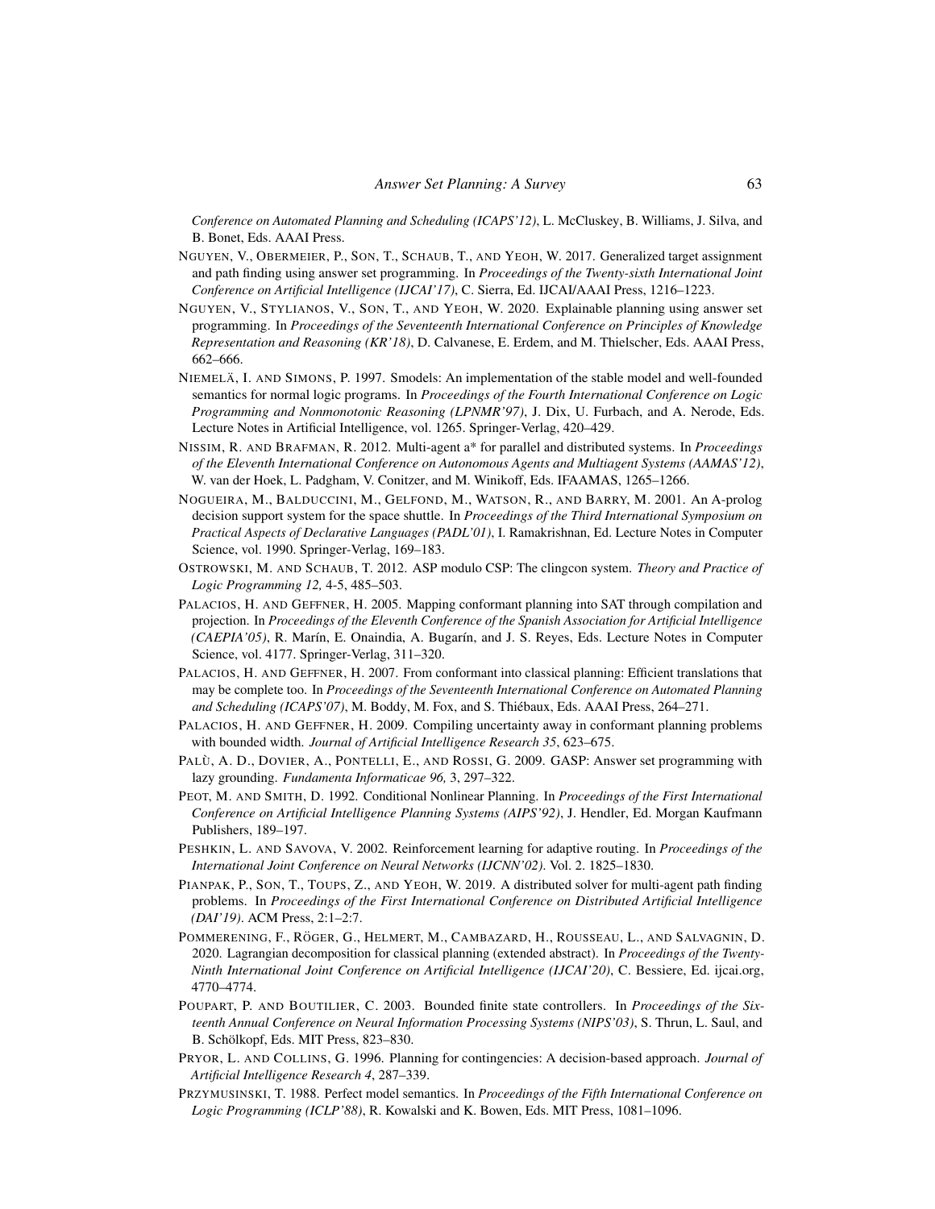*Conference on Automated Planning and Scheduling (ICAPS'12)*, L. McCluskey, B. Williams, J. Silva, and B. Bonet, Eds. AAAI Press.

NGUYEN, V., OBERMEIER, P., SON, T., SCHAUB, T., AND YEOH, W. 2017. Generalized target assignment and path finding using answer set programming. In *Proceedings of the Twenty-sixth International Joint Conference on Artificial Intelligence (IJCAI'17)*, C. Sierra, Ed. IJCAI/AAAI Press, 1216–1223.

NGUYEN, V., STYLIANOS, V., SON, T., AND YEOH, W. 2020. Explainable planning using answer set programming. In *Proceedings of the Seventeenth International Conference on Principles of Knowledge Representation and Reasoning (KR'18)*, D. Calvanese, E. Erdem, and M. Thielscher, Eds. AAAI Press, 662–666.

NIEMELÄ, I. AND SIMONS, P. 1997. Smodels: An implementation of the stable model and well-founded semantics for normal logic programs. In *Proceedings of the Fourth International Conference on Logic Programming and Nonmonotonic Reasoning (LPNMR'97)*, J. Dix, U. Furbach, and A. Nerode, Eds. Lecture Notes in Artificial Intelligence, vol. 1265. Springer-Verlag, 420–429.

NISSIM, R. AND BRAFMAN, R. 2012. Multi-agent a* for parallel and distributed systems. In *Proceedings of the Eleventh International Conference on Autonomous Agents and Multiagent Systems (AAMAS'12)*, W. van der Hoek, L. Padgham, V. Conitzer, and M. Winikoff, Eds. IFAAMAS, 1265–1266.

NOGUEIRA, M., BALDUCCINI, M., GELFOND, M., WATSON, R., AND BARRY, M. 2001. An A-prolog decision support system for the space shuttle. In *Proceedings of the Third International Symposium on Practical Aspects of Declarative Languages (PADL'01)*, I. Ramakrishnan, Ed. Lecture Notes in Computer Science, vol. 1990. Springer-Verlag, 169–183.

OSTROWSKI, M. AND SCHAUB, T. 2012. ASP modulo CSP: The clingcon system. *Theory and Practice of Logic Programming 12,* 4-5, 485–503.

PALACIOS, H. AND GEFFNER, H. 2005. Mapping conformant planning into SAT through compilation and projection. In *Proceedings of the Eleventh Conference of the Spanish Association for Artificial Intelligence (CAEPIA'05)*, R. Marín, E. Onaindia, A. Bugarín, and J. S. Reyes, Eds. Lecture Notes in Computer Science, vol. 4177. Springer-Verlag, 311–320.

PALACIOS, H. AND GEFFNER, H. 2007. From conformant into classical planning: Efficient translations that may be complete too. In *Proceedings of the Seventeenth International Conference on Automated Planning and Scheduling (ICAPS'07)*, M. Boddy, M. Fox, and S. Thiébaux, Eds. AAAI Press, 264–271.

PALACIOS, H. AND GEFFNER, H. 2009. Compiling uncertainty away in conformant planning problems with bounded width. *Journal of Artificial Intelligence Research 35*, 623–675.

PALÙ, A. D., DOVIER, A., PONTELLI, E., AND ROSSI, G. 2009. GASP: Answer set programming with lazy grounding. *Fundamenta Informaticae 96,* 3, 297–322.

PEOT, M. AND SMITH, D. 1992. Conditional Nonlinear Planning. In *Proceedings of the First International Conference on Artificial Intelligence Planning Systems (AIPS'92)*, J. Hendler, Ed. Morgan Kaufmann Publishers, 189–197.

PESHKIN, L. AND SAVOVA, V. 2002. Reinforcement learning for adaptive routing. In *Proceedings of the International Joint Conference on Neural Networks (IJCNN'02)*. Vol. 2. 1825–1830.

PIANPAK, P., SON, T., TOUPS, Z., AND YEOH, W. 2019. A distributed solver for multi-agent path finding problems. In *Proceedings of the First International Conference on Distributed Artificial Intelligence (DAI'19)*. ACM Press, 2:1–2:7.

POMMERENING, F., RÖGER, G., HELMERT, M., CAMBAZARD, H., ROUSSEAU, L., AND SALVAGNIN, D. 2020. Lagrangian decomposition for classical planning (extended abstract). In *Proceedings of the Twenty-Ninth International Joint Conference on Artificial Intelligence (IJCAI'20)*, C. Bessiere, Ed. ijcai.org, 4770–4774.

POUPART, P. AND BOUTILIER, C. 2003. Bounded finite state controllers. In *Proceedings of the Sixteenth Annual Conference on Neural Information Processing Systems (NIPS'03)*, S. Thrun, L. Saul, and B. Schölkopf, Eds. MIT Press, 823–830.

PRYOR, L. AND COLLINS, G. 1996. Planning for contingencies: A decision-based approach. *Journal of Artificial Intelligence Research 4*, 287–339.

PRZYMUSINSKI, T. 1988. Perfect model semantics. In *Proceedings of the Fifth International Conference on Logic Programming (ICLP'88)*, R. Kowalski and K. Bowen, Eds. MIT Press, 1081–1096.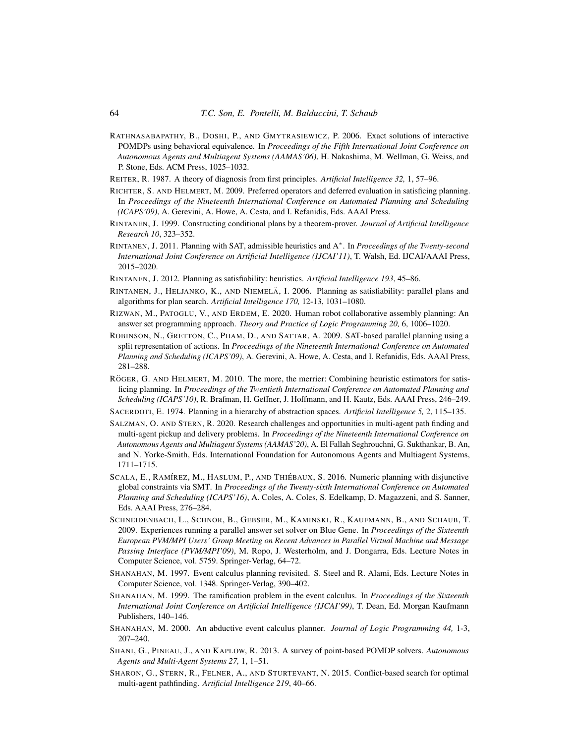Rathnasabapathy, B., Doshi, P., and Gmytrasiewicz, P. 2006. Exact solutions of interactive POMDPs using behavioral equivalence. In *Proceedings of the Fifth International Joint Conference on Autonomous Agents and Multiagent Systems (AAMAS'06)*, H. Nakashima, M. Wellman, G. Weiss, and P. Stone, Eds. ACM Press, 1025–1032.

Reiter, R. 1987. A theory of diagnosis from first principles. *Artificial Intelligence 32,* 1, 57–96.

Richter, S. and Helmert, M. 2009. Preferred operators and deferred evaluation in satisficing planning. In *Proceedings of the Nineteenth International Conference on Automated Planning and Scheduling (ICAPS'09)*, A. Gerevini, A. Howe, A. Cesta, and I. Refanidis, Eds. AAAI Press.

Rintanen, J. 1999. Constructing conditional plans by a theorem-prover. *Journal of Artificial Intelligence Research 10*, 323–352.

Rintanen, J. 2011. Planning with SAT, admissible heuristics and A$^*$. In *Proceedings of the Twenty-second International Joint Conference on Artificial Intelligence (IJCAI'11)*, T. Walsh, Ed. IJCAI/AAAI Press, 2015–2020.

Rintanen, J. 2012. Planning as satisfiability: heuristics. *Artificial Intelligence 193*, 45–86.

Rintanen, J., Heljanko, K., and Niemelä, I. 2006. Planning as satisfiability: parallel plans and algorithms for plan search. *Artificial Intelligence 170,* 12-13, 1031–1080.

Rizwan, M., Patoglu, V., and Erdem, E. 2020. Human robot collaborative assembly planning: An answer set programming approach. *Theory and Practice of Logic Programming 20,* 6, 1006–1020.

Robinson, N., Gretton, C., Pham, D., and Sattar, A. 2009. SAT-based parallel planning using a split representation of actions. In *Proceedings of the Nineteenth International Conference on Automated Planning and Scheduling (ICAPS'09)*, A. Gerevini, A. Howe, A. Cesta, and I. Refanidis, Eds. AAAI Press, 281–288.

Röger, G. and Helmert, M. 2010. The more, the merrier: Combining heuristic estimators for satisficing planning. In *Proceedings of the Twentieth International Conference on Automated Planning and Scheduling (ICAPS'10)*, R. Brafman, H. Geffner, J. Hoffmann, and H. Kautz, Eds. AAAI Press, 246–249.

Sacerdoti, E. 1974. Planning in a hierarchy of abstraction spaces. *Artificial Intelligence 5,* 2, 115–135.

Salzman, O. and Stern, R. 2020. Research challenges and opportunities in multi-agent path finding and multi-agent pickup and delivery problems. In *Proceedings of the Nineteenth International Conference on Autonomous Agents and Multiagent Systems (AAMAS'20)*, A. El Fallah Seghrouchni, G. Sukthankar, B. An, and N. Yorke-Smith, Eds. International Foundation for Autonomous Agents and Multiagent Systems, 1711–1715.

Scala, E., Ramírez, M., Haslum, P., and Thiébaux, S. 2016. Numeric planning with disjunctive global constraints via SMT. In *Proceedings of the Twenty-sixth International Conference on Automated Planning and Scheduling (ICAPS'16)*, A. Coles, A. Coles, S. Edelkamp, D. Magazzeni, and S. Sanner, Eds. AAAI Press, 276–284.

Schneidenbach, L., Schnor, B., Gebser, M., Kaminski, R., Kaufmann, B., and Schaub, T. 2009. Experiences running a parallel answer set solver on Blue Gene. In *Proceedings of the Sixteenth European PVM/MPI Users' Group Meeting on Recent Advances in Parallel Virtual Machine and Message Passing Interface (PVM/MPI'09)*, M. Ropo, J. Westerholm, and J. Dongarra, Eds. Lecture Notes in Computer Science, vol. 5759. Springer-Verlag, 64–72.

Shanahan, M. 1997. Event calculus planning revisited. S. Steel and R. Alami, Eds. Lecture Notes in Computer Science, vol. 1348. Springer-Verlag, 390–402.

Shanahan, M. 1999. The ramification problem in the event calculus. In *Proceedings of the Sixteenth International Joint Conference on Artificial Intelligence (IJCAI'99)*, T. Dean, Ed. Morgan Kaufmann Publishers, 140–146.

Shanahan, M. 2000. An abductive event calculus planner. *Journal of Logic Programming 44,* 1-3, 207–240.

Shani, G., Pineau, J., and Kaplow, R. 2013. A survey of point-based POMDP solvers. *Autonomous Agents and Multi-Agent Systems 27,* 1, 1–51.

Sharon, G., Stern, R., Felner, A., and Sturtevant, N. 2015. Conflict-based search for optimal multi-agent pathfinding. *Artificial Intelligence 219*, 40–66.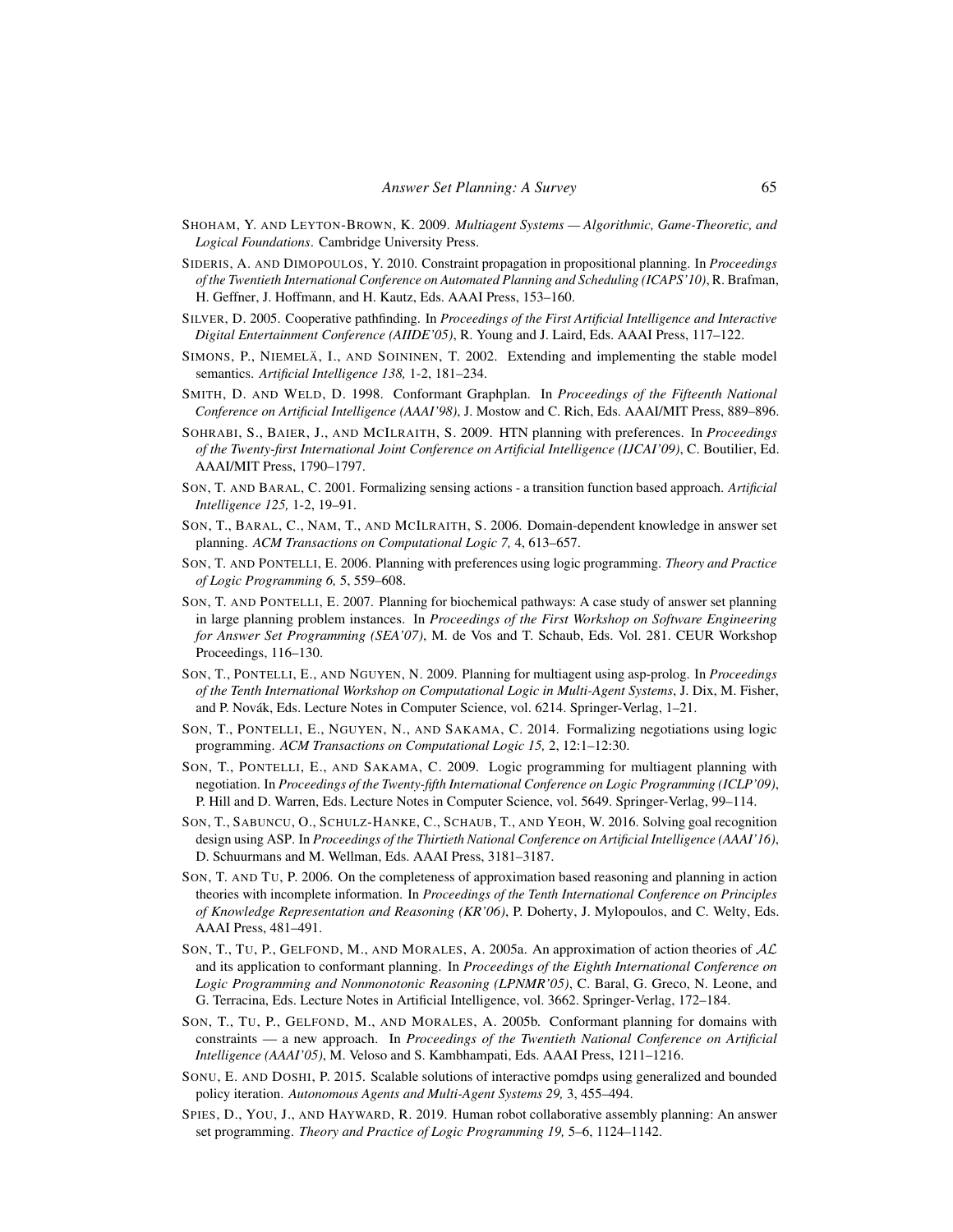SHOHAM, Y. AND LEYTON-BROWN, K. 2009. *Multiagent Systems — Algorithmic, Game-Theoretic, and Logical Foundations*. Cambridge University Press.

SIDERIS, A. AND DIMOPOULOS, Y. 2010. Constraint propagation in propositional planning. In *Proceedings of the Twentieth International Conference on Automated Planning and Scheduling (ICAPS'10)*, R. Brafman, H. Geffner, J. Hoffmann, and H. Kautz, Eds. AAAI Press, 153–160.

SILVER, D. 2005. Cooperative pathfinding. In *Proceedings of the First Artificial Intelligence and Interactive Digital Entertainment Conference (AIIDE'05)*, R. Young and J. Laird, Eds. AAAI Press, 117–122.

SIMONS, P., NIEMELÄ, I., AND SOININEN, T. 2002. Extending and implementing the stable model semantics. *Artificial Intelligence 138,* 1-2, 181–234.

SMITH, D. AND WELD, D. 1998. Conformant Graphplan. In *Proceedings of the Fifteenth National Conference on Artificial Intelligence (AAAI'98)*, J. Mostow and C. Rich, Eds. AAAI/MIT Press, 889–896.

SOHRABI, S., BAIER, J., AND MCILRAITH, S. 2009. HTN planning with preferences. In *Proceedings of the Twenty-first International Joint Conference on Artificial Intelligence (IJCAI'09)*, C. Boutilier, Ed. AAAI/MIT Press, 1790–1797.

SON, T. AND BARAL, C. 2001. Formalizing sensing actions - a transition function based approach. *Artificial Intelligence 125,* 1-2, 19–91.

SON, T., BARAL, C., NAM, T., AND MCILRAITH, S. 2006. Domain-dependent knowledge in answer set planning. *ACM Transactions on Computational Logic 7,* 4, 613–657.

SON, T. AND PONTELLI, E. 2006. Planning with preferences using logic programming. *Theory and Practice of Logic Programming 6,* 5, 559–608.

SON, T. AND PONTELLI, E. 2007. Planning for biochemical pathways: A case study of answer set planning in large planning problem instances. In *Proceedings of the First Workshop on Software Engineering for Answer Set Programming (SEA'07)*, M. de Vos and T. Schaub, Eds. Vol. 281. CEUR Workshop Proceedings, 116–130.

SON, T., PONTELLI, E., AND NGUYEN, N. 2009. Planning for multiagent using asp-prolog. In *Proceedings of the Tenth International Workshop on Computational Logic in Multi-Agent Systems*, J. Dix, M. Fisher, and P. Novák, Eds. Lecture Notes in Computer Science, vol. 6214. Springer-Verlag, 1–21.

SON, T., PONTELLI, E., NGUYEN, N., AND SAKAMA, C. 2014. Formalizing negotiations using logic programming. *ACM Transactions on Computational Logic 15,* 2, 12:1–12:30.

SON, T., PONTELLI, E., AND SAKAMA, C. 2009. Logic programming for multiagent planning with negotiation. In *Proceedings of the Twenty-fifth International Conference on Logic Programming (ICLP'09)*, P. Hill and D. Warren, Eds. Lecture Notes in Computer Science, vol. 5649. Springer-Verlag, 99–114.

SON, T., SABUNCU, O., SCHULZ-HANKE, C., SCHAUB, T., AND YEOH, W. 2016. Solving goal recognition design using ASP. In *Proceedings of the Thirtieth National Conference on Artificial Intelligence (AAAI'16)*, D. Schuurmans and M. Wellman, Eds. AAAI Press, 3181–3187.

SON, T. AND TU, P. 2006. On the completeness of approximation based reasoning and planning in action theories with incomplete information. In *Proceedings of the Tenth International Conference on Principles of Knowledge Representation and Reasoning (KR'06)*, P. Doherty, J. Mylopoulos, and C. Welty, Eds. AAAI Press, 481–491.

SON, T., TU, P., GELFOND, M., AND MORALES, A. 2005a. An approximation of action theories of $\mathcal{AL}$ and its application to conformant planning. In *Proceedings of the Eighth International Conference on Logic Programming and Nonmonotonic Reasoning (LPNMR'05)*, C. Baral, G. Greco, N. Leone, and G. Terracina, Eds. Lecture Notes in Artificial Intelligence, vol. 3662. Springer-Verlag, 172–184.

SON, T., TU, P., GELFOND, M., AND MORALES, A. 2005b. Conformant planning for domains with constraints — a new approach. In *Proceedings of the Twentieth National Conference on Artificial Intelligence (AAAI'05)*, M. Veloso and S. Kambhampati, Eds. AAAI Press, 1211–1216.

SONU, E. AND DOSHI, P. 2015. Scalable solutions of interactive pomdps using generalized and bounded policy iteration. *Autonomous Agents and Multi-Agent Systems 29,* 3, 455–494.

SPIES, D., YOU, J., AND HAYWARD, R. 2019. Human robot collaborative assembly planning: An answer set programming. *Theory and Practice of Logic Programming 19,* 5–6, 1124–1142.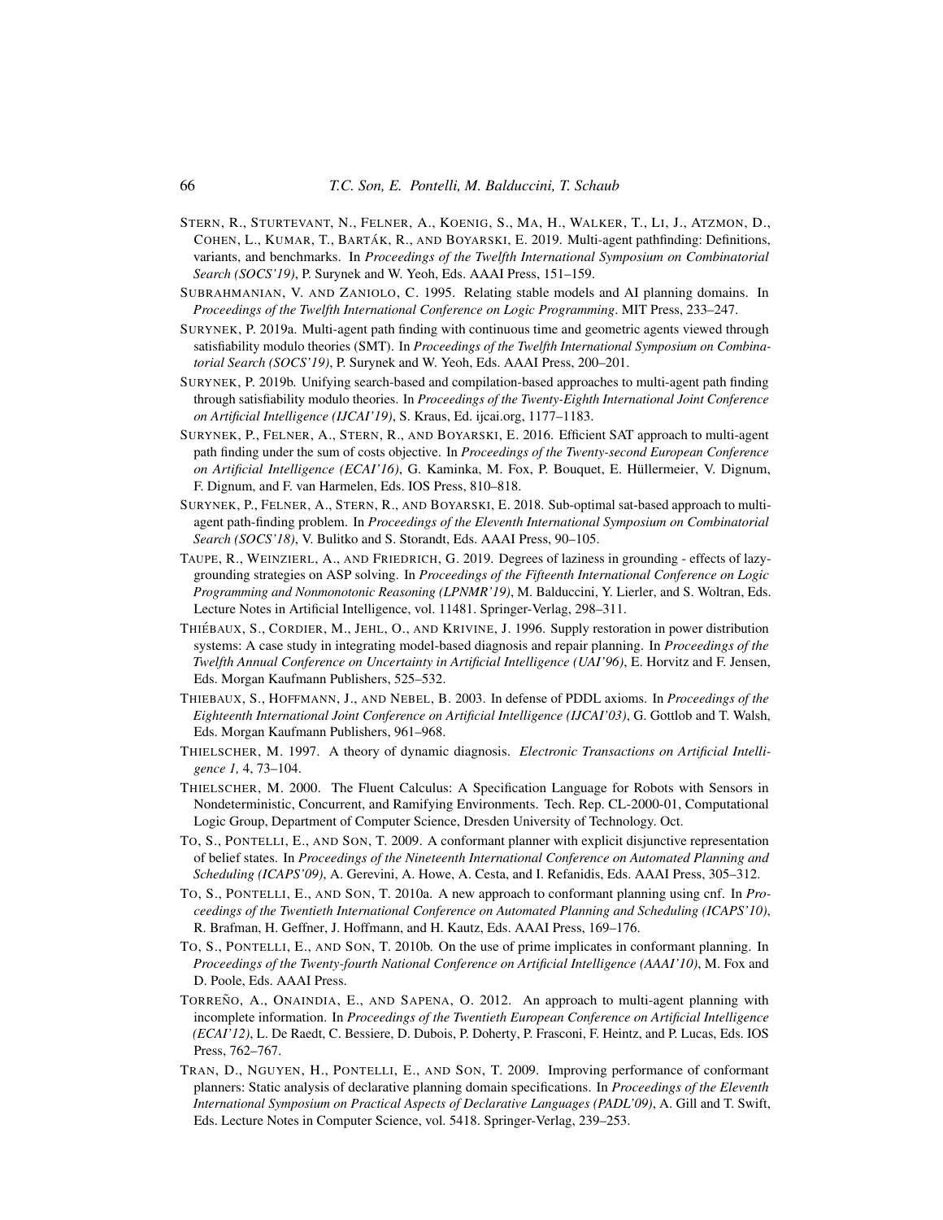Stern, R., Sturtevant, N., Felner, A., Koenig, S., Ma, H., Walker, T., Li, J., Atzmon, D., Cohen, L., Kumar, T., Barták, R., and Boyarski, E. 2019. Multi-agent pathfinding: Definitions, variants, and benchmarks. In *Proceedings of the Twelfth International Symposium on Combinatorial Search (SOCS'19)*, P. Surynek and W. Yeoh, Eds. AAAI Press, 151–159.

Subrahmanian, V. and Zaniolo, C. 1995. Relating stable models and AI planning domains. In *Proceedings of the Twelfth International Conference on Logic Programming*. MIT Press, 233–247.

Surynek, P. 2019a. Multi-agent path finding with continuous time and geometric agents viewed through satisfiability modulo theories (SMT). In *Proceedings of the Twelfth International Symposium on Combinatorial Search (SOCS'19)*, P. Surynek and W. Yeoh, Eds. AAAI Press, 200–201.

Surynek, P. 2019b. Unifying search-based and compilation-based approaches to multi-agent path finding through satisfiability modulo theories. In *Proceedings of the Twenty-Eighth International Joint Conference on Artificial Intelligence (IJCAI'19)*, S. Kraus, Ed. ijcai.org, 1177–1183.

Surynek, P., Felner, A., Stern, R., and Boyarski, E. 2016. Efficient SAT approach to multi-agent path finding under the sum of costs objective. In *Proceedings of the Twenty-second European Conference on Artificial Intelligence (ECAI'16)*, G. Kaminka, M. Fox, P. Bouquet, E. Hüllermeier, V. Dignum, F. Dignum, and F. van Harmelen, Eds. IOS Press, 810–818.

Surynek, P., Felner, A., Stern, R., and Boyarski, E. 2018. Sub-optimal sat-based approach to multi-agent path-finding problem. In *Proceedings of the Eleventh International Symposium on Combinatorial Search (SOCS'18)*, V. Bulitko and S. Storandt, Eds. AAAI Press, 90–105.

Taupe, R., Weinzierl, A., and Friedrich, G. 2019. Degrees of laziness in grounding - effects of lazy-grounding strategies on ASP solving. In *Proceedings of the Fifteenth International Conference on Logic Programming and Nonmonotonic Reasoning (LPNMR'19)*, M. Balduccini, Y. Lierler, and S. Woltran, Eds. Lecture Notes in Artificial Intelligence, vol. 11481. Springer-Verlag, 298–311.

Thiébaux, S., Cordier, M., Jehl, O., and Krivine, J. 1996. Supply restoration in power distribution systems: A case study in integrating model-based diagnosis and repair planning. In *Proceedings of the Twelfth Annual Conference on Uncertainty in Artificial Intelligence (UAI'96)*, E. Horvitz and F. Jensen, Eds. Morgan Kaufmann Publishers, 525–532.

Thiebaux, S., Hoffmann, J., and Nebel, B. 2003. In defense of PDDL axioms. In *Proceedings of the Eighteenth International Joint Conference on Artificial Intelligence (IJCAI'03)*, G. Gottlob and T. Walsh, Eds. Morgan Kaufmann Publishers, 961–968.

Thielscher, M. 1997. A theory of dynamic diagnosis. *Electronic Transactions on Artificial Intelligence 1,* 4, 73–104.

Thielscher, M. 2000. The Fluent Calculus: A Specification Language for Robots with Sensors in Nondeterministic, Concurrent, and Ramifying Environments. Tech. Rep. CL-2000-01, Computational Logic Group, Department of Computer Science, Dresden University of Technology. Oct.

To, S., Pontelli, E., and Son, T. 2009. A conformant planner with explicit disjunctive representation of belief states. In *Proceedings of the Nineteenth International Conference on Automated Planning and Scheduling (ICAPS'09)*, A. Gerevini, A. Howe, A. Cesta, and I. Refanidis, Eds. AAAI Press, 305–312.

To, S., Pontelli, E., and Son, T. 2010a. A new approach to conformant planning using cnf. In *Proceedings of the Twentieth International Conference on Automated Planning and Scheduling (ICAPS'10)*, R. Brafman, H. Geffner, J. Hoffmann, and H. Kautz, Eds. AAAI Press, 169–176.

To, S., Pontelli, E., and Son, T. 2010b. On the use of prime implicates in conformant planning. In *Proceedings of the Twenty-fourth National Conference on Artificial Intelligence (AAAI'10)*, M. Fox and D. Poole, Eds. AAAI Press.

Torreño, A., Onaindia, E., and Sapena, O. 2012. An approach to multi-agent planning with incomplete information. In *Proceedings of the Twentieth European Conference on Artificial Intelligence (ECAI'12)*, L. De Raedt, C. Bessiere, D. Dubois, P. Doherty, P. Frasconi, F. Heintz, and P. Lucas, Eds. IOS Press, 762–767.

Tran, D., Nguyen, H., Pontelli, E., and Son, T. 2009. Improving performance of conformant planners: Static analysis of declarative planning domain specifications. In *Proceedings of the Eleventh International Symposium on Practical Aspects of Declarative Languages (PADL'09)*, A. Gill and T. Swift, Eds. Lecture Notes in Computer Science, vol. 5418. Springer-Verlag, 239–253.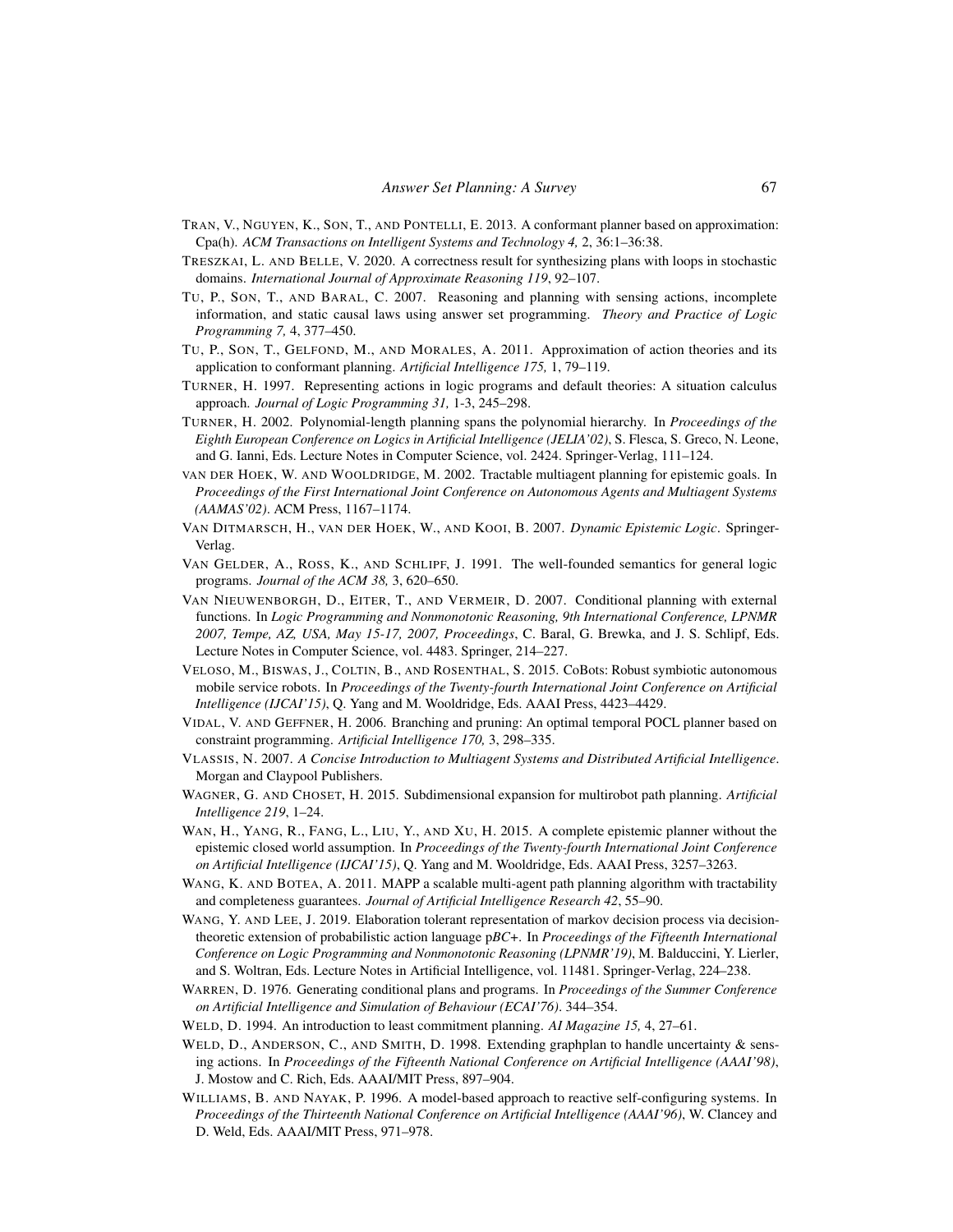TRAN, V., NGUYEN, K., SON, T., AND PONTELLI, E. 2013. A conformant planner based on approximation: Cpa(h). *ACM Transactions on Intelligent Systems and Technology 4,* 2, 36:1–36:38.

TRESZKAI, L. AND BELLE, V. 2020. A correctness result for synthesizing plans with loops in stochastic domains. *International Journal of Approximate Reasoning 119*, 92–107.

TU, P., SON, T., AND BARAL, C. 2007. Reasoning and planning with sensing actions, incomplete information, and static causal laws using answer set programming. *Theory and Practice of Logic Programming 7,* 4, 377–450.

TU, P., SON, T., GELFOND, M., AND MORALES, A. 2011. Approximation of action theories and its application to conformant planning. *Artificial Intelligence 175,* 1, 79–119.

TURNER, H. 1997. Representing actions in logic programs and default theories: A situation calculus approach. *Journal of Logic Programming 31,* 1-3, 245–298.

TURNER, H. 2002. Polynomial-length planning spans the polynomial hierarchy. In *Proceedings of the Eighth European Conference on Logics in Artificial Intelligence (JELIA'02)*, S. Flesca, S. Greco, N. Leone, and G. Ianni, Eds. Lecture Notes in Computer Science, vol. 2424. Springer-Verlag, 111–124.

VAN DER HOEK, W. AND WOOLDRIDGE, M. 2002. Tractable multiagent planning for epistemic goals. In *Proceedings of the First International Joint Conference on Autonomous Agents and Multiagent Systems (AAMAS'02)*. ACM Press, 1167–1174.

VAN DITMARSCH, H., VAN DER HOEK, W., AND KOOI, B. 2007. *Dynamic Epistemic Logic*. Springer-Verlag.

VAN GELDER, A., ROSS, K., AND SCHLIPF, J. 1991. The well-founded semantics for general logic programs. *Journal of the ACM 38,* 3, 620–650.

VAN NIEUWENBORGH, D., EITER, T., AND VERMEIR, D. 2007. Conditional planning with external functions. In *Logic Programming and Nonmonotonic Reasoning, 9th International Conference, LPNMR 2007, Tempe, AZ, USA, May 15-17, 2007, Proceedings*, C. Baral, G. Brewka, and J. S. Schlipf, Eds. Lecture Notes in Computer Science, vol. 4483. Springer, 214–227.

VELOSO, M., BISWAS, J., COLTIN, B., AND ROSENTHAL, S. 2015. CoBots: Robust symbiotic autonomous mobile service robots. In *Proceedings of the Twenty-fourth International Joint Conference on Artificial Intelligence (IJCAI'15)*, Q. Yang and M. Wooldridge, Eds. AAAI Press, 4423–4429.

VIDAL, V. AND GEFFNER, H. 2006. Branching and pruning: An optimal temporal POCL planner based on constraint programming. *Artificial Intelligence 170,* 3, 298–335.

VLASSIS, N. 2007. *A Concise Introduction to Multiagent Systems and Distributed Artificial Intelligence*. Morgan and Claypool Publishers.

WAGNER, G. AND CHOSET, H. 2015. Subdimensional expansion for multirobot path planning. *Artificial Intelligence 219*, 1–24.

WAN, H., YANG, R., FANG, L., LIU, Y., AND XU, H. 2015. A complete epistemic planner without the epistemic closed world assumption. In *Proceedings of the Twenty-fourth International Joint Conference on Artificial Intelligence (IJCAI'15)*, Q. Yang and M. Wooldridge, Eds. AAAI Press, 3257–3263.

WANG, K. AND BOTEA, A. 2011. MAPP a scalable multi-agent path planning algorithm with tractability and completeness guarantees. *Journal of Artificial Intelligence Research 42*, 55–90.

WANG, Y. AND LEE, J. 2019. Elaboration tolerant representation of markov decision process via decision-theoretic extension of probabilistic action language p*BC*+. In *Proceedings of the Fifteenth International Conference on Logic Programming and Nonmonotonic Reasoning (LPNMR'19)*, M. Balduccini, Y. Lierler, and S. Woltran, Eds. Lecture Notes in Artificial Intelligence, vol. 11481. Springer-Verlag, 224–238.

WARREN, D. 1976. Generating conditional plans and programs. In *Proceedings of the Summer Conference on Artificial Intelligence and Simulation of Behaviour (ECAI'76)*. 344–354.

WELD, D. 1994. An introduction to least commitment planning. *AI Magazine 15,* 4, 27–61.

WELD, D., ANDERSON, C., AND SMITH, D. 1998. Extending graphplan to handle uncertainty & sensing actions. In *Proceedings of the Fifteenth National Conference on Artificial Intelligence (AAAI'98)*, J. Mostow and C. Rich, Eds. AAAI/MIT Press, 897–904.

WILLIAMS, B. AND NAYAK, P. 1996. A model-based approach to reactive self-configuring systems. In *Proceedings of the Thirteenth National Conference on Artificial Intelligence (AAAI'96)*, W. Clancey and D. Weld, Eds. AAAI/MIT Press, 971–978.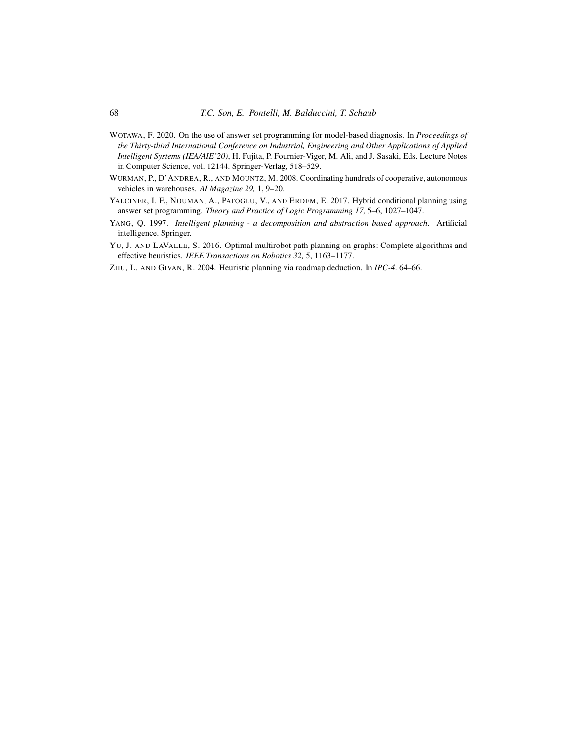WOTAWA, F. 2020. On the use of answer set programming for model-based diagnosis. In *Proceedings of the Thirty-third International Conference on Industrial, Engineering and Other Applications of Applied Intelligent Systems (IEA/AIE'20)*, H. Fujita, P. Fournier-Viger, M. Ali, and J. Sasaki, Eds. Lecture Notes in Computer Science, vol. 12144. Springer-Verlag, 518–529.

WURMAN, P., D'ANDREA, R., AND MOUNTZ, M. 2008. Coordinating hundreds of cooperative, autonomous vehicles in warehouses. *AI Magazine 29,* 1, 9–20.

YALCINER, I. F., NOUMAN, A., PATOGLU, V., AND ERDEM, E. 2017. Hybrid conditional planning using answer set programming. *Theory and Practice of Logic Programming 17,* 5–6, 1027–1047.

YANG, Q. 1997. *Intelligent planning - a decomposition and abstraction based approach*. Artificial intelligence. Springer.

YU, J. AND LAVALLE, S. 2016. Optimal multirobot path planning on graphs: Complete algorithms and effective heuristics. *IEEE Transactions on Robotics 32,* 5, 1163–1177.

ZHU, L. AND GIVAN, R. 2004. Heuristic planning via roadmap deduction. In *IPC-4*. 64–66.